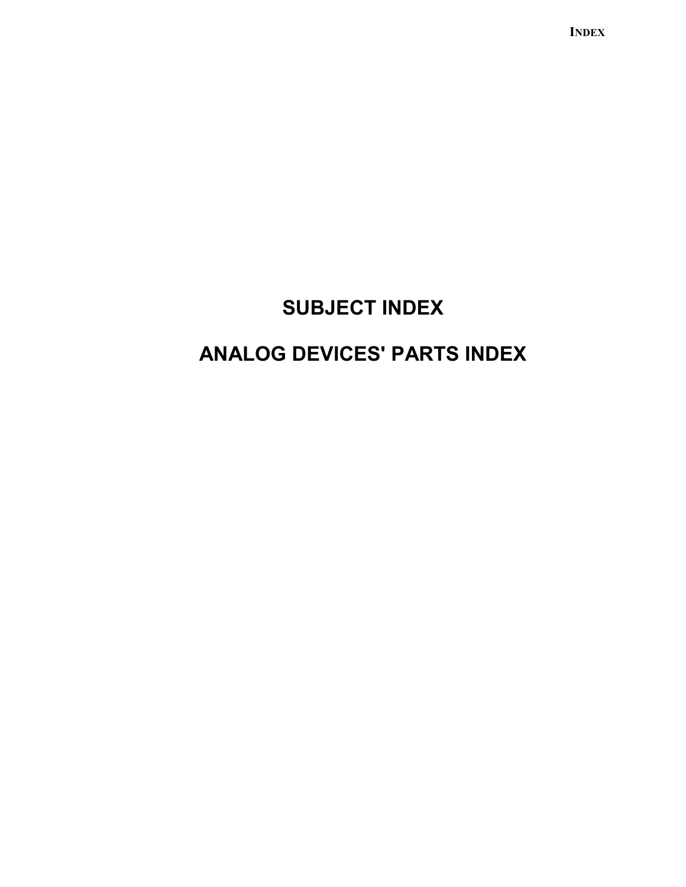# SUBJECT INDEX

# ANALOG DEVICES' PARTS INDEX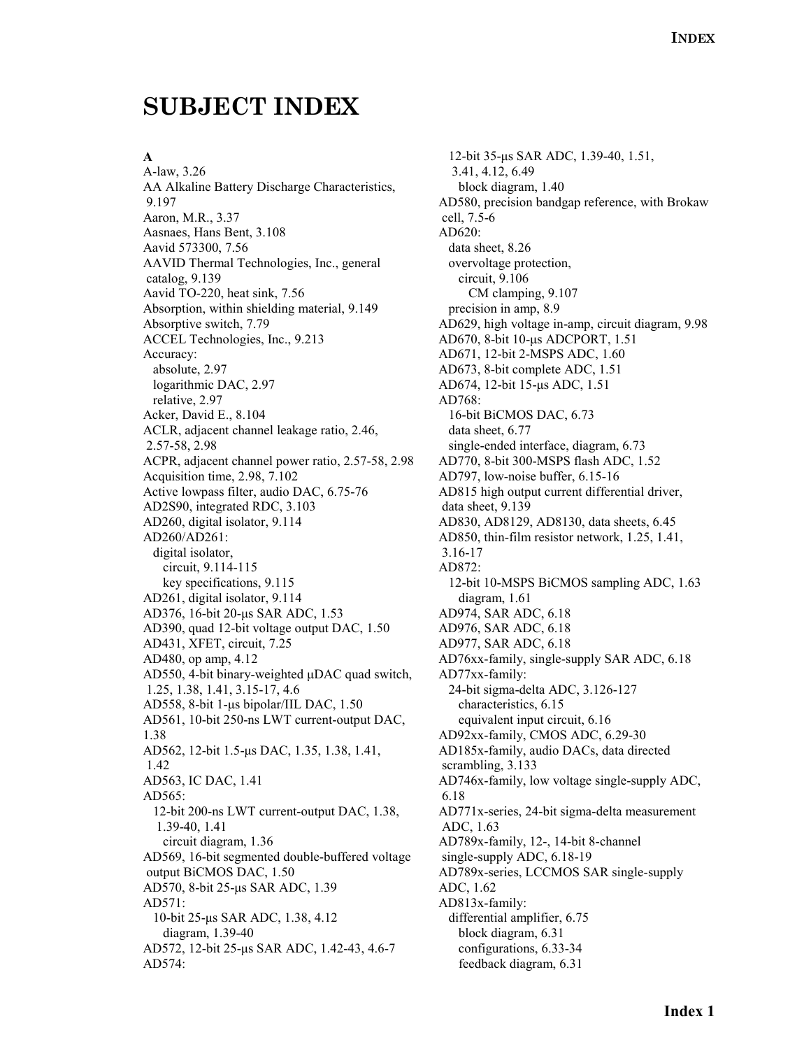# SUBJECT INDEX

**A**

A-law, 3.26
AA Alkaline Battery Discharge Characteristics, 9.197
Aaron, M.R., 3.37
Aasnaes, Hans Bent, 3.108
Aavid 573300, 7.56
AAVID Thermal Technologies, Inc., general catalog, 9.139
Aavid TO-220, heat sink, 7.56
Absorption, within shielding material, 9.149
Absorptive switch, 7.79
ACCEL Technologies, Inc., 9.213
Accuracy:
  absolute, 2.97
  logarithmic DAC, 2.97
  relative, 2.97
Acker, David E., 8.104
ACLR, adjacent channel leakage ratio, 2.46, 2.57-58, 2.98
ACPR, adjacent channel power ratio, 2.57-58, 2.98
Acquisition time, 2.98, 7.102
Active lowpass filter, audio DAC, 6.75-76
AD2S90, integrated RDC, 3.103
AD260, digital isolator, 9.114
AD260/AD261:
  digital isolator,
    circuit, 9.114-115
    key specifications, 9.115
AD261, digital isolator, 9.114
AD376, 16-bit 20-μs SAR ADC, 1.53
AD390, quad 12-bit voltage output DAC, 1.50
AD431, XFET, circuit, 7.25
AD480, op amp, 4.12
AD550, 4-bit binary-weighted μDAC quad switch, 1.25, 1.38, 1.41, 3.15-17, 4.6
AD558, 8-bit 1-μs bipolar/IIL DAC, 1.50
AD561, 10-bit 250-ns LWT current-output DAC, 1.38
AD562, 12-bit 1.5-μs DAC, 1.35, 1.38, 1.41, 1.42
AD563, IC DAC, 1.41
AD565:
  12-bit 200-ns LWT current-output DAC, 1.38, 1.39-40, 1.41
    circuit diagram, 1.36
AD569, 16-bit segmented double-buffered voltage output BiCMOS DAC, 1.50
AD570, 8-bit 25-μs SAR ADC, 1.39
AD571:
  10-bit 25-μs SAR ADC, 1.38, 4.12
    diagram, 1.39-40
AD572, 12-bit 25-μs SAR ADC, 1.42-43, 4.6-7
AD574:
  12-bit 35-μs SAR ADC, 1.39-40, 1.51, 3.41, 4.12, 6.49
    block diagram, 1.40
AD580, precision bandgap reference, with Brokaw cell, 7.5-6
AD620:
  data sheet, 8.26
  overvoltage protection,
    circuit, 9.106
      CM clamping, 9.107
  precision in amp, 8.9
AD629, high voltage in-amp, circuit diagram, 9.98
AD670, 8-bit 10-μs ADCPORT, 1.51
AD671, 12-bit 2-MSPS ADC, 1.60
AD673, 8-bit complete ADC, 1.51
AD674, 12-bit 15-μs ADC, 1.51
AD768:
  16-bit BiCMOS DAC, 6.73
  data sheet, 6.77
  single-ended interface, diagram, 6.73
AD770, 8-bit 300-MSPS flash ADC, 1.52
AD797, low-noise buffer, 6.15-16
AD815 high output current differential driver, data sheet, 9.139
AD830, AD8129, AD8130, data sheets, 6.45
AD850, thin-film resistor network, 1.25, 1.41, 3.16-17
AD872:
  12-bit 10-MSPS BiCMOS sampling ADC, 1.63
    diagram, 1.61
AD974, SAR ADC, 6.18
AD976, SAR ADC, 6.18
AD977, SAR ADC, 6.18
AD76xx-family, single-supply SAR ADC, 6.18
AD77xx-family:
  24-bit sigma-delta ADC, 3.126-127
    characteristics, 6.15
    equivalent input circuit, 6.16
AD92xx-family, CMOS ADC, 6.29-30
AD185x-family, audio DACs, data directed scrambling, 3.133
AD746x-family, low voltage single-supply ADC, 6.18
AD771x-series, 24-bit sigma-delta measurement ADC, 1.63
AD789x-family, 12-, 14-bit 8-channel single-supply ADC, 6.18-19
AD789x-series, LCCMOS SAR single-supply ADC, 1.62
AD813x-family:
  differential amplifier, 6.75
    block diagram, 6.31
    configurations, 6.33-34
    feedback diagram, 6.31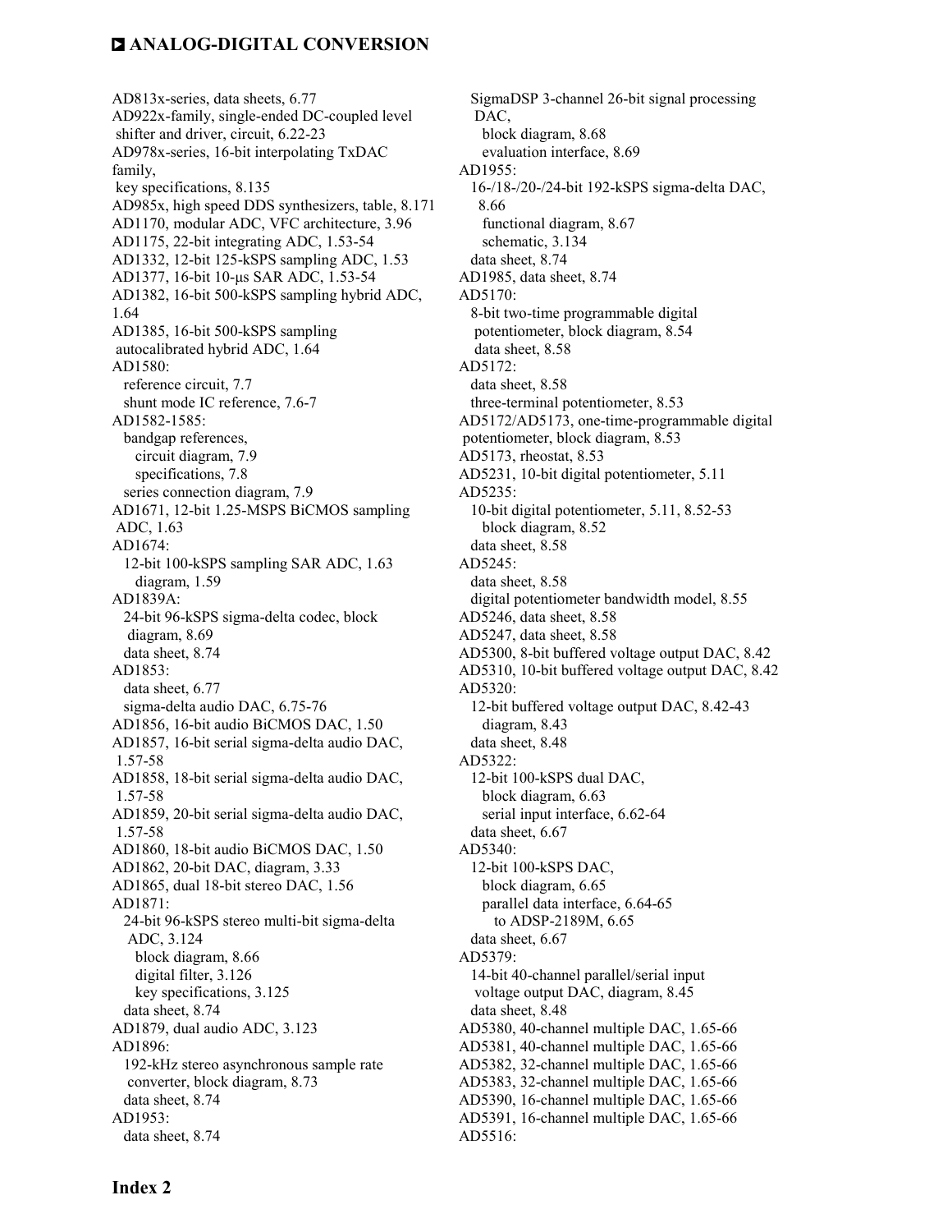AD813x-series, data sheets, 6.77
AD922x-family, single-ended DC-coupled level shifter and driver, circuit, 6.22-23
AD978x-series, 16-bit interpolating TxDAC family,
 key specifications, 8.135
AD985x, high speed DDS synthesizers, table, 8.171
AD1170, modular ADC, VFC architecture, 3.96
AD1175, 22-bit integrating ADC, 1.53-54
AD1332, 12-bit 125-kSPS sampling ADC, 1.53
AD1377, 16-bit 10-µs SAR ADC, 1.53-54
AD1382, 16-bit 500-kSPS sampling hybrid ADC, 1.64
AD1385, 16-bit 500-kSPS sampling autocalibrated hybrid ADC, 1.64
AD1580:
  reference circuit, 7.7
  shunt mode IC reference, 7.6-7
AD1582-1585:
  bandgap references,
    circuit diagram, 7.9
    specifications, 7.8
  series connection diagram, 7.9
AD1671, 12-bit 1.25-MSPS BiCMOS sampling ADC, 1.63
AD1674:
  12-bit 100-kSPS sampling SAR ADC, 1.63
    diagram, 1.59
AD1839A:
  24-bit 96-kSPS sigma-delta codec, block diagram, 8.69
  data sheet, 8.74
AD1853:
  data sheet, 6.77
  sigma-delta audio DAC, 6.75-76
AD1856, 16-bit audio BiCMOS DAC, 1.50
AD1857, 16-bit serial sigma-delta audio DAC, 1.57-58
AD1858, 18-bit serial sigma-delta audio DAC, 1.57-58
AD1859, 20-bit serial sigma-delta audio DAC, 1.57-58
AD1860, 18-bit audio BiCMOS DAC, 1.50
AD1862, 20-bit DAC, diagram, 3.33
AD1865, dual 18-bit stereo DAC, 1.56
AD1871:
  24-bit 96-kSPS stereo multi-bit sigma-delta ADC, 3.124
    block diagram, 8.66
    digital filter, 3.126
    key specifications, 3.125
  data sheet, 8.74
AD1879, dual audio ADC, 3.123
AD1896:
  192-kHz stereo asynchronous sample rate converter, block diagram, 8.73
  data sheet, 8.74
AD1953:
  data sheet, 8.74
  SigmaDSP 3-channel 26-bit signal processing DAC,
    block diagram, 8.68
    evaluation interface, 8.69
AD1955:
  16-/18-/20-/24-bit 192-kSPS sigma-delta DAC, 8.66
    functional diagram, 8.67
    schematic, 3.134
  data sheet, 8.74
AD1985, data sheet, 8.74
AD5170:
  8-bit two-time programmable digital potentiometer, block diagram, 8.54
  data sheet, 8.58
AD5172:
  data sheet, 8.58
  three-terminal potentiometer, 8.53
AD5172/AD5173, one-time-programmable digital potentiometer, block diagram, 8.53
AD5173, rheostat, 8.53
AD5231, 10-bit digital potentiometer, 5.11
AD5235:
  10-bit digital potentiometer, 5.11, 8.52-53
    block diagram, 8.52
  data sheet, 8.58
AD5245:
  data sheet, 8.58
  digital potentiometer bandwidth model, 8.55
AD5246, data sheet, 8.58
AD5247, data sheet, 8.58
AD5300, 8-bit buffered voltage output DAC, 8.42
AD5310, 10-bit buffered voltage output DAC, 8.42
AD5320:
  12-bit buffered voltage output DAC, 8.42-43
    diagram, 8.43
  data sheet, 8.48
AD5322:
  12-bit 100-kSPS dual DAC,
    block diagram, 6.63
    serial input interface, 6.62-64
  data sheet, 6.67
AD5340:
  12-bit 100-kSPS DAC,
    block diagram, 6.65
    parallel data interface, 6.64-65
      to ADSP-2189M, 6.65
  data sheet, 6.67
AD5379:
  14-bit 40-channel parallel/serial input voltage output DAC, diagram, 8.45
  data sheet, 8.48
AD5380, 40-channel multiple DAC, 1.65-66
AD5381, 40-channel multiple DAC, 1.65-66
AD5382, 32-channel multiple DAC, 1.65-66
AD5383, 32-channel multiple DAC, 1.65-66
AD5390, 16-channel multiple DAC, 1.65-66
AD5391, 16-channel multiple DAC, 1.65-66
AD5516: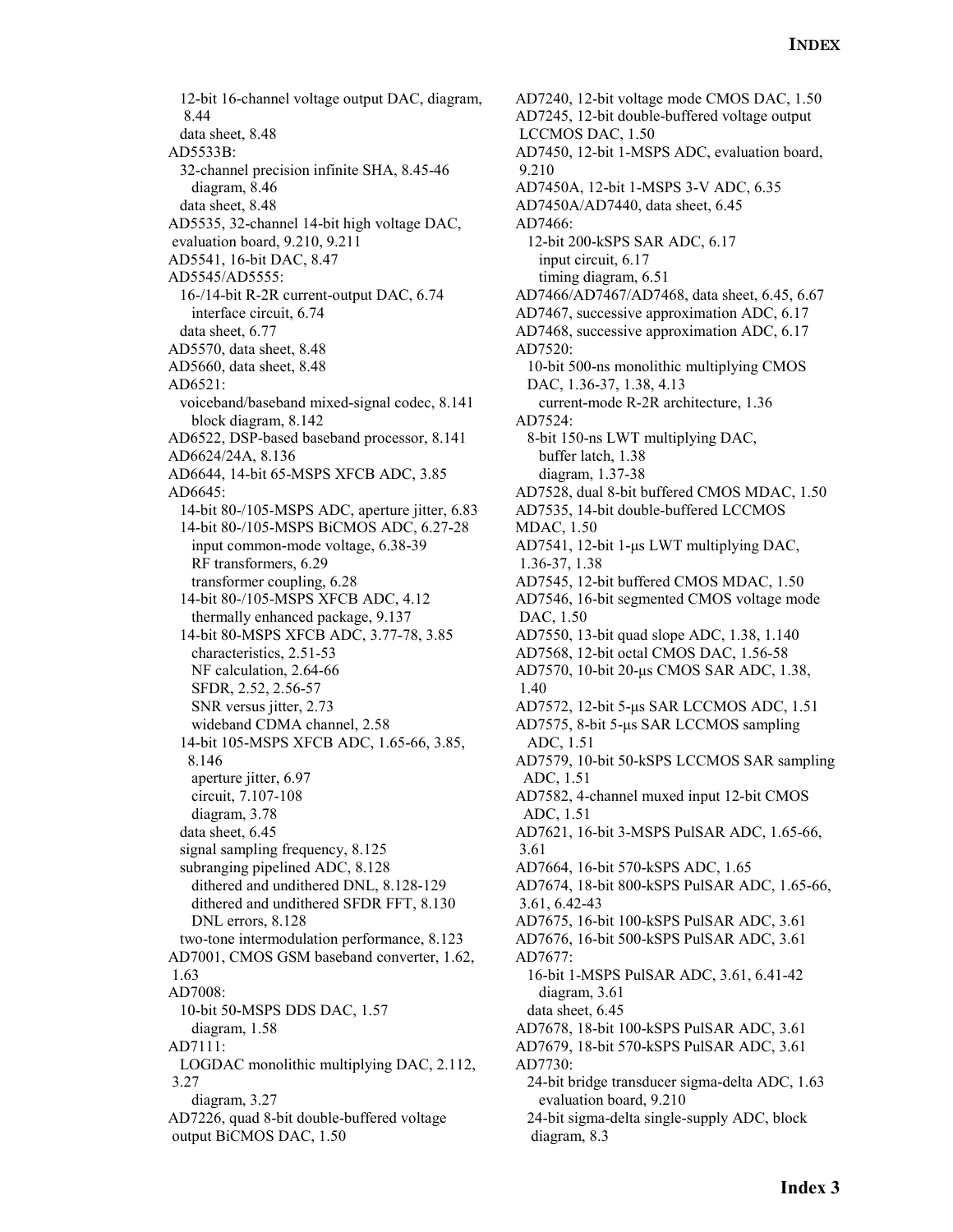12-bit 16-channel voltage output DAC, diagram, 8.44
  data sheet, 8.48
AD5533B:
  32-channel precision infinite SHA, 8.45-46
    diagram, 8.46
  data sheet, 8.48
AD5535, 32-channel 14-bit high voltage DAC, evaluation board, 9.210, 9.211
AD5541, 16-bit DAC, 8.47
AD5545/AD5555:
  16-/14-bit R-2R current-output DAC, 6.74
    interface circuit, 6.74
  data sheet, 6.77
AD5570, data sheet, 8.48
AD5660, data sheet, 8.48
AD6521:
  voiceband/baseband mixed-signal codec, 8.141
    block diagram, 8.142
AD6522, DSP-based baseband processor, 8.141
AD6624/24A, 8.136
AD6644, 14-bit 65-MSPS XFCB ADC, 3.85
AD6645:
  14-bit 80-/105-MSPS ADC, aperture jitter, 6.83
  14-bit 80-/105-MSPS BiCMOS ADC, 6.27-28
    input common-mode voltage, 6.38-39
    RF transformers, 6.29
    transformer coupling, 6.28
  14-bit 80-/105-MSPS XFCB ADC, 4.12
    thermally enhanced package, 9.137
  14-bit 80-MSPS XFCB ADC, 3.77-78, 3.85
    characteristics, 2.51-53
    NF calculation, 2.64-66
    SFDR, 2.52, 2.56-57
    SNR versus jitter, 2.73
    wideband CDMA channel, 2.58
  14-bit 105-MSPS XFCB ADC, 1.65-66, 3.85, 8.146
    aperture jitter, 6.97
    circuit, 7.107-108
    diagram, 3.78
  data sheet, 6.45
  signal sampling frequency, 8.125
  subranging pipelined ADC, 8.128
    dithered and undithered DNL, 8.128-129
    dithered and undithered SFDR FFT, 8.130
    DNL errors, 8.128
  two-tone intermodulation performance, 8.123
AD7001, CMOS GSM baseband converter, 1.62, 1.63
AD7008:
  10-bit 50-MSPS DDS DAC, 1.57
    diagram, 1.58
AD7111:
  LOGDAC monolithic multiplying DAC, 2.112, 3.27
    diagram, 3.27
AD7226, quad 8-bit double-buffered voltage output BiCMOS DAC, 1.50
AD7240, 12-bit voltage mode CMOS DAC, 1.50
AD7245, 12-bit double-buffered voltage output LCCMOS DAC, 1.50
AD7450, 12-bit 1-MSPS ADC, evaluation board, 9.210
AD7450A, 12-bit 1-MSPS 3-V ADC, 6.35
AD7450A/AD7440, data sheet, 6.45
AD7466:
  12-bit 200-kSPS SAR ADC, 6.17
    input circuit, 6.17
    timing diagram, 6.51
AD7466/AD7467/AD7468, data sheet, 6.45, 6.67
AD7467, successive approximation ADC, 6.17
AD7468, successive approximation ADC, 6.17
AD7520:
  10-bit 500-ns monolithic multiplying CMOS DAC, 1.36-37, 1.38, 4.13
    current-mode R-2R architecture, 1.36
AD7524:
  8-bit 150-ns LWT multiplying DAC,
    buffer latch, 1.38
    diagram, 1.37-38
AD7528, dual 8-bit buffered CMOS MDAC, 1.50
AD7535, 14-bit double-buffered LCCMOS MDAC, 1.50
AD7541, 12-bit 1-µs LWT multiplying DAC, 1.36-37, 1.38
AD7545, 12-bit buffered CMOS MDAC, 1.50
AD7546, 16-bit segmented CMOS voltage mode DAC, 1.50
AD7550, 13-bit quad slope ADC, 1.38, 1.140
AD7568, 12-bit octal CMOS DAC, 1.56-58
AD7570, 10-bit 20-µs CMOS SAR ADC, 1.38, 1.40
AD7572, 12-bit 5-µs SAR LCCMOS ADC, 1.51
AD7575, 8-bit 5-µs SAR LCCMOS sampling ADC, 1.51
AD7579, 10-bit 50-kSPS LCCMOS SAR sampling ADC, 1.51
AD7582, 4-channel muxed input 12-bit CMOS ADC, 1.51
AD7621, 16-bit 3-MSPS PulSAR ADC, 1.65-66, 3.61
AD7664, 16-bit 570-kSPS ADC, 1.65
AD7674, 18-bit 800-kSPS PulSAR ADC, 1.65-66, 3.61, 6.42-43
AD7675, 16-bit 100-kSPS PulSAR ADC, 3.61
AD7676, 16-bit 500-kSPS PulSAR ADC, 3.61
AD7677:
  16-bit 1-MSPS PulSAR ADC, 3.61, 6.41-42
    diagram, 3.61
  data sheet, 6.45
AD7678, 18-bit 100-kSPS PulSAR ADC, 3.61
AD7679, 18-bit 570-kSPS PulSAR ADC, 3.61
AD7730:
  24-bit bridge transducer sigma-delta ADC, 1.63
    evaluation board, 9.210
  24-bit sigma-delta single-supply ADC, block diagram, 8.3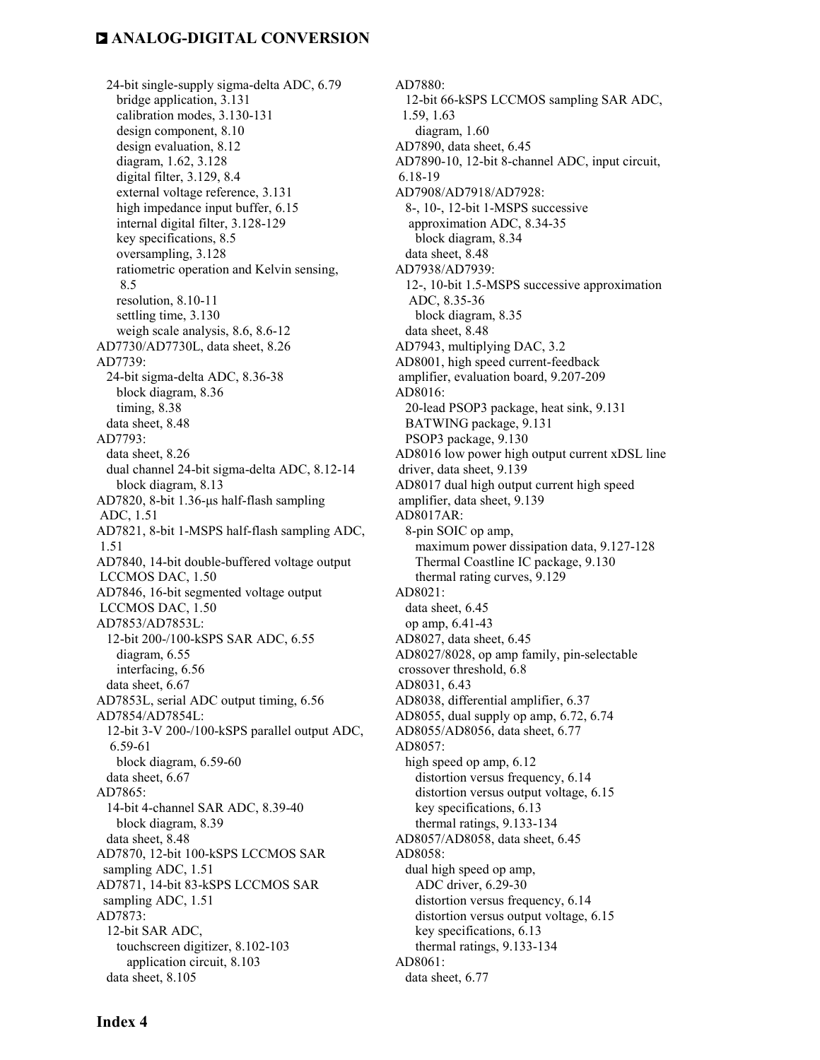24-bit single-supply sigma-delta ADC, 6.79
bridge application, 3.131
calibration modes, 3.130-131
design component, 8.10
design evaluation, 8.12
diagram, 1.62, 3.128
digital filter, 3.129, 8.4
external voltage reference, 3.131
high impedance input buffer, 6.15
internal digital filter, 3.128-129
key specifications, 8.5
oversampling, 3.128
ratiometric operation and Kelvin sensing, 8.5
resolution, 8.10-11
settling time, 3.130
weigh scale analysis, 8.6, 8.6-12

AD7730/AD7730L, data sheet, 8.26

AD7739:
24-bit sigma-delta ADC, 8.36-38
block diagram, 8.36
timing, 8.38
data sheet, 8.48

AD7793:
data sheet, 8.26
dual channel 24-bit sigma-delta ADC, 8.12-14
block diagram, 8.13

AD7820, 8-bit 1.36-µs half-flash sampling ADC, 1.51

AD7821, 8-bit 1-MSPS half-flash sampling ADC, 1.51

AD7840, 14-bit double-buffered voltage output LCCMOS DAC, 1.50

AD7846, 16-bit segmented voltage output LCCMOS DAC, 1.50

AD7853/AD7853L:
12-bit 200-/100-kSPS SAR ADC, 6.55
diagram, 6.55
interfacing, 6.56
data sheet, 6.67

AD7853L, serial ADC output timing, 6.56

AD7854/AD7854L:
12-bit 3-V 200-/100-kSPS parallel output ADC, 6.59-61
block diagram, 6.59-60
data sheet, 6.67

AD7865:
14-bit 4-channel SAR ADC, 8.39-40
block diagram, 8.39
data sheet, 8.48

AD7870, 12-bit 100-kSPS LCCMOS SAR sampling ADC, 1.51

AD7871, 14-bit 83-kSPS LCCMOS SAR sampling ADC, 1.51

AD7873:
12-bit SAR ADC,
touchscreen digitizer, 8.102-103
application circuit, 8.103
data sheet, 8.105

AD7880:
12-bit 66-kSPS LCCMOS sampling SAR ADC, 1.59, 1.63
diagram, 1.60

AD7890, data sheet, 6.45

AD7890-10, 12-bit 8-channel ADC, input circuit, 6.18-19

AD7908/AD7918/AD7928:
8-, 10-, 12-bit 1-MSPS successive approximation ADC, 8.34-35
block diagram, 8.34
data sheet, 8.48

AD7938/AD7939:
12-, 10-bit 1.5-MSPS successive approximation ADC, 8.35-36
block diagram, 8.35
data sheet, 8.48

AD7943, multiplying DAC, 3.2

AD8001, high speed current-feedback amplifier, evaluation board, 9.207-209

AD8016:
20-lead PSOP3 package, heat sink, 9.131
BATWING package, 9.131
PSOP3 package, 9.130

AD8016 low power high output current xDSL line driver, data sheet, 9.139

AD8017 dual high output current high speed amplifier, data sheet, 9.139

AD8017AR:
8-pin SOIC op amp,
maximum power dissipation data, 9.127-128
Thermal Coastline IC package, 9.130
thermal rating curves, 9.129

AD8021:
data sheet, 6.45
op amp, 6.41-43

AD8027, data sheet, 6.45

AD8027/8028, op amp family, pin-selectable crossover threshold, 6.8

AD8031, 6.43

AD8038, differential amplifier, 6.37

AD8055, dual supply op amp, 6.72, 6.74

AD8055/AD8056, data sheet, 6.77

AD8057:
high speed op amp, 6.12
distortion versus frequency, 6.14
distortion versus output voltage, 6.15
key specifications, 6.13
thermal ratings, 9.133-134

AD8057/AD8058, data sheet, 6.45

AD8058:
dual high speed op amp,
ADC driver, 6.29-30
distortion versus frequency, 6.14
distortion versus output voltage, 6.15
key specifications, 6.13
thermal ratings, 9.133-134

AD8061:
data sheet, 6.77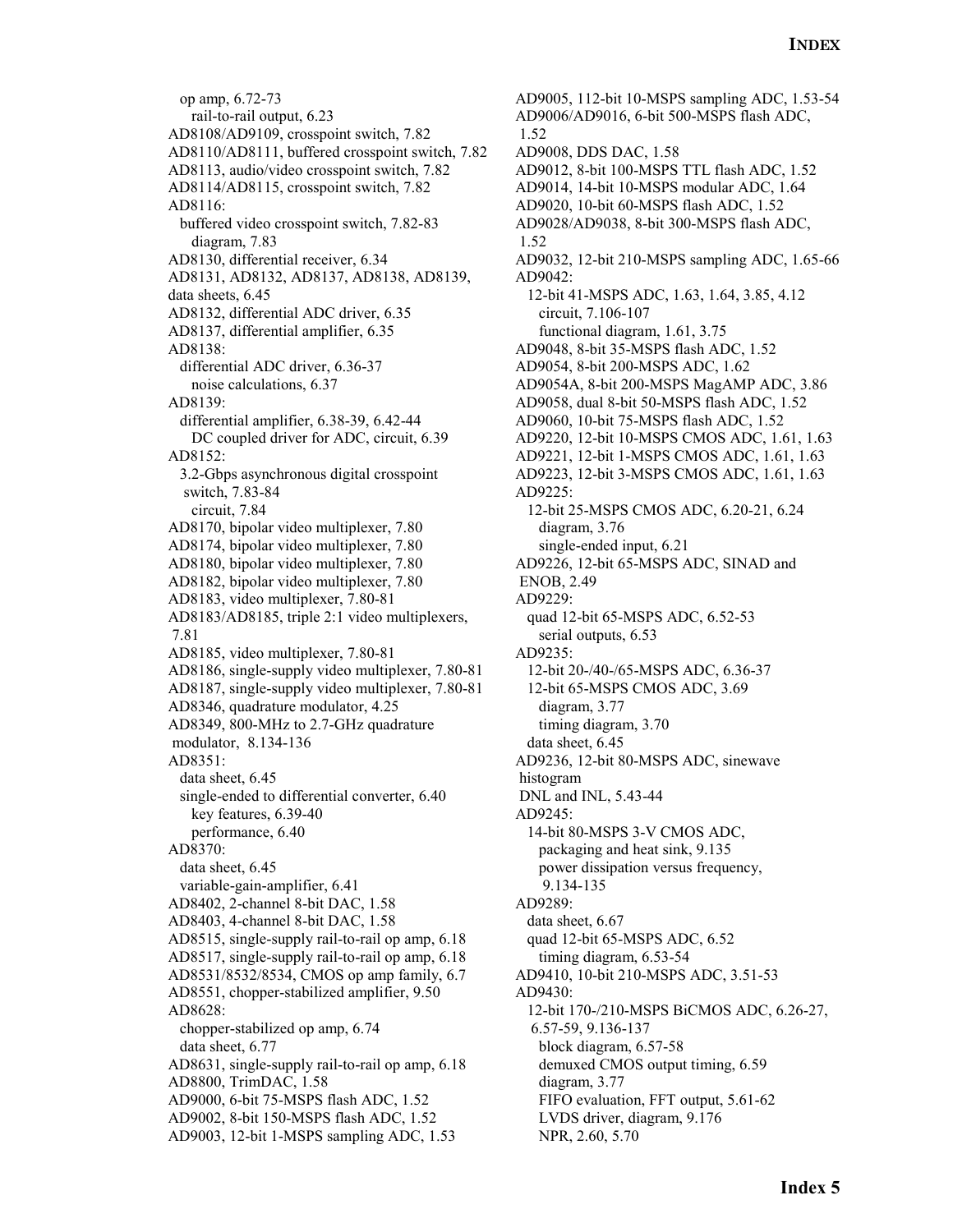op amp, 6.72-73
  rail-to-rail output, 6.23
AD8108/AD9109, crosspoint switch, 7.82
AD8110/AD8111, buffered crosspoint switch, 7.82
AD8113, audio/video crosspoint switch, 7.82
AD8114/AD8115, crosspoint switch, 7.82
AD8116:
  buffered video crosspoint switch, 7.82-83
    diagram, 7.83
AD8130, differential receiver, 6.34
AD8131, AD8132, AD8137, AD8138, AD8139, data sheets, 6.45
AD8132, differential ADC driver, 6.35
AD8137, differential amplifier, 6.35
AD8138:
  differential ADC driver, 6.36-37
    noise calculations, 6.37
AD8139:
  differential amplifier, 6.38-39, 6.42-44
    DC coupled driver for ADC, circuit, 6.39
AD8152:
  3.2-Gbps asynchronous digital crosspoint switch, 7.83-84
    circuit, 7.84
AD8170, bipolar video multiplexer, 7.80
AD8174, bipolar video multiplexer, 7.80
AD8180, bipolar video multiplexer, 7.80
AD8182, bipolar video multiplexer, 7.80
AD8183, video multiplexer, 7.80-81
AD8183/AD8185, triple 2:1 video multiplexers, 7.81
AD8185, video multiplexer, 7.80-81
AD8186, single-supply video multiplexer, 7.80-81
AD8187, single-supply video multiplexer, 7.80-81
AD8346, quadrature modulator, 4.25
AD8349, 800-MHz to 2.7-GHz quadrature modulator, 8.134-136
AD8351:
  data sheet, 6.45
  single-ended to differential converter, 6.40
    key features, 6.39-40
    performance, 6.40
AD8370:
  data sheet, 6.45
  variable-gain-amplifier, 6.41
AD8402, 2-channel 8-bit DAC, 1.58
AD8403, 4-channel 8-bit DAC, 1.58
AD8515, single-supply rail-to-rail op amp, 6.18
AD8517, single-supply rail-to-rail op amp, 6.18
AD8531/8532/8534, CMOS op amp family, 6.7
AD8551, chopper-stabilized amplifier, 9.50
AD8628:
  chopper-stabilized op amp, 6.74
  data sheet, 6.77
AD8631, single-supply rail-to-rail op amp, 6.18
AD8800, TrimDAC, 1.58
AD9000, 6-bit 75-MSPS flash ADC, 1.52
AD9002, 8-bit 150-MSPS flash ADC, 1.52
AD9003, 12-bit 1-MSPS sampling ADC, 1.53
AD9005, 112-bit 10-MSPS sampling ADC, 1.53-54
AD9006/AD9016, 6-bit 500-MSPS flash ADC, 1.52
AD9008, DDS DAC, 1.58
AD9012, 8-bit 100-MSPS TTL flash ADC, 1.52
AD9014, 14-bit 10-MSPS modular ADC, 1.64
AD9020, 10-bit 60-MSPS flash ADC, 1.52
AD9028/AD9038, 8-bit 300-MSPS flash ADC, 1.52
AD9032, 12-bit 210-MSPS sampling ADC, 1.65-66
AD9042:
  12-bit 41-MSPS ADC, 1.63, 1.64, 3.85, 4.12
    circuit, 7.106-107
    functional diagram, 1.61, 3.75
AD9048, 8-bit 35-MSPS flash ADC, 1.52
AD9054, 8-bit 200-MSPS ADC, 1.62
AD9054A, 8-bit 200-MSPS MagAMP ADC, 3.86
AD9058, dual 8-bit 50-MSPS flash ADC, 1.52
AD9060, 10-bit 75-MSPS flash ADC, 1.52
AD9220, 12-bit 10-MSPS CMOS ADC, 1.61, 1.63
AD9221, 12-bit 1-MSPS CMOS ADC, 1.61, 1.63
AD9223, 12-bit 3-MSPS CMOS ADC, 1.61, 1.63
AD9225:
  12-bit 25-MSPS CMOS ADC, 6.20-21, 6.24
    diagram, 3.76
    single-ended input, 6.21
AD9226, 12-bit 65-MSPS ADC, SINAD and ENOB, 2.49
AD9229:
  quad 12-bit 65-MSPS ADC, 6.52-53
    serial outputs, 6.53
AD9235:
  12-bit 20-/40-/65-MSPS ADC, 6.36-37
  12-bit 65-MSPS CMOS ADC, 3.69
    diagram, 3.77
    timing diagram, 3.70
  data sheet, 6.45
AD9236, 12-bit 80-MSPS ADC, sinewave histogram DNL and INL, 5.43-44
AD9245:
  14-bit 80-MSPS 3-V CMOS ADC,
    packaging and heat sink, 9.135
    power dissipation versus frequency, 9.134-135
AD9289:
  data sheet, 6.67
  quad 12-bit 65-MSPS ADC, 6.52
    timing diagram, 6.53-54
AD9410, 10-bit 210-MSPS ADC, 3.51-53
AD9430:
  12-bit 170-/210-MSPS BiCMOS ADC, 6.26-27, 6.57-59, 9.136-137
    block diagram, 6.57-58
    demuxed CMOS output timing, 6.59
    diagram, 3.77
    FIFO evaluation, FFT output, 5.61-62
    LVDS driver, diagram, 9.176
    NPR, 2.60, 5.70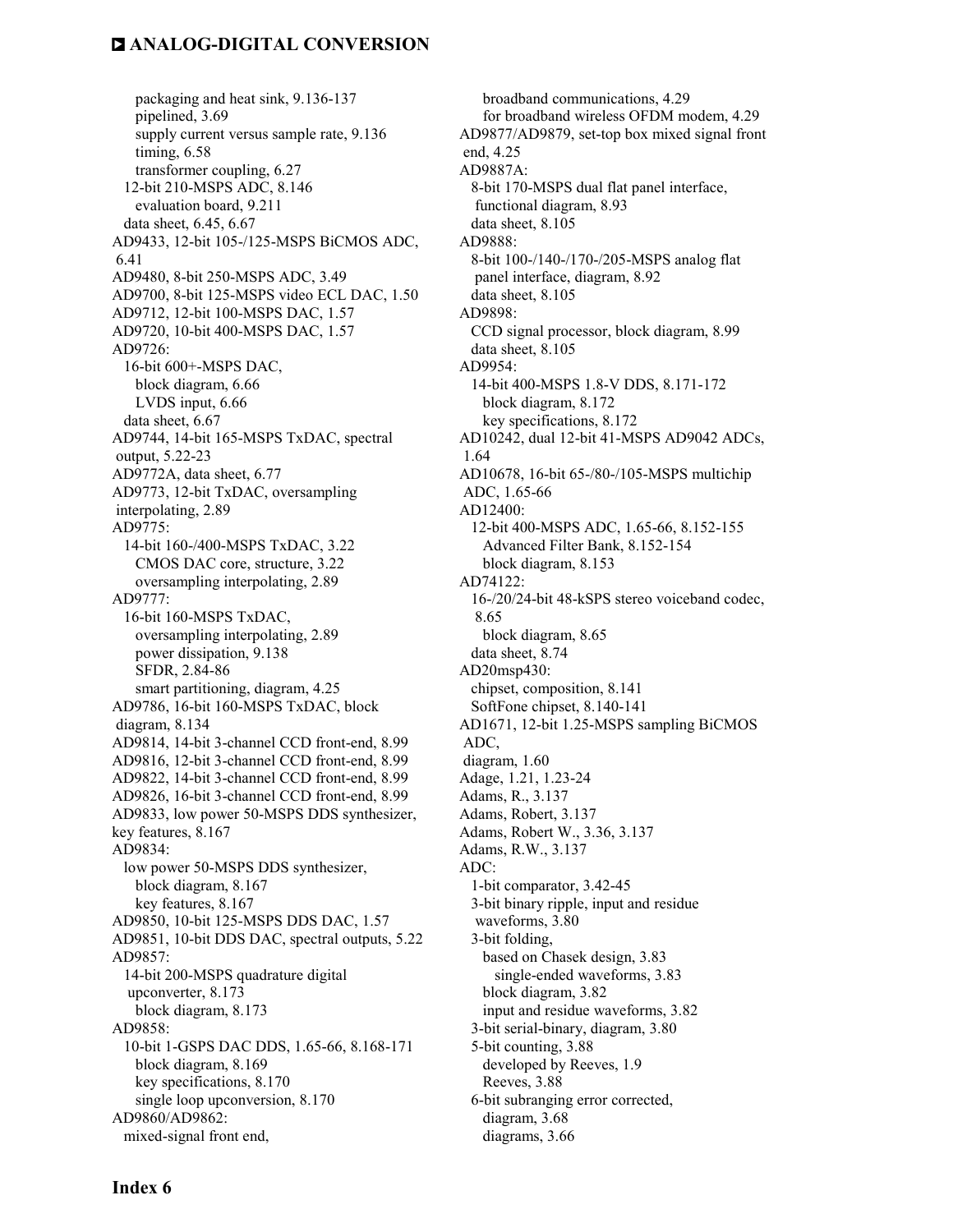packaging and heat sink, 9.136-137
pipelined, 3.69
supply current versus sample rate, 9.136
timing, 6.58
transformer coupling, 6.27
12-bit 210-MSPS ADC, 8.146
evaluation board, 9.211
data sheet, 6.45, 6.67
AD9433, 12-bit 105-/125-MSPS BiCMOS ADC, 6.41
AD9480, 8-bit 250-MSPS ADC, 3.49
AD9700, 8-bit 125-MSPS video ECL DAC, 1.50
AD9712, 12-bit 100-MSPS DAC, 1.57
AD9720, 10-bit 400-MSPS DAC, 1.57
AD9726:
16-bit 600+-MSPS DAC,
block diagram, 6.66
LVDS input, 6.66
data sheet, 6.67
AD9744, 14-bit 165-MSPS TxDAC, spectral output, 5.22-23
AD9772A, data sheet, 6.77
AD9773, 12-bit TxDAC, oversampling interpolating, 2.89
AD9775:
14-bit 160-/400-MSPS TxDAC, 3.22
CMOS DAC core, structure, 3.22
oversampling interpolating, 2.89
AD9777:
16-bit 160-MSPS TxDAC,
oversampling interpolating, 2.89
power dissipation, 9.138
SFDR, 2.84-86
smart partitioning, diagram, 4.25
AD9786, 16-bit 160-MSPS TxDAC, block diagram, 8.134
AD9814, 14-bit 3-channel CCD front-end, 8.99
AD9816, 12-bit 3-channel CCD front-end, 8.99
AD9822, 14-bit 3-channel CCD front-end, 8.99
AD9826, 16-bit 3-channel CCD front-end, 8.99
AD9833, low power 50-MSPS DDS synthesizer, key features, 8.167
AD9834:
low power 50-MSPS DDS synthesizer,
block diagram, 8.167
key features, 8.167
AD9850, 10-bit 125-MSPS DDS DAC, 1.57
AD9851, 10-bit DDS DAC, spectral outputs, 5.22
AD9857:
14-bit 200-MSPS quadrature digital upconverter, 8.173
block diagram, 8.173
AD9858:
10-bit 1-GSPS DAC DDS, 1.65-66, 8.168-171
block diagram, 8.169
key specifications, 8.170
single loop upconversion, 8.170
AD9860/AD9862:
mixed-signal front end,
broadband communications, 4.29
for broadband wireless OFDM modem, 4.29
AD9877/AD9879, set-top box mixed signal front end, 4.25
AD9887A:
8-bit 170-MSPS dual flat panel interface, functional diagram, 8.93
data sheet, 8.105
AD9888:
8-bit 100-/140-/170-/205-MSPS analog flat panel interface, diagram, 8.92
data sheet, 8.105
AD9898:
CCD signal processor, block diagram, 8.99
data sheet, 8.105
AD9954:
14-bit 400-MSPS 1.8-V DDS, 8.171-172
block diagram, 8.172
key specifications, 8.172
AD10242, dual 12-bit 41-MSPS AD9042 ADCs, 1.64
AD10678, 16-bit 65-/80-/105-MSPS multichip ADC, 1.65-66
AD12400:
12-bit 400-MSPS ADC, 1.65-66, 8.152-155
Advanced Filter Bank, 8.152-154
block diagram, 8.153
AD74122:
16-/20/24-bit 48-kSPS stereo voiceband codec, 8.65
block diagram, 8.65
data sheet, 8.74
AD20msp430:
chipset, composition, 8.141
SoftFone chipset, 8.140-141
AD1671, 12-bit 1.25-MSPS sampling BiCMOS ADC,
diagram, 1.60
Adage, 1.21, 1.23-24
Adams, R., 3.137
Adams, Robert, 3.137
Adams, Robert W., 3.36, 3.137
Adams, R.W., 3.137
ADC:
1-bit comparator, 3.42-45
3-bit binary ripple, input and residue waveforms, 3.80
3-bit folding,
based on Chasek design, 3.83
single-ended waveforms, 3.83
block diagram, 3.82
input and residue waveforms, 3.82
3-bit serial-binary, diagram, 3.80
5-bit counting, 3.88
developed by Reeves, 1.9
Reeves, 3.88
6-bit subranging error corrected,
diagram, 3.68
diagrams, 3.66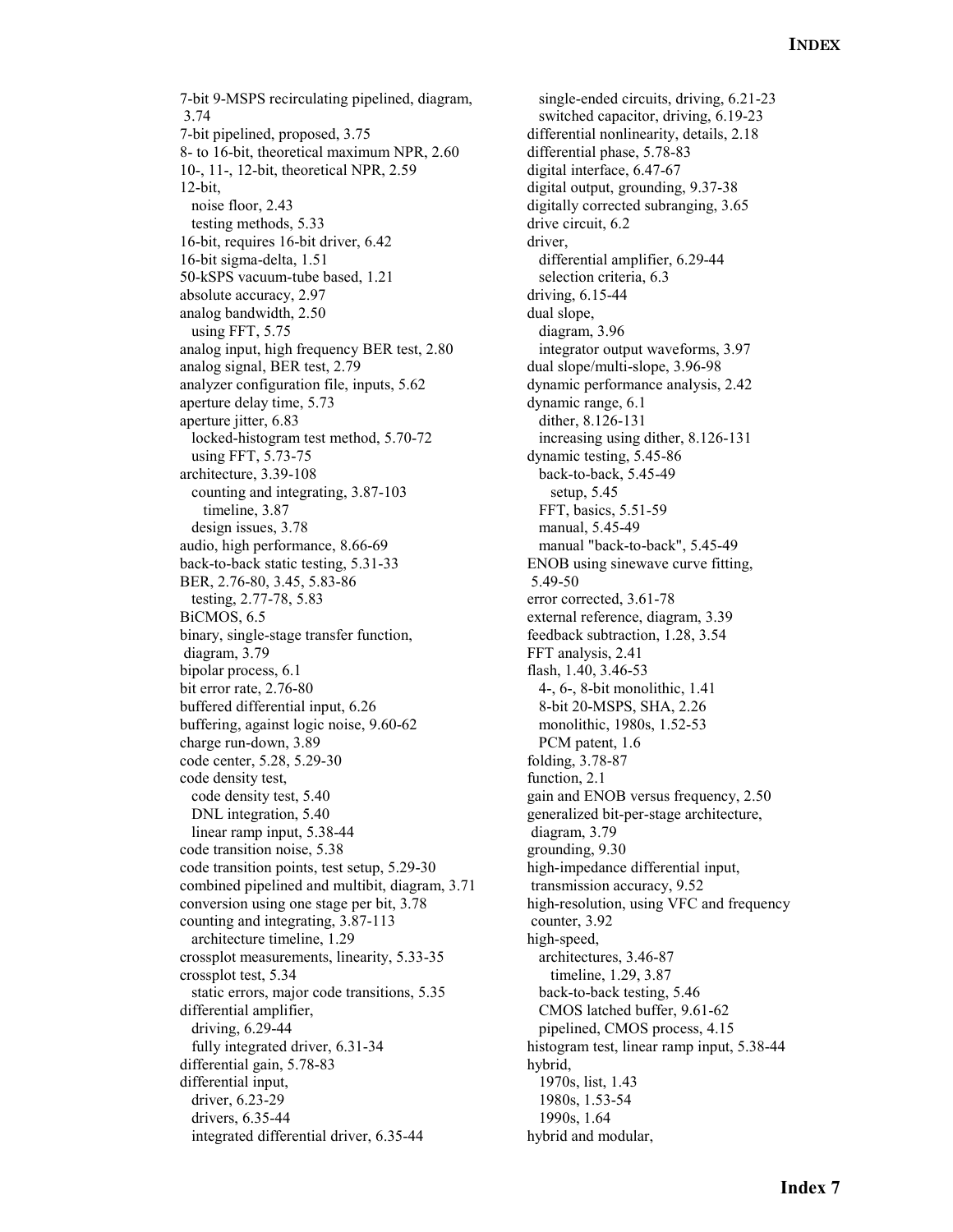7-bit 9-MSPS recirculating pipelined, diagram, 3.74
7-bit pipelined, proposed, 3.75
8- to 16-bit, theoretical maximum NPR, 2.60
10-, 11-, 12-bit, theoretical NPR, 2.59
12-bit,
  noise floor, 2.43
  testing methods, 5.33
16-bit, requires 16-bit driver, 6.42
16-bit sigma-delta, 1.51
50-kSPS vacuum-tube based, 1.21
absolute accuracy, 2.97
analog bandwidth, 2.50
  using FFT, 5.75
analog input, high frequency BER test, 2.80
analog signal, BER test, 2.79
analyzer configuration file, inputs, 5.62
aperture delay time, 5.73
aperture jitter, 6.83
  locked-histogram test method, 5.70-72
  using FFT, 5.73-75
architecture, 3.39-108
  counting and integrating, 3.87-103
    timeline, 3.87
  design issues, 3.78
audio, high performance, 8.66-69
back-to-back static testing, 5.31-33
BER, 2.76-80, 3.45, 5.83-86
  testing, 2.77-78, 5.83
BiCMOS, 6.5
binary, single-stage transfer function, diagram, 3.79
bipolar process, 6.1
bit error rate, 2.76-80
buffered differential input, 6.26
buffering, against logic noise, 9.60-62
charge run-down, 3.89
code center, 5.28, 5.29-30
code density test,
  code density test, 5.40
  DNL integration, 5.40
  linear ramp input, 5.38-44
code transition noise, 5.38
code transition points, test setup, 5.29-30
combined pipelined and multibit, diagram, 3.71
conversion using one stage per bit, 3.78
counting and integrating, 3.87-113
  architecture timeline, 1.29
crossplot measurements, linearity, 5.33-35
crossplot test, 5.34
  static errors, major code transitions, 5.35
differential amplifier,
  driving, 6.29-44
  fully integrated driver, 6.31-34
differential gain, 5.78-83
differential input,
  driver, 6.23-29
  drivers, 6.35-44
  integrated differential driver, 6.35-44
  single-ended circuits, driving, 6.21-23
  switched capacitor, driving, 6.19-23
differential nonlinearity, details, 2.18
differential phase, 5.78-83
digital interface, 6.47-67
digital output, grounding, 9.37-38
digitally corrected subranging, 3.65
drive circuit, 6.2
driver,
  differential amplifier, 6.29-44
  selection criteria, 6.3
driving, 6.15-44
dual slope,
  diagram, 3.96
  integrator output waveforms, 3.97
dual slope/multi-slope, 3.96-98
dynamic performance analysis, 2.42
dynamic range, 6.1
  dither, 8.126-131
  increasing using dither, 8.126-131
dynamic testing, 5.45-86
  back-to-back, 5.45-49
    setup, 5.45
  FFT, basics, 5.51-59
  manual, 5.45-49
  manual "back-to-back", 5.45-49
ENOB using sinewave curve fitting, 5.49-50
error corrected, 3.61-78
external reference, diagram, 3.39
feedback subtraction, 1.28, 3.54
FFT analysis, 2.41
flash, 1.40, 3.46-53
  4-, 6-, 8-bit monolithic, 1.41
  8-bit 20-MSPS, SHA, 2.26
  monolithic, 1980s, 1.52-53
  PCM patent, 1.6
folding, 3.78-87
function, 2.1
gain and ENOB versus frequency, 2.50
generalized bit-per-stage architecture, diagram, 3.79
grounding, 9.30
high-impedance differential input, transmission accuracy, 9.52
high-resolution, using VFC and frequency counter, 3.92
high-speed,
  architectures, 3.46-87
    timeline, 1.29, 3.87
  back-to-back testing, 5.46
  CMOS latched buffer, 9.61-62
  pipelined, CMOS process, 4.15
histogram test, linear ramp input, 5.38-44
hybrid,
  1970s, list, 1.43
  1980s, 1.53-54
  1990s, 1.64
hybrid and modular,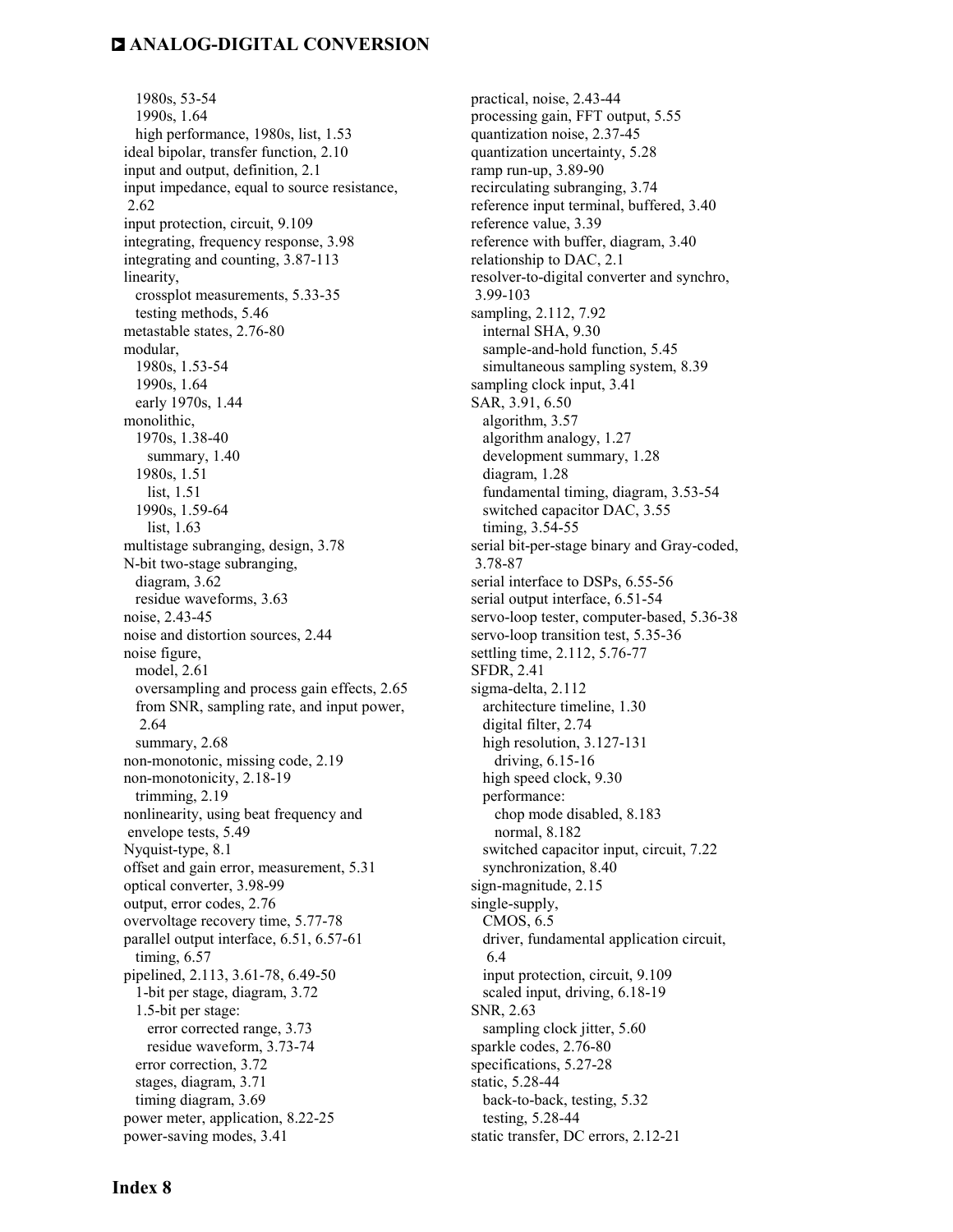1980s, 53-54
  1990s, 1.64
  high performance, 1980s, list, 1.53
ideal bipolar, transfer function, 2.10
input and output, definition, 2.1
input impedance, equal to source resistance, 2.62
input protection, circuit, 9.109
integrating, frequency response, 3.98
integrating and counting, 3.87-113
linearity,
  crossplot measurements, 5.33-35
  testing methods, 5.46
metastable states, 2.76-80
modular,
  1980s, 1.53-54
  1990s, 1.64
  early 1970s, 1.44
monolithic,
  1970s, 1.38-40
    summary, 1.40
  1980s, 1.51
    list, 1.51
  1990s, 1.59-64
    list, 1.63
multistage subranging, design, 3.78
N-bit two-stage subranging,
  diagram, 3.62
  residue waveforms, 3.63
noise, 2.43-45
noise and distortion sources, 2.44
noise figure,
  model, 2.61
  oversampling and process gain effects, 2.65
  from SNR, sampling rate, and input power, 2.64
  summary, 2.68
non-monotonic, missing code, 2.19
non-monotonicity, 2.18-19
  trimming, 2.19
nonlinearity, using beat frequency and envelope tests, 5.49
Nyquist-type, 8.1
offset and gain error, measurement, 5.31
optical converter, 3.98-99
output, error codes, 2.76
overvoltage recovery time, 5.77-78
parallel output interface, 6.51, 6.57-61
  timing, 6.57
pipelined, 2.113, 3.61-78, 6.49-50
  1-bit per stage, diagram, 3.72
  1.5-bit per stage:
    error corrected range, 3.73
    residue waveform, 3.73-74
  error correction, 3.72
  stages, diagram, 3.71
  timing diagram, 3.69
power meter, application, 8.22-25
power-saving modes, 3.41
practical, noise, 2.43-44
processing gain, FFT output, 5.55
quantization noise, 2.37-45
quantization uncertainty, 5.28
ramp run-up, 3.89-90
recirculating subranging, 3.74
reference input terminal, buffered, 3.40
reference value, 3.39
reference with buffer, diagram, 3.40
relationship to DAC, 2.1
resolver-to-digital converter and synchro, 3.99-103
sampling, 2.112, 7.92
  internal SHA, 9.30
  sample-and-hold function, 5.45
  simultaneous sampling system, 8.39
sampling clock input, 3.41
SAR, 3.91, 6.50
  algorithm, 3.57
  algorithm analogy, 1.27
  development summary, 1.28
  diagram, 1.28
  fundamental timing, diagram, 3.53-54
  switched capacitor DAC, 3.55
  timing, 3.54-55
serial bit-per-stage binary and Gray-coded, 3.78-87
serial interface to DSPs, 6.55-56
serial output interface, 6.51-54
servo-loop tester, computer-based, 5.36-38
servo-loop transition test, 5.35-36
settling time, 2.112, 5.76-77
SFDR, 2.41
sigma-delta, 2.112
  architecture timeline, 1.30
  digital filter, 2.74
  high resolution, 3.127-131
    driving, 6.15-16
  high speed clock, 9.30
  performance:
    chop mode disabled, 8.183
    normal, 8.182
  switched capacitor input, circuit, 7.22
  synchronization, 8.40
sign-magnitude, 2.15
single-supply,
  CMOS, 6.5
  driver, fundamental application circuit, 6.4
  input protection, circuit, 9.109
  scaled input, driving, 6.18-19
SNR, 2.63
  sampling clock jitter, 5.60
sparkle codes, 2.76-80
specifications, 5.27-28
static, 5.28-44
  back-to-back, testing, 5.32
  testing, 5.28-44
static transfer, DC errors, 2.12-21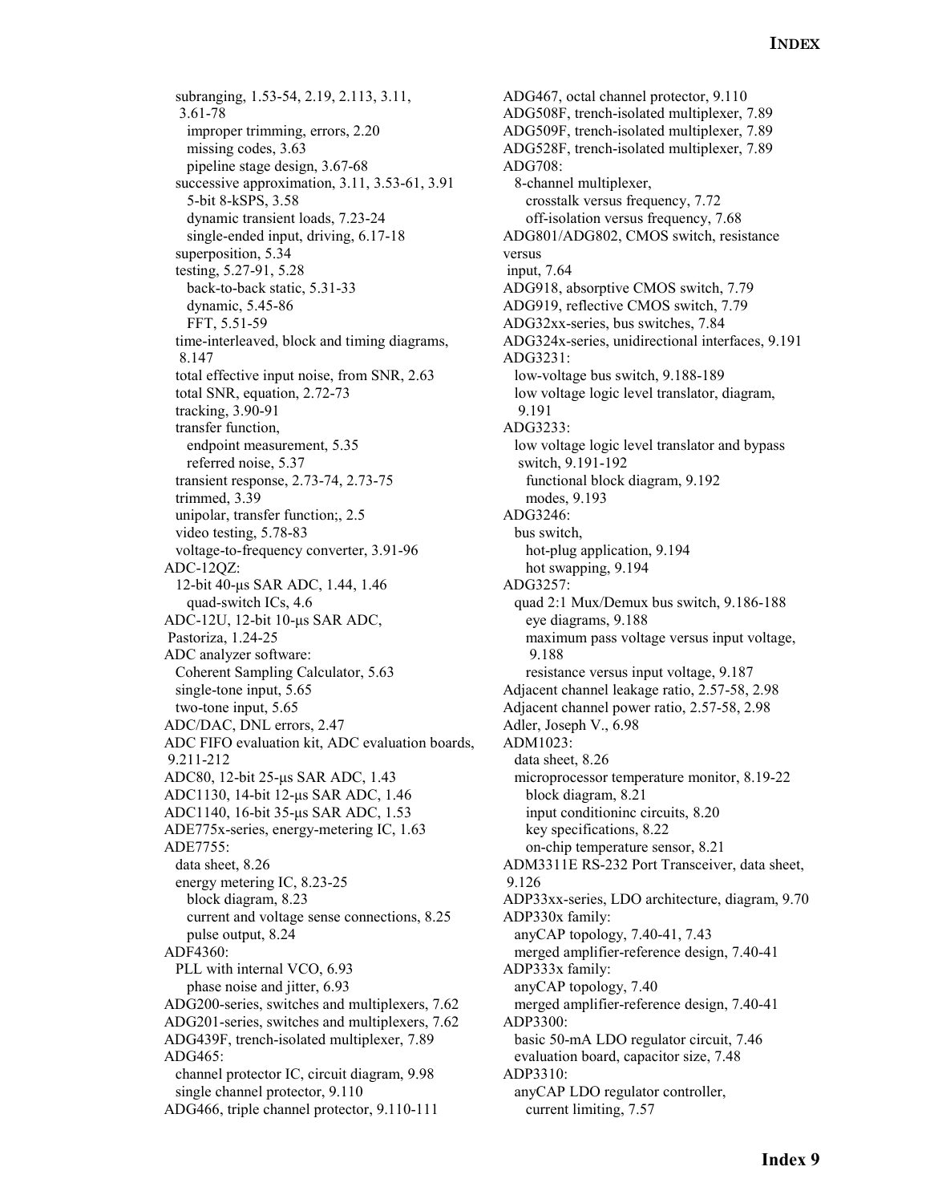subranging, 1.53-54, 2.19, 2.113, 3.11, 3.61-78
    improper trimming, errors, 2.20
    missing codes, 3.63
    pipeline stage design, 3.67-68
  successive approximation, 3.11, 3.53-61, 3.91
    5-bit 8-kSPS, 3.58
    dynamic transient loads, 7.23-24
    single-ended input, driving, 6.17-18
  superposition, 5.34
  testing, 5.27-91, 5.28
    back-to-back static, 5.31-33
    dynamic, 5.45-86
    FFT, 5.51-59
  time-interleaved, block and timing diagrams, 8.147
  total effective input noise, from SNR, 2.63
  total SNR, equation, 2.72-73
  tracking, 3.90-91
  transfer function,
    endpoint measurement, 5.35
    referred noise, 5.37
  transient response, 2.73-74, 2.73-75
  trimmed, 3.39
  unipolar, transfer function;, 2.5
  video testing, 5.78-83
  voltage-to-frequency converter, 3.91-96
ADC-12QZ:
  12-bit 40-μs SAR ADC, 1.44, 1.46
    quad-switch ICs, 4.6
ADC-12U, 12-bit 10-μs SAR ADC, Pastoriza, 1.24-25
ADC analyzer software:
  Coherent Sampling Calculator, 5.63
  single-tone input, 5.65
  two-tone input, 5.65
ADC/DAC, DNL errors, 2.47
ADC FIFO evaluation kit, ADC evaluation boards, 9.211-212
ADC80, 12-bit 25-μs SAR ADC, 1.43
ADC1130, 14-bit 12-μs SAR ADC, 1.46
ADC1140, 16-bit 35-μs SAR ADC, 1.53
ADE775x-series, energy-metering IC, 1.63
ADE7755:
  data sheet, 8.26
  energy metering IC, 8.23-25
    block diagram, 8.23
    current and voltage sense connections, 8.25
    pulse output, 8.24
ADF4360:
  PLL with internal VCO, 6.93
    phase noise and jitter, 6.93
ADG200-series, switches and multiplexers, 7.62
ADG201-series, switches and multiplexers, 7.62
ADG439F, trench-isolated multiplexer, 7.89
ADG465:
  channel protector IC, circuit diagram, 9.98
  single channel protector, 9.110
ADG466, triple channel protector, 9.110-111
ADG467, octal channel protector, 9.110
ADG508F, trench-isolated multiplexer, 7.89
ADG509F, trench-isolated multiplexer, 7.89
ADG528F, trench-isolated multiplexer, 7.89
ADG708:
  8-channel multiplexer,
    crosstalk versus frequency, 7.72
    off-isolation versus frequency, 7.68
ADG801/ADG802, CMOS switch, resistance versus input, 7.64
ADG918, absorptive CMOS switch, 7.79
ADG919, reflective CMOS switch, 7.79
ADG32xx-series, bus switches, 7.84
ADG324x-series, unidirectional interfaces, 9.191
ADG3231:
  low-voltage bus switch, 9.188-189
  low voltage logic level translator, diagram, 9.191
ADG3233:
  low voltage logic level translator and bypass switch, 9.191-192
    functional block diagram, 9.192
    modes, 9.193
ADG3246:
  bus switch,
    hot-plug application, 9.194
    hot swapping, 9.194
ADG3257:
  quad 2:1 Mux/Demux bus switch, 9.186-188
    eye diagrams, 9.188
    maximum pass voltage versus input voltage, 9.188
    resistance versus input voltage, 9.187
Adjacent channel leakage ratio, 2.57-58, 2.98
Adjacent channel power ratio, 2.57-58, 2.98
Adler, Joseph V., 6.98
ADM1023:
  data sheet, 8.26
  microprocessor temperature monitor, 8.19-22
    block diagram, 8.21
    input conditioninc circuits, 8.20
    key specifications, 8.22
    on-chip temperature sensor, 8.21
ADM3311E RS-232 Port Transceiver, data sheet, 9.126
ADP33xx-series, LDO architecture, diagram, 9.70
ADP330x family:
  anyCAP topology, 7.40-41, 7.43
  merged amplifier-reference design, 7.40-41
ADP333x family:
  anyCAP topology, 7.40
  merged amplifier-reference design, 7.40-41
ADP3300:
  basic 50-mA LDO regulator circuit, 7.46
  evaluation board, capacitor size, 7.48
ADP3310:
  anyCAP LDO regulator controller,
    current limiting, 7.57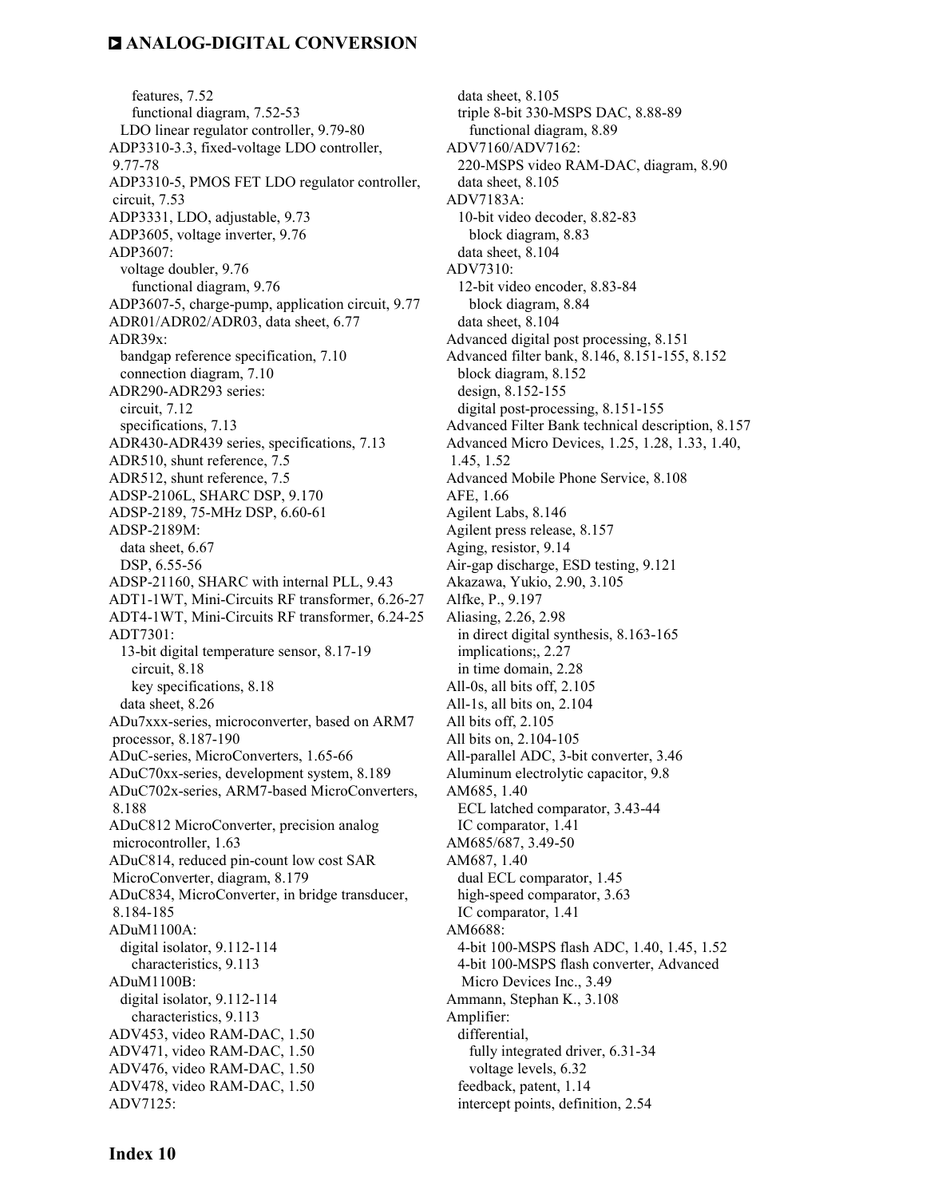features, 7.52
functional diagram, 7.52-53
LDO linear regulator controller, 9.79-80
ADP3310-3.3, fixed-voltage LDO controller, 9.77-78
ADP3310-5, PMOS FET LDO regulator controller, circuit, 7.53
ADP3331, LDO, adjustable, 9.73
ADP3605, voltage inverter, 9.76
ADP3607:
voltage doubler, 9.76
functional diagram, 9.76
ADP3607-5, charge-pump, application circuit, 9.77
ADR01/ADR02/ADR03, data sheet, 6.77
ADR39x:
bandgap reference specification, 7.10
connection diagram, 7.10
ADR290-ADR293 series:
circuit, 7.12
specifications, 7.13
ADR430-ADR439 series, specifications, 7.13
ADR510, shunt reference, 7.5
ADR512, shunt reference, 7.5
ADSP-2106L, SHARC DSP, 9.170
ADSP-2189, 75-MHz DSP, 6.60-61
ADSP-2189M:
data sheet, 6.67
DSP, 6.55-56
ADSP-21160, SHARC with internal PLL, 9.43
ADT1-1WT, Mini-Circuits RF transformer, 6.26-27
ADT4-1WT, Mini-Circuits RF transformer, 6.24-25
ADT7301:
13-bit digital temperature sensor, 8.17-19
circuit, 8.18
key specifications, 8.18
data sheet, 8.26
ADu7xxx-series, microconverter, based on ARM7 processor, 8.187-190
ADuC-series, MicroConverters, 1.65-66
ADuC70xx-series, development system, 8.189
ADuC702x-series, ARM7-based MicroConverters, 8.188
ADuC812 MicroConverter, precision analog microcontroller, 1.63
ADuC814, reduced pin-count low cost SAR MicroConverter, diagram, 8.179
ADuC834, MicroConverter, in bridge transducer, 8.184-185
ADuM1100A:
digital isolator, 9.112-114
characteristics, 9.113
ADuM1100B:
digital isolator, 9.112-114
characteristics, 9.113
ADV453, video RAM-DAC, 1.50
ADV471, video RAM-DAC, 1.50
ADV476, video RAM-DAC, 1.50
ADV478, video RAM-DAC, 1.50
ADV7125:
data sheet, 8.105
triple 8-bit 330-MSPS DAC, 8.88-89
functional diagram, 8.89
ADV7160/ADV7162:
220-MSPS video RAM-DAC, diagram, 8.90
data sheet, 8.105
ADV7183A:
10-bit video decoder, 8.82-83
block diagram, 8.83
data sheet, 8.104
ADV7310:
12-bit video encoder, 8.83-84
block diagram, 8.84
data sheet, 8.104
Advanced digital post processing, 8.151
Advanced filter bank, 8.146, 8.151-155, 8.152
block diagram, 8.152
design, 8.152-155
digital post-processing, 8.151-155
Advanced Filter Bank technical description, 8.157
Advanced Micro Devices, 1.25, 1.28, 1.33, 1.40, 1.45, 1.52
Advanced Mobile Phone Service, 8.108
AFE, 1.66
Agilent Labs, 8.146
Agilent press release, 8.157
Aging, resistor, 9.14
Air-gap discharge, ESD testing, 9.121
Akazawa, Yukio, 2.90, 3.105
Alfke, P., 9.197
Aliasing, 2.26, 2.98
in direct digital synthesis, 8.163-165
implications;, 2.27
in time domain, 2.28
All-0s, all bits off, 2.105
All-1s, all bits on, 2.104
All bits off, 2.105
All bits on, 2.104-105
All-parallel ADC, 3-bit converter, 3.46
Aluminum electrolytic capacitor, 9.8
AM685, 1.40
ECL latched comparator, 3.43-44
IC comparator, 1.41
AM685/687, 3.49-50
AM687, 1.40
dual ECL comparator, 1.45
high-speed comparator, 3.63
IC comparator, 1.41
AM6688:
4-bit 100-MSPS flash ADC, 1.40, 1.45, 1.52
4-bit 100-MSPS flash converter, Advanced Micro Devices Inc., 3.49
Ammann, Stephan K., 3.108
Amplifier:
differential,
fully integrated driver, 6.31-34
voltage levels, 6.32
feedback, patent, 1.14
intercept points, definition, 2.54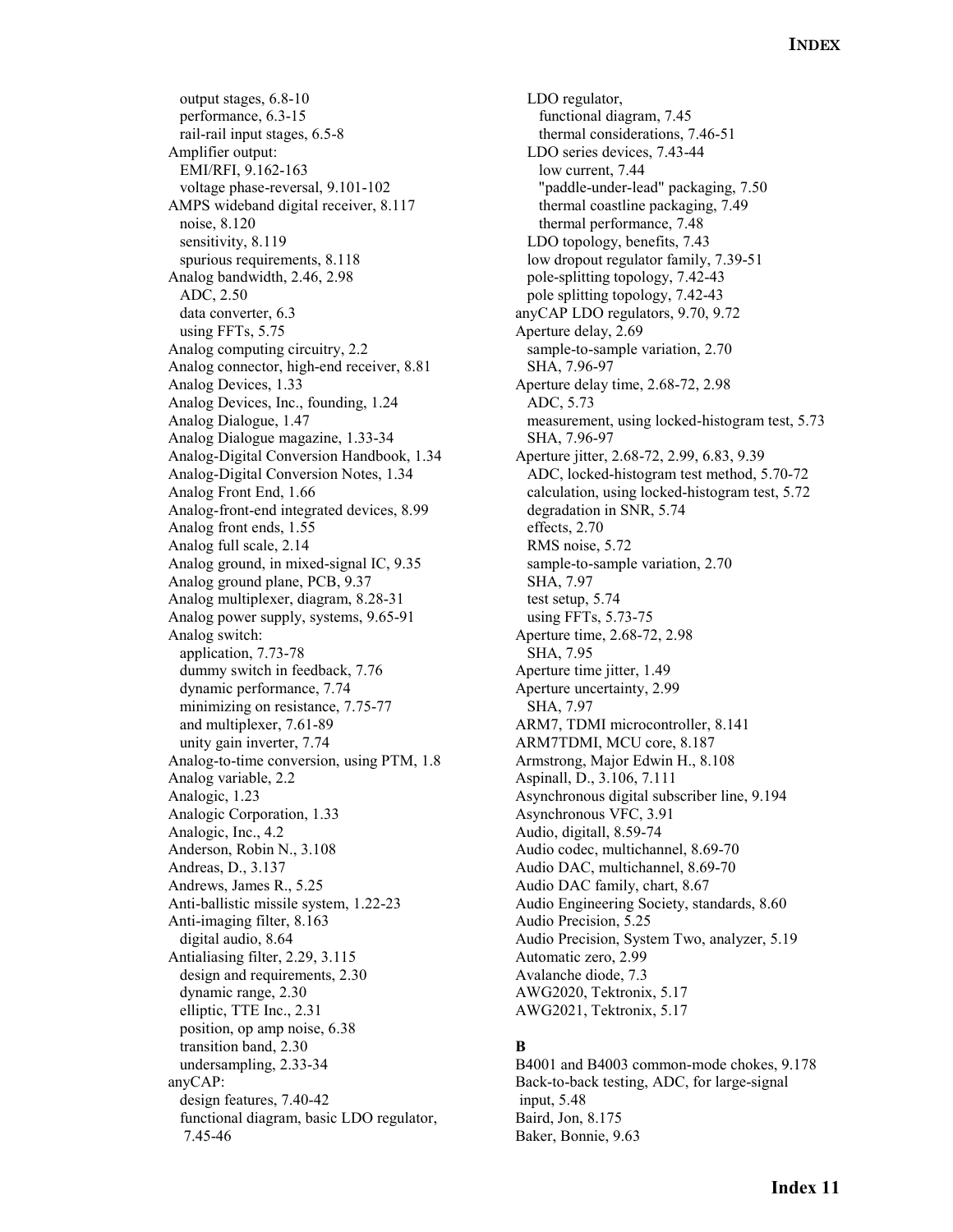output stages, 6.8-10
performance, 6.3-15
rail-rail input stages, 6.5-8
Amplifier output:
EMI/RFI, 9.162-163
voltage phase-reversal, 9.101-102
AMPS wideband digital receiver, 8.117
noise, 8.120
sensitivity, 8.119
spurious requirements, 8.118
Analog bandwidth, 2.46, 2.98
ADC, 2.50
data converter, 6.3
using FFTs, 5.75
Analog computing circuitry, 2.2
Analog connector, high-end receiver, 8.81
Analog Devices, 1.33
Analog Devices, Inc., founding, 1.24
Analog Dialogue, 1.47
Analog Dialogue magazine, 1.33-34
Analog-Digital Conversion Handbook, 1.34
Analog-Digital Conversion Notes, 1.34
Analog Front End, 1.66
Analog-front-end integrated devices, 8.99
Analog front ends, 1.55
Analog full scale, 2.14
Analog ground, in mixed-signal IC, 9.35
Analog ground plane, PCB, 9.37
Analog multiplexer, diagram, 8.28-31
Analog power supply, systems, 9.65-91
Analog switch:
application, 7.73-78
dummy switch in feedback, 7.76
dynamic performance, 7.74
minimizing on resistance, 7.75-77
and multiplexer, 7.61-89
unity gain inverter, 7.74
Analog-to-time conversion, using PTM, 1.8
Analog variable, 2.2
Analogic, 1.23
Analogic Corporation, 1.33
Analogic, Inc., 4.2
Anderson, Robin N., 3.108
Andreas, D., 3.137
Andrews, James R., 5.25
Anti-ballistic missile system, 1.22-23
Anti-imaging filter, 8.163
digital audio, 8.64
Antialiasing filter, 2.29, 3.115
design and requirements, 2.30
dynamic range, 2.30
elliptic, TTE Inc., 2.31
position, op amp noise, 6.38
transition band, 2.30
undersampling, 2.33-34
anyCAP:
design features, 7.40-42
functional diagram, basic LDO regulator, 7.45-46
LDO regulator,
functional diagram, 7.45
thermal considerations, 7.46-51
LDO series devices, 7.43-44
low current, 7.44
"paddle-under-lead" packaging, 7.50
thermal coastline packaging, 7.49
thermal performance, 7.48
LDO topology, benefits, 7.43
low dropout regulator family, 7.39-51
pole-splitting topology, 7.42-43
pole splitting topology, 7.42-43
anyCAP LDO regulators, 9.70, 9.72
Aperture delay, 2.69
sample-to-sample variation, 2.70
SHA, 7.96-97
Aperture delay time, 2.68-72, 2.98
ADC, 5.73
measurement, using locked-histogram test, 5.73
SHA, 7.96-97
Aperture jitter, 2.68-72, 2.99, 6.83, 9.39
ADC, locked-histogram test method, 5.70-72
calculation, using locked-histogram test, 5.72
degradation in SNR, 5.74
effects, 2.70
RMS noise, 5.72
sample-to-sample variation, 2.70
SHA, 7.97
test setup, 5.74
using FFTs, 5.73-75
Aperture time, 2.68-72, 2.98
SHA, 7.95
Aperture time jitter, 1.49
Aperture uncertainty, 2.99
SHA, 7.97
ARM7, TDMI microcontroller, 8.141
ARM7TDMI, MCU core, 8.187
Armstrong, Major Edwin H., 8.108
Aspinall, D., 3.106, 7.111
Asynchronous digital subscriber line, 9.194
Asynchronous VFC, 3.91
Audio, digitall, 8.59-74
Audio codec, multichannel, 8.69-70
Audio DAC, multichannel, 8.69-70
Audio DAC family, chart, 8.67
Audio Engineering Society, standards, 8.60
Audio Precision, 5.25
Audio Precision, System Two, analyzer, 5.19
Automatic zero, 2.99
Avalanche diode, 7.3
AWG2020, Tektronix, 5.17
AWG2021, Tektronix, 5.17

**B**

B4001 and B4003 common-mode chokes, 9.178
Back-to-back testing, ADC, for large-signal input, 5.48
Baird, Jon, 8.175
Baker, Bonnie, 9.63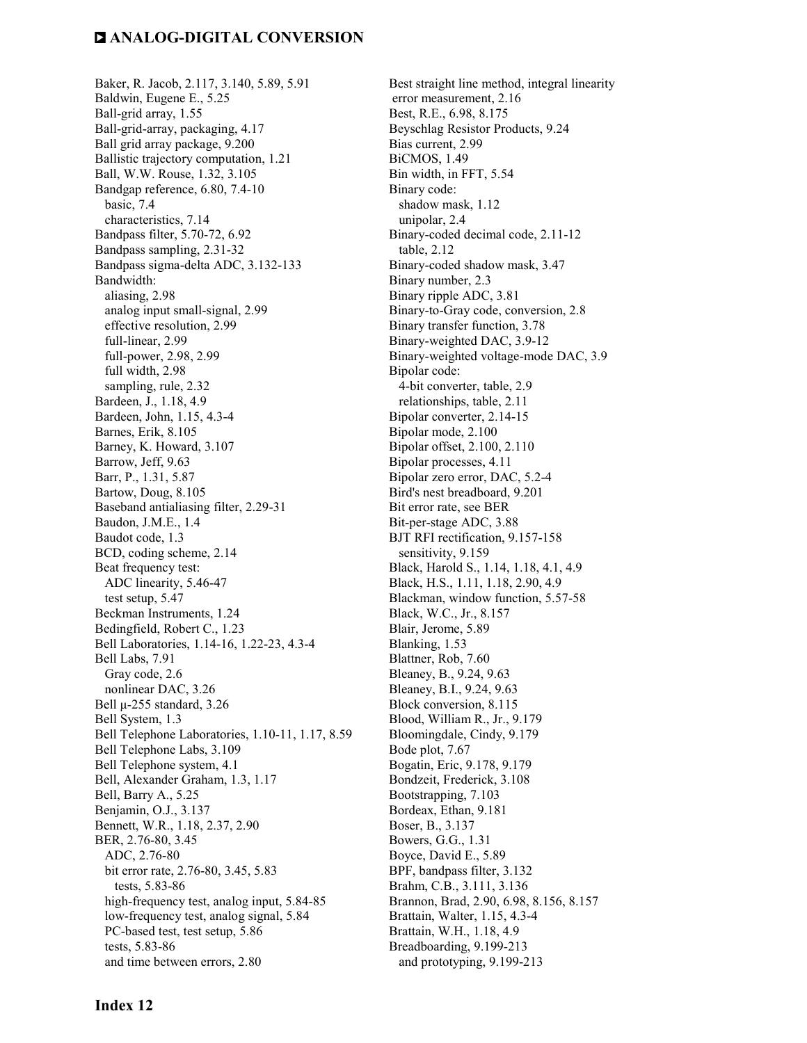Baker, R. Jacob, 2.117, 3.140, 5.89, 5.91
Baldwin, Eugene E., 5.25
Ball-grid array, 1.55
Ball-grid-array, packaging, 4.17
Ball grid array package, 9.200
Ballistic trajectory computation, 1.21
Ball, W.W. Rouse, 1.32, 3.105
Bandgap reference, 6.80, 7.4-10
  basic, 7.4
  characteristics, 7.14
Bandpass filter, 5.70-72, 6.92
Bandpass sampling, 2.31-32
Bandpass sigma-delta ADC, 3.132-133
Bandwidth:
  aliasing, 2.98
  analog input small-signal, 2.99
  effective resolution, 2.99
  full-linear, 2.99
  full-power, 2.98, 2.99
  full width, 2.98
  sampling, rule, 2.32
Bardeen, J., 1.18, 4.9
Bardeen, John, 1.15, 4.3-4
Barnes, Erik, 8.105
Barney, K. Howard, 3.107
Barrow, Jeff, 9.63
Barr, P., 1.31, 5.87
Bartow, Doug, 8.105
Baseband antialiasing filter, 2.29-31
Baudon, J.M.E., 1.4
Baudot code, 1.3
BCD, coding scheme, 2.14
Beat frequency test:
  ADC linearity, 5.46-47
  test setup, 5.47
Beckman Instruments, 1.24
Bedingfield, Robert C., 1.23
Bell Laboratories, 1.14-16, 1.22-23, 4.3-4
Bell Labs, 7.91
  Gray code, 2.6
  nonlinear DAC, 3.26
Bell μ-255 standard, 3.26
Bell System, 1.3
Bell Telephone Laboratories, 1.10-11, 1.17, 8.59
Bell Telephone Labs, 3.109
Bell Telephone system, 4.1
Bell, Alexander Graham, 1.3, 1.17
Bell, Barry A., 5.25
Benjamin, O.J., 3.137
Bennett, W.R., 1.18, 2.37, 2.90
BER, 2.76-80, 3.45
  ADC, 2.76-80
  bit error rate, 2.76-80, 3.45, 5.83
    tests, 5.83-86
  high-frequency test, analog input, 5.84-85
  low-frequency test, analog signal, 5.84
  PC-based test, test setup, 5.86
  tests, 5.83-86
  and time between errors, 2.80
Best straight line method, integral linearity error measurement, 2.16
Best, R.E., 6.98, 8.175
Beyschlag Resistor Products, 9.24
Bias current, 2.99
BiCMOS, 1.49
Bin width, in FFT, 5.54
Binary code:
  shadow mask, 1.12
  unipolar, 2.4
Binary-coded decimal code, 2.11-12
  table, 2.12
Binary-coded shadow mask, 3.47
Binary number, 2.3
Binary ripple ADC, 3.81
Binary-to-Gray code, conversion, 2.8
Binary transfer function, 3.78
Binary-weighted DAC, 3.9-12
Binary-weighted voltage-mode DAC, 3.9
Bipolar code:
  4-bit converter, table, 2.9
  relationships, table, 2.11
Bipolar converter, 2.14-15
Bipolar mode, 2.100
Bipolar offset, 2.100, 2.110
Bipolar processes, 4.11
Bipolar zero error, DAC, 5.2-4
Bird's nest breadboard, 9.201
Bit error rate, see BER
Bit-per-stage ADC, 3.88
BJT RFI rectification, 9.157-158
  sensitivity, 9.159
Black, Harold S., 1.14, 1.18, 4.1, 4.9
Black, H.S., 1.11, 1.18, 2.90, 4.9
Blackman, window function, 5.57-58
Black, W.C., Jr., 8.157
Blair, Jerome, 5.89
Blanking, 1.53
Blattner, Rob, 7.60
Bleaney, B., 9.24, 9.63
Bleaney, B.I., 9.24, 9.63
Block conversion, 8.115
Blood, William R., Jr., 9.179
Bloomingdale, Cindy, 9.179
Bode plot, 7.67
Bogatin, Eric, 9.178, 9.179
Bondzeit, Frederick, 3.108
Bootstrapping, 7.103
Bordeax, Ethan, 9.181
Boser, B., 3.137
Bowers, G.G., 1.31
Boyce, David E., 5.89
BPF, bandpass filter, 3.132
Brahm, C.B., 3.111, 3.136
Brannon, Brad, 2.90, 6.98, 8.156, 8.157
Brattain, Walter, 1.15, 4.3-4
Brattain, W.H., 1.18, 4.9
Breadboarding, 9.199-213
  and prototyping, 9.199-213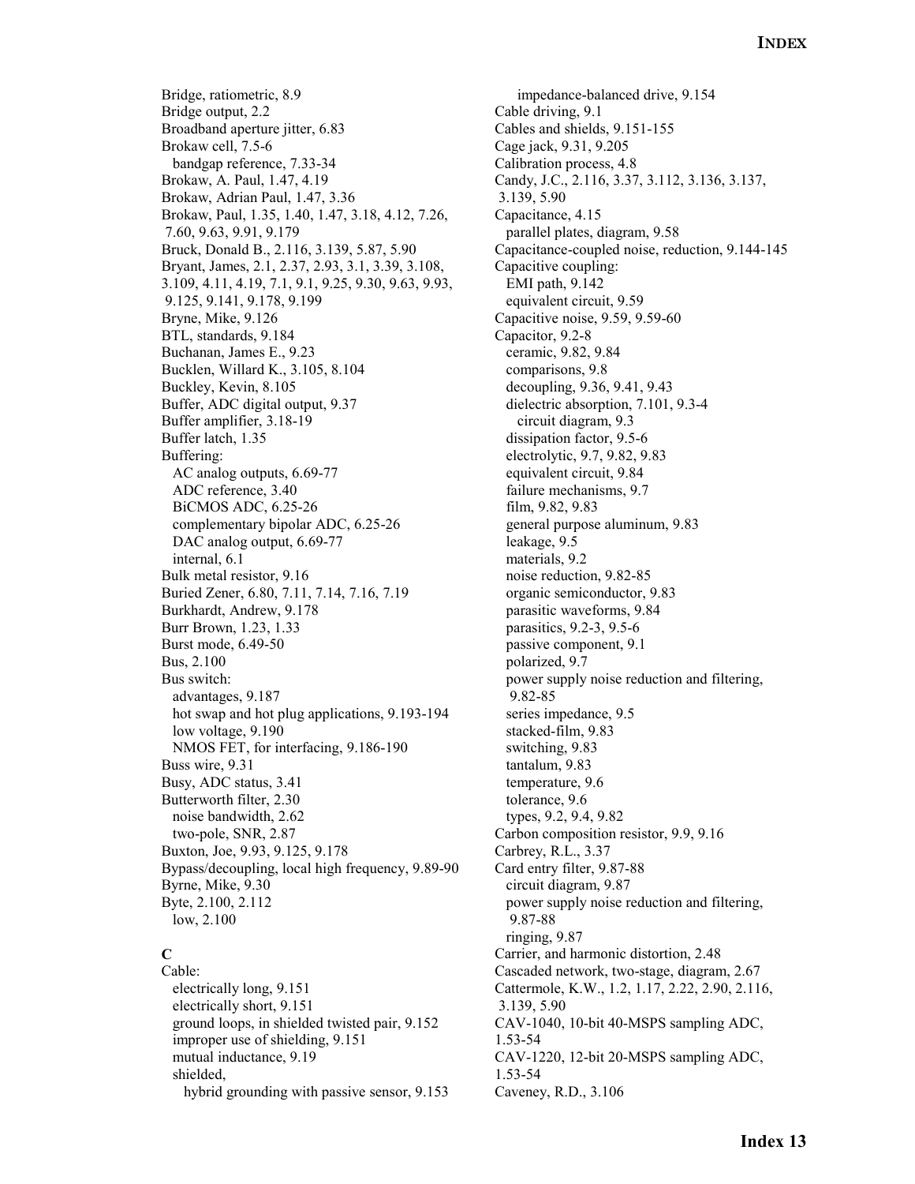Bridge, ratiometric, 8.9
Bridge output, 2.2
Broadband aperture jitter, 6.83
Brokaw cell, 7.5-6
  bandgap reference, 7.33-34
Brokaw, A. Paul, 1.47, 4.19
Brokaw, Adrian Paul, 1.47, 3.36
Brokaw, Paul, 1.35, 1.40, 1.47, 3.18, 4.12, 7.26, 7.60, 9.63, 9.91, 9.179
Bruck, Donald B., 2.116, 3.139, 5.87, 5.90
Bryant, James, 2.1, 2.37, 2.93, 3.1, 3.39, 3.108, 3.109, 4.11, 4.19, 7.1, 9.1, 9.25, 9.30, 9.63, 9.93, 9.125, 9.141, 9.178, 9.199
Bryne, Mike, 9.126
BTL, standards, 9.184
Buchanan, James E., 9.23
Bucklen, Willard K., 3.105, 8.104
Buckley, Kevin, 8.105
Buffer, ADC digital output, 9.37
Buffer amplifier, 3.18-19
Buffer latch, 1.35
Buffering:
  AC analog outputs, 6.69-77
  ADC reference, 3.40
  BiCMOS ADC, 6.25-26
  complementary bipolar ADC, 6.25-26
  DAC analog output, 6.69-77
  internal, 6.1
Bulk metal resistor, 9.16
Buried Zener, 6.80, 7.11, 7.14, 7.16, 7.19
Burkhardt, Andrew, 9.178
Burr Brown, 1.23, 1.33
Burst mode, 6.49-50
Bus, 2.100
Bus switch:
  advantages, 9.187
  hot swap and hot plug applications, 9.193-194
  low voltage, 9.190
  NMOS FET, for interfacing, 9.186-190
Buss wire, 9.31
Busy, ADC status, 3.41
Butterworth filter, 2.30
  noise bandwidth, 2.62
  two-pole, SNR, 2.87
Buxton, Joe, 9.93, 9.125, 9.178
Bypass/decoupling, local high frequency, 9.89-90
Byrne, Mike, 9.30
Byte, 2.100, 2.112
  low, 2.100

**C**

Cable:
  electrically long, 9.151
  electrically short, 9.151
  ground loops, in shielded twisted pair, 9.152
  improper use of shielding, 9.151
  mutual inductance, 9.19
  shielded,
    hybrid grounding with passive sensor, 9.153
    impedance-balanced drive, 9.154
Cable driving, 9.1
Cables and shields, 9.151-155
Cage jack, 9.31, 9.205
Calibration process, 4.8
Candy, J.C., 2.116, 3.37, 3.112, 3.136, 3.137, 3.139, 5.90
Capacitance, 4.15
  parallel plates, diagram, 9.58
Capacitance-coupled noise, reduction, 9.144-145
Capacitive coupling:
  EMI path, 9.142
  equivalent circuit, 9.59
Capacitive noise, 9.59, 9.59-60
Capacitor, 9.2-8
  ceramic, 9.82, 9.84
  comparisons, 9.8
  decoupling, 9.36, 9.41, 9.43
  dielectric absorption, 7.101, 9.3-4
    circuit diagram, 9.3
  dissipation factor, 9.5-6
  electrolytic, 9.7, 9.82, 9.83
  equivalent circuit, 9.84
  failure mechanisms, 9.7
  film, 9.82, 9.83
  general purpose aluminum, 9.83
  leakage, 9.5
  materials, 9.2
  noise reduction, 9.82-85
  organic semiconductor, 9.83
  parasitic waveforms, 9.84
  parasitics, 9.2-3, 9.5-6
  passive component, 9.1
  polarized, 9.7
  power supply noise reduction and filtering, 9.82-85
  series impedance, 9.5
  stacked-film, 9.83
  switching, 9.83
  tantalum, 9.83
  temperature, 9.6
  tolerance, 9.6
  types, 9.2, 9.4, 9.82
Carbon composition resistor, 9.9, 9.16
Carbrey, R.L., 3.37
Card entry filter, 9.87-88
  circuit diagram, 9.87
  power supply noise reduction and filtering, 9.87-88
  ringing, 9.87
Carrier, and harmonic distortion, 2.48
Cascaded network, two-stage, diagram, 2.67
Cattermole, K.W., 1.2, 1.17, 2.22, 2.90, 2.116, 3.139, 5.90
CAV-1040, 10-bit 40-MSPS sampling ADC, 1.53-54
CAV-1220, 12-bit 20-MSPS sampling ADC, 1.53-54
Caveney, R.D., 3.106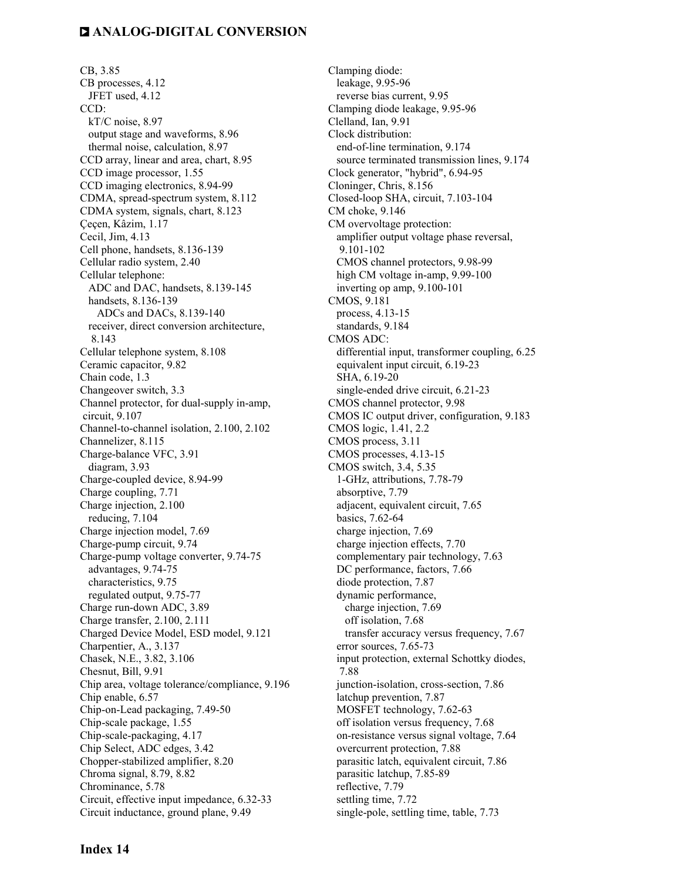CB, 3.85
CB processes, 4.12
  JFET used, 4.12
CCD:
  kT/C noise, 8.97
  output stage and waveforms, 8.96
  thermal noise, calculation, 8.97
CCD array, linear and area, chart, 8.95
CCD image processor, 1.55
CCD imaging electronics, 8.94-99
CDMA, spread-spectrum system, 8.112
CDMA system, signals, chart, 8.123
Çeçen, Kâzim, 1.17
Cecil, Jim, 4.13
Cell phone, handsets, 8.136-139
Cellular radio system, 2.40
Cellular telephone:
  ADC and DAC, handsets, 8.139-145
  handsets, 8.136-139
    ADCs and DACs, 8.139-140
  receiver, direct conversion architecture, 8.143
Cellular telephone system, 8.108
Ceramic capacitor, 9.82
Chain code, 1.3
Changeover switch, 3.3
Channel protector, for dual-supply in-amp, circuit, 9.107
Channel-to-channel isolation, 2.100, 2.102
Channelizer, 8.115
Charge-balance VFC, 3.91
  diagram, 3.93
Charge-coupled device, 8.94-99
Charge coupling, 7.71
Charge injection, 2.100
  reducing, 7.104
Charge injection model, 7.69
Charge-pump circuit, 9.74
Charge-pump voltage converter, 9.74-75
  advantages, 9.74-75
  characteristics, 9.75
  regulated output, 9.75-77
Charge run-down ADC, 3.89
Charge transfer, 2.100, 2.111
Charged Device Model, ESD model, 9.121
Charpentier, A., 3.137
Chasek, N.E., 3.82, 3.106
Chesnut, Bill, 9.91
Chip area, voltage tolerance/compliance, 9.196
Chip enable, 6.57
Chip-on-Lead packaging, 7.49-50
Chip-scale package, 1.55
Chip-scale-packaging, 4.17
Chip Select, ADC edges, 3.42
Chopper-stabilized amplifier, 8.20
Chroma signal, 8.79, 8.82
Chrominance, 5.78
Circuit, effective input impedance, 6.32-33
Circuit inductance, ground plane, 9.49
Clamping diode:
  leakage, 9.95-96
  reverse bias current, 9.95
Clamping diode leakage, 9.95-96
Clelland, Ian, 9.91
Clock distribution:
  end-of-line termination, 9.174
  source terminated transmission lines, 9.174
Clock generator, "hybrid", 6.94-95
Cloninger, Chris, 8.156
Closed-loop SHA, circuit, 7.103-104
CM choke, 9.146
CM overvoltage protection:
  amplifier output voltage phase reversal, 9.101-102
  CMOS channel protectors, 9.98-99
  high CM voltage in-amp, 9.99-100
  inverting op amp, 9.100-101
CMOS, 9.181
  process, 4.13-15
  standards, 9.184
CMOS ADC:
  differential input, transformer coupling, 6.25
  equivalent input circuit, 6.19-23
  SHA, 6.19-20
  single-ended drive circuit, 6.21-23
CMOS channel protector, 9.98
CMOS IC output driver, configuration, 9.183
CMOS logic, 1.41, 2.2
CMOS process, 3.11
CMOS processes, 4.13-15
CMOS switch, 3.4, 5.35
  1-GHz, attributions, 7.78-79
  absorptive, 7.79
  adjacent, equivalent circuit, 7.65
  basics, 7.62-64
  charge injection, 7.69
  charge injection effects, 7.70
  complementary pair technology, 7.63
  DC performance, factors, 7.66
  diode protection, 7.87
  dynamic performance,
    charge injection, 7.69
    off isolation, 7.68
    transfer accuracy versus frequency, 7.67
  error sources, 7.65-73
  input protection, external Schottky diodes, 7.88
  junction-isolation, cross-section, 7.86
  latchup prevention, 7.87
  MOSFET technology, 7.62-63
  off isolation versus frequency, 7.68
  on-resistance versus signal voltage, 7.64
  overcurrent protection, 7.88
  parasitic latch, equivalent circuit, 7.86
  parasitic latchup, 7.85-89
  reflective, 7.79
  settling time, 7.72
  single-pole, settling time, table, 7.73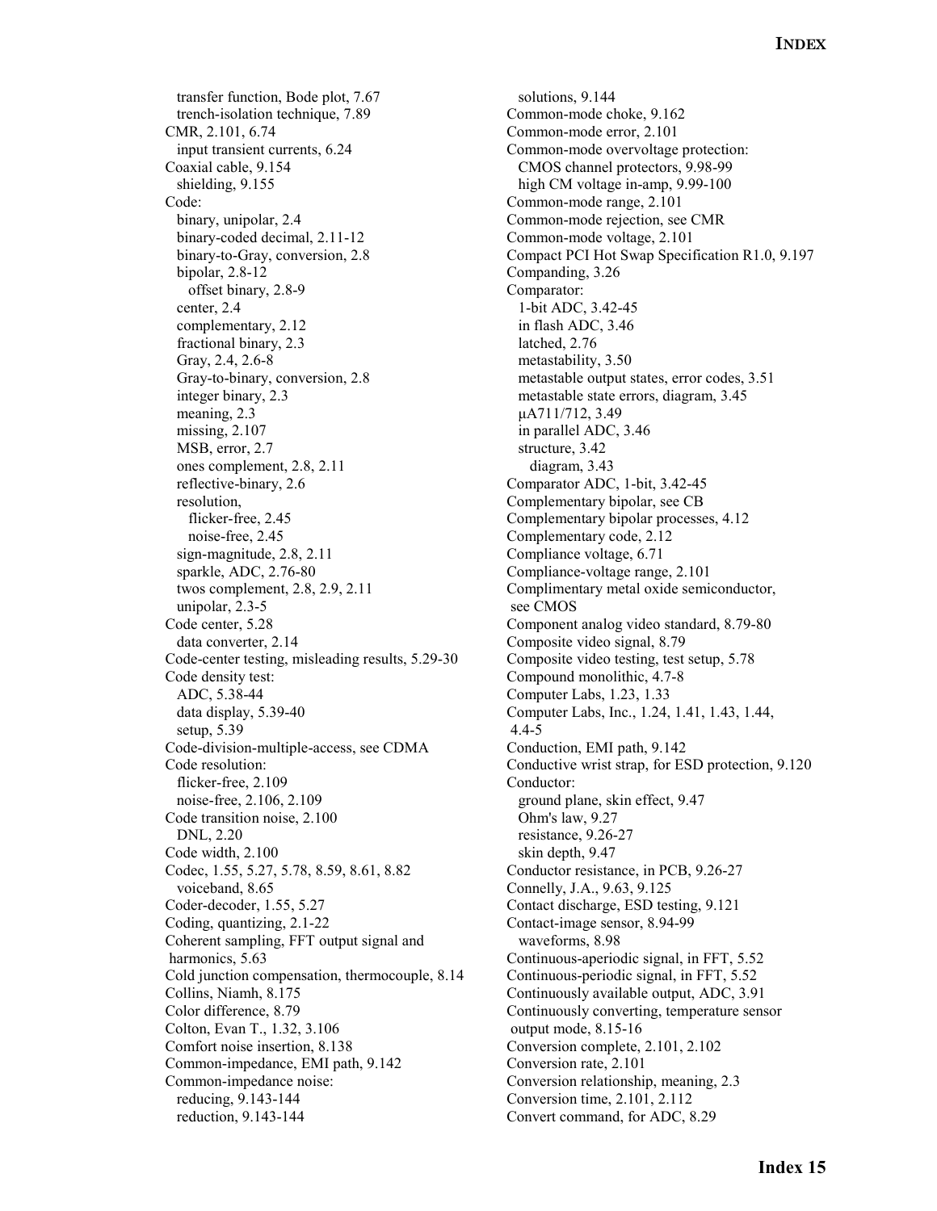transfer function, Bode plot, 7.67
  trench-isolation technique, 7.89
CMR, 2.101, 6.74
  input transient currents, 6.24
Coaxial cable, 9.154
  shielding, 9.155
Code:
  binary, unipolar, 2.4
  binary-coded decimal, 2.11-12
  binary-to-Gray, conversion, 2.8
  bipolar, 2.8-12
    offset binary, 2.8-9
  center, 2.4
  complementary, 2.12
  fractional binary, 2.3
  Gray, 2.4, 2.6-8
  Gray-to-binary, conversion, 2.8
  integer binary, 2.3
  meaning, 2.3
  missing, 2.107
  MSB, error, 2.7
  ones complement, 2.8, 2.11
  reflective-binary, 2.6
  resolution,
    flicker-free, 2.45
    noise-free, 2.45
  sign-magnitude, 2.8, 2.11
  sparkle, ADC, 2.76-80
  twos complement, 2.8, 2.9, 2.11
  unipolar, 2.3-5
Code center, 5.28
  data converter, 2.14
Code-center testing, misleading results, 5.29-30
Code density test:
  ADC, 5.38-44
  data display, 5.39-40
  setup, 5.39
Code-division-multiple-access, see CDMA
Code resolution:
  flicker-free, 2.109
  noise-free, 2.106, 2.109
Code transition noise, 2.100
  DNL, 2.20
Code width, 2.100
Codec, 1.55, 5.27, 5.78, 8.59, 8.61, 8.82
  voiceband, 8.65
Coder-decoder, 1.55, 5.27
Coding, quantizing, 2.1-22
Coherent sampling, FFT output signal and harmonics, 5.63
Cold junction compensation, thermocouple, 8.14
Collins, Niamh, 8.175
Color difference, 8.79
Colton, Evan T., 1.32, 3.106
Comfort noise insertion, 8.138
Common-impedance, EMI path, 9.142
Common-impedance noise:
  reducing, 9.143-144
  reduction, 9.143-144
  solutions, 9.144
Common-mode choke, 9.162
Common-mode error, 2.101
Common-mode overvoltage protection:
  CMOS channel protectors, 9.98-99
  high CM voltage in-amp, 9.99-100
Common-mode range, 2.101
Common-mode rejection, see CMR
Common-mode voltage, 2.101
Compact PCI Hot Swap Specification R1.0, 9.197
Companding, 3.26
Comparator:
  1-bit ADC, 3.42-45
  in flash ADC, 3.46
  latched, 2.76
  metastability, 3.50
  metastable output states, error codes, 3.51
  metastable state errors, diagram, 3.45
  μA711/712, 3.49
  in parallel ADC, 3.46
  structure, 3.42
    diagram, 3.43
Comparator ADC, 1-bit, 3.42-45
Complementary bipolar, see CB
Complementary bipolar processes, 4.12
Complementary code, 2.12
Compliance voltage, 6.71
Compliance-voltage range, 2.101
Complimentary metal oxide semiconductor, see CMOS
Component analog video standard, 8.79-80
Composite video signal, 8.79
Composite video testing, test setup, 5.78
Compound monolithic, 4.7-8
Computer Labs, 1.23, 1.33
Computer Labs, Inc., 1.24, 1.41, 1.43, 1.44, 4.4-5
Conduction, EMI path, 9.142
Conductive wrist strap, for ESD protection, 9.120
Conductor:
  ground plane, skin effect, 9.47
  Ohm's law, 9.27
  resistance, 9.26-27
  skin depth, 9.47
Conductor resistance, in PCB, 9.26-27
Connelly, J.A., 9.63, 9.125
Contact discharge, ESD testing, 9.121
Contact-image sensor, 8.94-99
  waveforms, 8.98
Continuous-aperiodic signal, in FFT, 5.52
Continuous-periodic signal, in FFT, 5.52
Continuously available output, ADC, 3.91
Continuously converting, temperature sensor output mode, 8.15-16
Conversion complete, 2.101, 2.102
Conversion rate, 2.101
Conversion relationship, meaning, 2.3
Conversion time, 2.101, 2.112
Convert command, for ADC, 8.29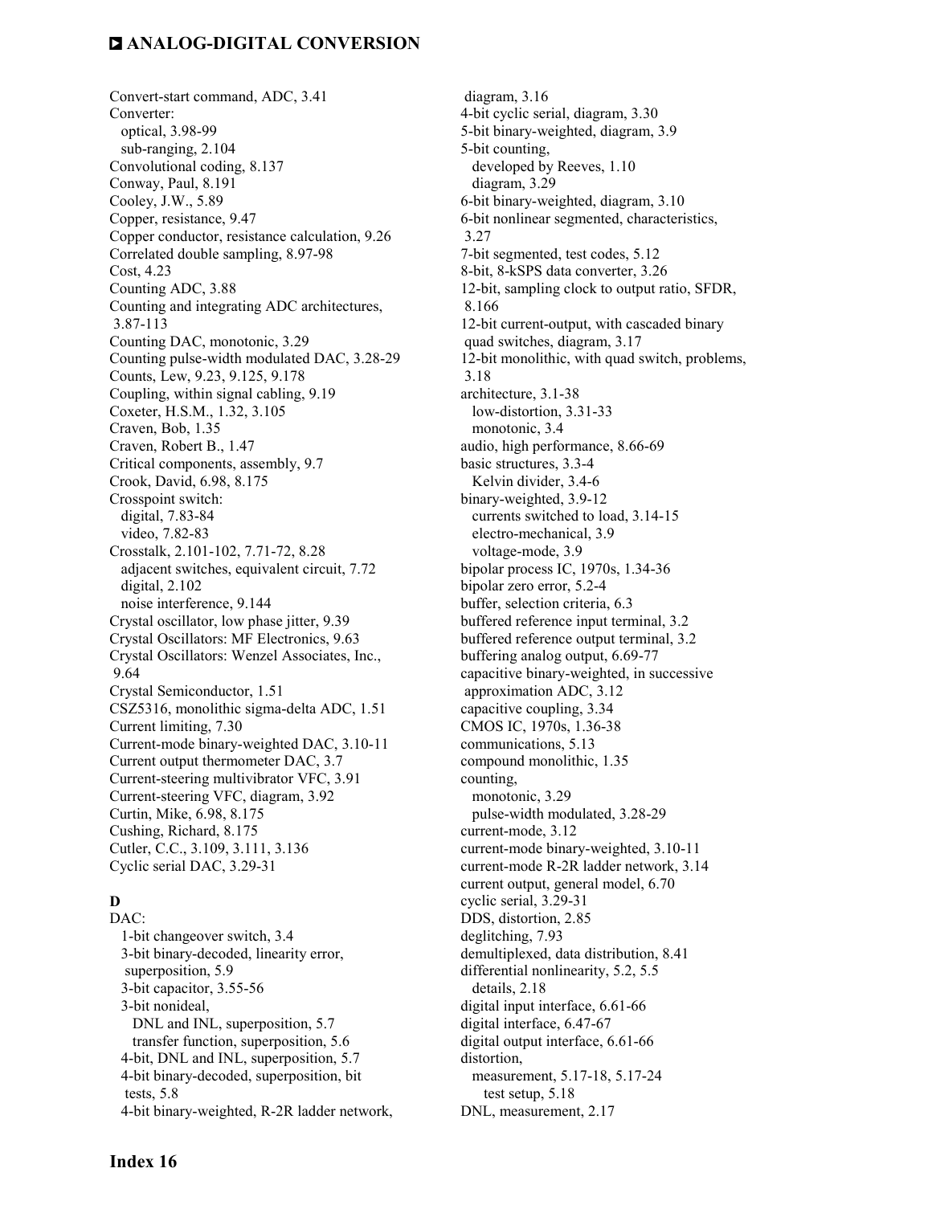Convert-start command, ADC, 3.41
Converter:
  optical, 3.98-99
  sub-ranging, 2.104
Convolutional coding, 8.137
Conway, Paul, 8.191
Cooley, J.W., 5.89
Copper, resistance, 9.47
Copper conductor, resistance calculation, 9.26
Correlated double sampling, 8.97-98
Cost, 4.23
Counting ADC, 3.88
Counting and integrating ADC architectures, 3.87-113
Counting DAC, monotonic, 3.29
Counting pulse-width modulated DAC, 3.28-29
Counts, Lew, 9.23, 9.125, 9.178
Coupling, within signal cabling, 9.19
Coxeter, H.S.M., 1.32, 3.105
Craven, Bob, 1.35
Craven, Robert B., 1.47
Critical components, assembly, 9.7
Crook, David, 6.98, 8.175
Crosspoint switch:
  digital, 7.83-84
  video, 7.82-83
Crosstalk, 2.101-102, 7.71-72, 8.28
  adjacent switches, equivalent circuit, 7.72
  digital, 2.102
  noise interference, 9.144
Crystal oscillator, low phase jitter, 9.39
Crystal Oscillators: MF Electronics, 9.63
Crystal Oscillators: Wenzel Associates, Inc., 9.64
Crystal Semiconductor, 1.51
CSZ5316, monolithic sigma-delta ADC, 1.51
Current limiting, 7.30
Current-mode binary-weighted DAC, 3.10-11
Current output thermometer DAC, 3.7
Current-steering multivibrator VFC, 3.91
Current-steering VFC, diagram, 3.92
Curtin, Mike, 6.98, 8.175
Cushing, Richard, 8.175
Cutler, C.C., 3.109, 3.111, 3.136
Cyclic serial DAC, 3.29-31

## D

DAC:
  1-bit changeover switch, 3.4
  3-bit binary-decoded, linearity error, superposition, 5.9
  3-bit capacitor, 3.55-56
  3-bit nonideal,
    DNL and INL, superposition, 5.7
    transfer function, superposition, 5.6
  4-bit, DNL and INL, superposition, 5.7
  4-bit binary-decoded, superposition, bit tests, 5.8
  4-bit binary-weighted, R-2R ladder network, diagram, 3.16
  4-bit cyclic serial, diagram, 3.30
  5-bit binary-weighted, diagram, 3.9
  5-bit counting,
    developed by Reeves, 1.10
    diagram, 3.29
  6-bit binary-weighted, diagram, 3.10
  6-bit nonlinear segmented, characteristics, 3.27
  7-bit segmented, test codes, 5.12
  8-bit, 8-kSPS data converter, 3.26
  12-bit, sampling clock to output ratio, SFDR, 8.166
  12-bit current-output, with cascaded binary quad switches, diagram, 3.17
  12-bit monolithic, with quad switch, problems, 3.18
  architecture, 3.1-38
    low-distortion, 3.31-33
    monotonic, 3.4
  audio, high performance, 8.66-69
  basic structures, 3.3-4
    Kelvin divider, 3.4-6
  binary-weighted, 3.9-12
    currents switched to load, 3.14-15
    electro-mechanical, 3.9
    voltage-mode, 3.9
  bipolar process IC, 1970s, 1.34-36
  bipolar zero error, 5.2-4
  buffer, selection criteria, 6.3
  buffered reference input terminal, 3.2
  buffered reference output terminal, 3.2
  buffering analog output, 6.69-77
  capacitive binary-weighted, in successive approximation ADC, 3.12
  capacitive coupling, 3.34
  CMOS IC, 1970s, 1.36-38
  communications, 5.13
  compound monolithic, 1.35
  counting,
    monotonic, 3.29
    pulse-width modulated, 3.28-29
  current-mode, 3.12
  current-mode binary-weighted, 3.10-11
  current-mode R-2R ladder network, 3.14
  current output, general model, 6.70
  cyclic serial, 3.29-31
  DDS, distortion, 2.85
  deglitching, 7.93
  demultiplexed, data distribution, 8.41
  differential nonlinearity, 5.2, 5.5
    details, 2.18
  digital input interface, 6.61-66
  digital interface, 6.47-67
  digital output interface, 6.61-66
  distortion,
    measurement, 5.17-18, 5.17-24
      test setup, 5.18
  DNL, measurement, 2.17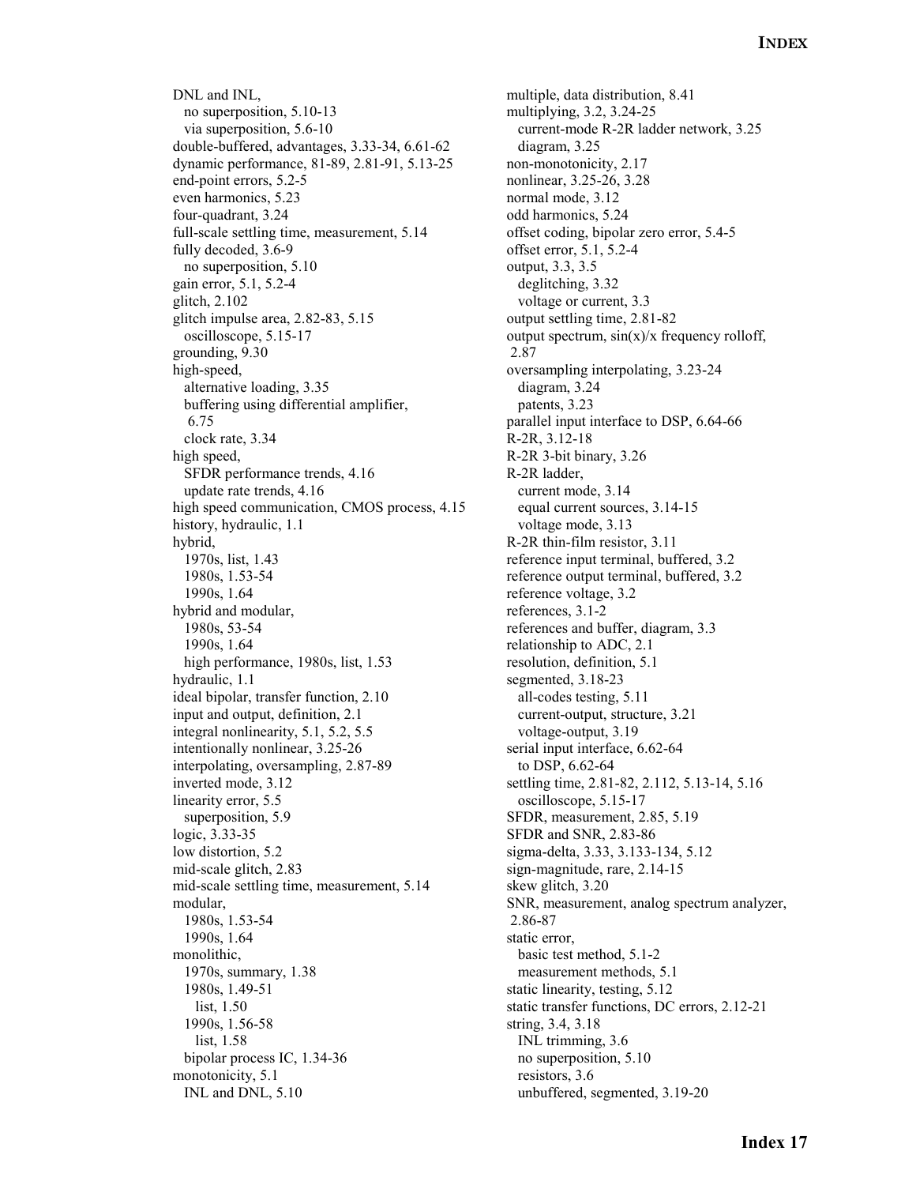DNL and INL,
  no superposition, 5.10-13
  via superposition, 5.6-10
double-buffered, advantages, 3.33-34, 6.61-62
dynamic performance, 81-89, 2.81-91, 5.13-25
end-point errors, 5.2-5
even harmonics, 5.23
four-quadrant, 3.24
full-scale settling time, measurement, 5.14
fully decoded, 3.6-9
  no superposition, 5.10
gain error, 5.1, 5.2-4
glitch, 2.102
glitch impulse area, 2.82-83, 5.15
  oscilloscope, 5.15-17
grounding, 9.30
high-speed,
  alternative loading, 3.35
  buffering using differential amplifier, 6.75
  clock rate, 3.34
high speed,
  SFDR performance trends, 4.16
  update rate trends, 4.16
high speed communication, CMOS process, 4.15
history, hydraulic, 1.1
hybrid,
  1970s, list, 1.43
  1980s, 1.53-54
  1990s, 1.64
hybrid and modular,
  1980s, 53-54
  1990s, 1.64
  high performance, 1980s, list, 1.53
hydraulic, 1.1
ideal bipolar, transfer function, 2.10
input and output, definition, 2.1
integral nonlinearity, 5.1, 5.2, 5.5
intentionally nonlinear, 3.25-26
interpolating, oversampling, 2.87-89
inverted mode, 3.12
linearity error, 5.5
  superposition, 5.9
logic, 3.33-35
low distortion, 5.2
mid-scale glitch, 2.83
mid-scale settling time, measurement, 5.14
modular,
  1980s, 1.53-54
  1990s, 1.64
monolithic,
  1970s, summary, 1.38
  1980s, 1.49-51
    list, 1.50
  1990s, 1.56-58
    list, 1.58
  bipolar process IC, 1.34-36
monotonicity, 5.1
  INL and DNL, 5.10
multiple, data distribution, 8.41
multiplying, 3.2, 3.24-25
  current-mode R-2R ladder network, 3.25
  diagram, 3.25
non-monotonicity, 2.17
nonlinear, 3.25-26, 3.28
normal mode, 3.12
odd harmonics, 5.24
offset coding, bipolar zero error, 5.4-5
offset error, 5.1, 5.2-4
output, 3.3, 3.5
  deglitching, 3.32
  voltage or current, 3.3
output settling time, 2.81-82
output spectrum, sin(x)/x frequency rolloff, 2.87
oversampling interpolating, 3.23-24
  diagram, 3.24
  patents, 3.23
parallel input interface to DSP, 6.64-66
R-2R, 3.12-18
R-2R 3-bit binary, 3.26
R-2R ladder,
  current mode, 3.14
  equal current sources, 3.14-15
  voltage mode, 3.13
R-2R thin-film resistor, 3.11
reference input terminal, buffered, 3.2
reference output terminal, buffered, 3.2
reference voltage, 3.2
references, 3.1-2
references and buffer, diagram, 3.3
relationship to ADC, 2.1
resolution, definition, 5.1
segmented, 3.18-23
  all-codes testing, 5.11
  current-output, structure, 3.21
  voltage-output, 3.19
serial input interface, 6.62-64
  to DSP, 6.62-64
settling time, 2.81-82, 2.112, 5.13-14, 5.16
  oscilloscope, 5.15-17
SFDR, measurement, 2.85, 5.19
SFDR and SNR, 2.83-86
sigma-delta, 3.33, 3.133-134, 5.12
sign-magnitude, rare, 2.14-15
skew glitch, 3.20
SNR, measurement, analog spectrum analyzer, 2.86-87
static error,
  basic test method, 5.1-2
  measurement methods, 5.1
static linearity, testing, 5.12
static transfer functions, DC errors, 2.12-21
string, 3.4, 3.18
  INL trimming, 3.6
  no superposition, 5.10
  resistors, 3.6
  unbuffered, segmented, 3.19-20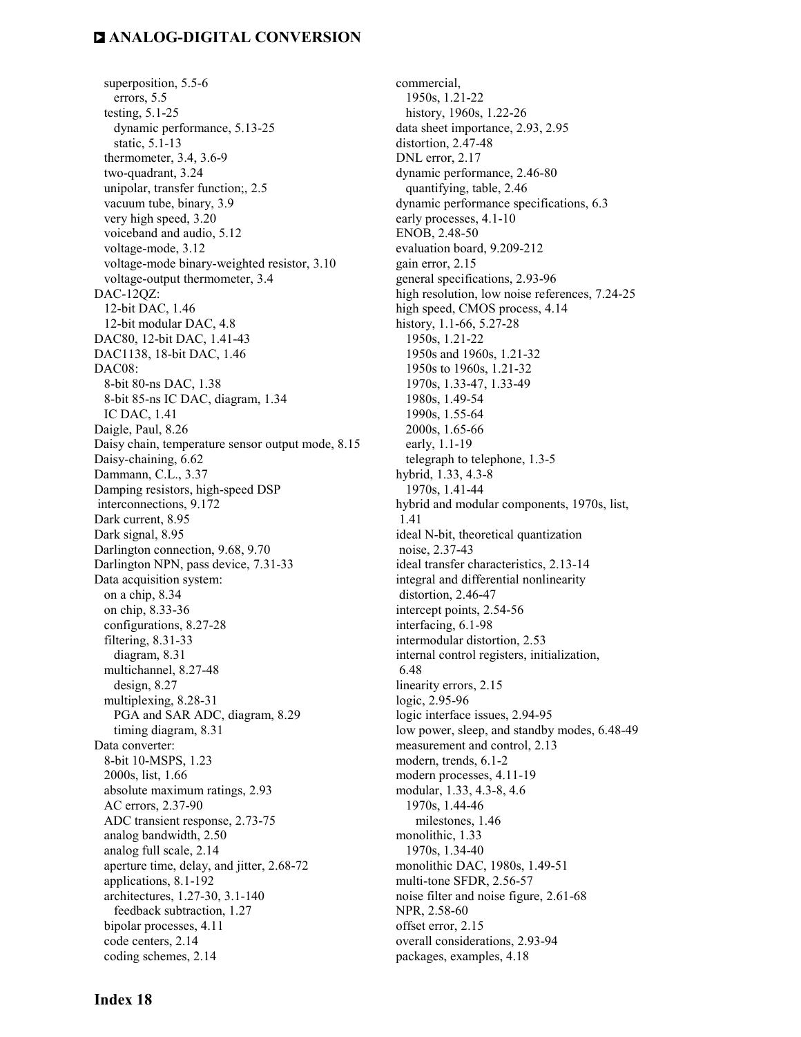superposition, 5.5-6
  errors, 5.5
testing, 5.1-25
  dynamic performance, 5.13-25
  static, 5.1-13
thermometer, 3.4, 3.6-9
two-quadrant, 3.24
unipolar, transfer function;, 2.5
vacuum tube, binary, 3.9
very high speed, 3.20
voiceband and audio, 5.12
voltage-mode, 3.12
voltage-mode binary-weighted resistor, 3.10
voltage-output thermometer, 3.4

DAC-12QZ:
  12-bit DAC, 1.46
  12-bit modular DAC, 4.8
DAC80, 12-bit DAC, 1.41-43
DAC1138, 18-bit DAC, 1.46
DAC08:
  8-bit 80-ns DAC, 1.38
  8-bit 85-ns IC DAC, diagram, 1.34
  IC DAC, 1.41
Daigle, Paul, 8.26
Daisy chain, temperature sensor output mode, 8.15
Daisy-chaining, 6.62
Dammann, C.L., 3.37
Damping resistors, high-speed DSP interconnections, 9.172
Dark current, 8.95
Dark signal, 8.95
Darlington connection, 9.68, 9.70
Darlington NPN, pass device, 7.31-33
Data acquisition system:
  on a chip, 8.34
  on chip, 8.33-36
  configurations, 8.27-28
  filtering, 8.31-33
    diagram, 8.31
  multichannel, 8.27-48
    design, 8.27
  multiplexing, 8.28-31
    PGA and SAR ADC, diagram, 8.29
    timing diagram, 8.31
Data converter:
  8-bit 10-MSPS, 1.23
  2000s, list, 1.66
  absolute maximum ratings, 2.93
  AC errors, 2.37-90
  ADC transient response, 2.73-75
  analog bandwidth, 2.50
  analog full scale, 2.14
  aperture time, delay, and jitter, 2.68-72
  applications, 8.1-192
  architectures, 1.27-30, 3.1-140
    feedback subtraction, 1.27
  bipolar processes, 4.11
  code centers, 2.14
  coding schemes, 2.14
  commercial,
    1950s, 1.21-22
    history, 1960s, 1.22-26
  data sheet importance, 2.93, 2.95
  distortion, 2.47-48
  DNL error, 2.17
  dynamic performance, 2.46-80
    quantifying, table, 2.46
  dynamic performance specifications, 6.3
  early processes, 4.1-10
  ENOB, 2.48-50
  evaluation board, 9.209-212
  gain error, 2.15
  general specifications, 2.93-96
  high resolution, low noise references, 7.24-25
  high speed, CMOS process, 4.14
  history, 1.1-66, 5.27-28
    1950s, 1.21-22
    1950s and 1960s, 1.21-32
    1950s to 1960s, 1.21-32
    1970s, 1.33-47, 1.33-49
    1980s, 1.49-54
    1990s, 1.55-64
    2000s, 1.65-66
    early, 1.1-19
    telegraph to telephone, 1.3-5
  hybrid, 1.33, 4.3-8
    1970s, 1.41-44
  hybrid and modular components, 1970s, list, 1.41
  ideal N-bit, theoretical quantization noise, 2.37-43
  ideal transfer characteristics, 2.13-14
  integral and differential nonlinearity distortion, 2.46-47
  intercept points, 2.54-56
  interfacing, 6.1-98
  intermodular distortion, 2.53
  internal control registers, initialization, 6.48
  linearity errors, 2.15
  logic, 2.95-96
  logic interface issues, 2.94-95
  low power, sleep, and standby modes, 6.48-49
  measurement and control, 2.13
  modern, trends, 6.1-2
  modern processes, 4.11-19
  modular, 1.33, 4.3-8, 4.6
    1970s, 1.44-46
      milestones, 1.46
  monolithic, 1.33
    1970s, 1.34-40
  monolithic DAC, 1980s, 1.49-51
  multi-tone SFDR, 2.56-57
  noise filter and noise figure, 2.61-68
  NPR, 2.58-60
  offset error, 2.15
  overall considerations, 2.93-94
  packages, examples, 4.18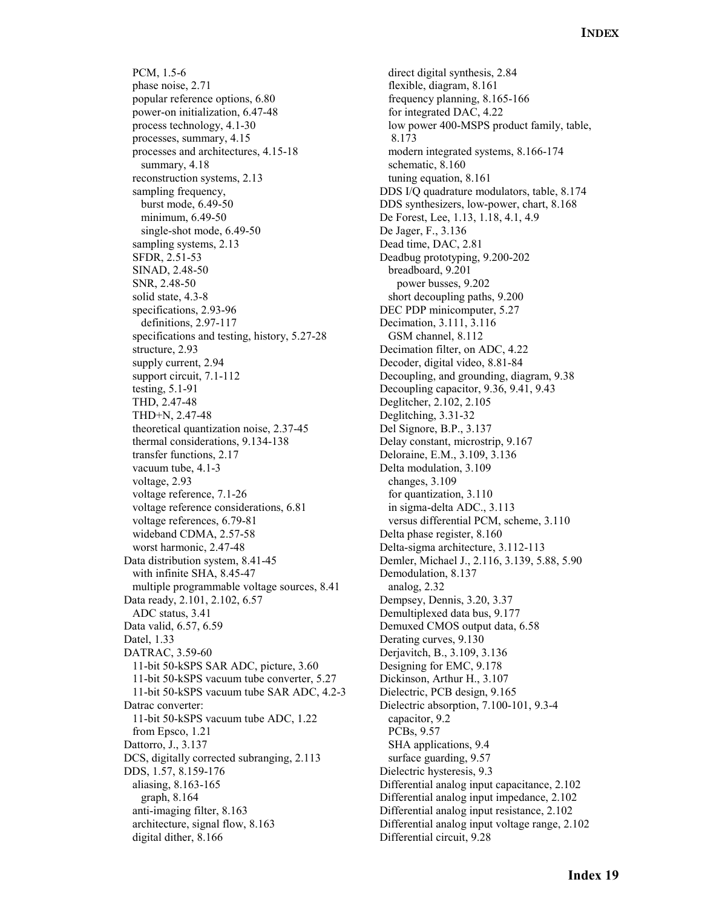PCM, 1.5-6
  phase noise, 2.71
  popular reference options, 6.80
  power-on initialization, 6.47-48
  process technology, 4.1-30
  processes, summary, 4.15
  processes and architectures, 4.15-18
    summary, 4.18
  reconstruction systems, 2.13
  sampling frequency,
    burst mode, 6.49-50
    minimum, 6.49-50
    single-shot mode, 6.49-50
  sampling systems, 2.13
  SFDR, 2.51-53
  SINAD, 2.48-50
  SNR, 2.48-50
  solid state, 4.3-8
  specifications, 2.93-96
    definitions, 2.97-117
  specifications and testing, history, 5.27-28
  structure, 2.93
  supply current, 2.94
  support circuit, 7.1-112
  testing, 5.1-91
  THD, 2.47-48
  THD+N, 2.47-48
  theoretical quantization noise, 2.37-45
  thermal considerations, 9.134-138
  transfer functions, 2.17
  vacuum tube, 4.1-3
  voltage, 2.93
  voltage reference, 7.1-26
  voltage reference considerations, 6.81
  voltage references, 6.79-81
  wideband CDMA, 2.57-58
  worst harmonic, 2.47-48

Data distribution system, 8.41-45
  with infinite SHA, 8.45-47
  multiple programmable voltage sources, 8.41

Data ready, 2.101, 2.102, 6.57
  ADC status, 3.41

Data valid, 6.57, 6.59

Datel, 1.33

DATRAC, 3.59-60
  11-bit 50-kSPS SAR ADC, picture, 3.60
  11-bit 50-kSPS vacuum tube converter, 5.27
  11-bit 50-kSPS vacuum tube SAR ADC, 4.2-3

Datrac converter:
  11-bit 50-kSPS vacuum tube ADC, 1.22
  from Epsco, 1.21

Dattorro, J., 3.137

DCS, digitally corrected subranging, 2.113

DDS, 1.57, 8.159-176
  aliasing, 8.163-165
    graph, 8.164
  anti-imaging filter, 8.163
  architecture, signal flow, 8.163
  digital dither, 8.166
  direct digital synthesis, 2.84
  flexible, diagram, 8.161
  frequency planning, 8.165-166
  for integrated DAC, 4.22
  low power 400-MSPS product family, table, 8.173
  modern integrated systems, 8.166-174
  schematic, 8.160
  tuning equation, 8.161

DDS I/Q quadrature modulators, table, 8.174

DDS synthesizers, low-power, chart, 8.168

De Forest, Lee, 1.13, 1.18, 4.1, 4.9

De Jager, F., 3.136

Dead time, DAC, 2.81

Deadbug prototyping, 9.200-202
  breadboard, 9.201
    power busses, 9.202
  short decoupling paths, 9.200

DEC PDP minicomputer, 5.27

Decimation, 3.111, 3.116
  GSM channel, 8.112

Decimation filter, on ADC, 4.22

Decoder, digital video, 8.81-84

Decoupling, and grounding, diagram, 9.38

Decoupling capacitor, 9.36, 9.41, 9.43

Deglitcher, 2.102, 2.105

Deglitching, 3.31-32

Del Signore, B.P., 3.137

Delay constant, microstrip, 9.167

Deloraine, E.M., 3.109, 3.136

Delta modulation, 3.109
  changes, 3.109
  for quantization, 3.110
  in sigma-delta ADC., 3.113
  versus differential PCM, scheme, 3.110

Delta phase register, 8.160

Delta-sigma architecture, 3.112-113

Demler, Michael J., 2.116, 3.139, 5.88, 5.90

Demodulation, 8.137
  analog, 2.32

Dempsey, Dennis, 3.20, 3.37

Demultiplexed data bus, 9.177

Demuxed CMOS output data, 6.58

Derating curves, 9.130

Derjavitch, B., 3.109, 3.136

Designing for EMC, 9.178

Dickinson, Arthur H., 3.107

Dielectric, PCB design, 9.165

Dielectric absorption, 7.100-101, 9.3-4
  capacitor, 9.2
  PCBs, 9.57
  SHA applications, 9.4
  surface guarding, 9.57

Dielectric hysteresis, 9.3

Differential analog input capacitance, 2.102

Differential analog input impedance, 2.102

Differential analog input resistance, 2.102

Differential analog input voltage range, 2.102

Differential circuit, 9.28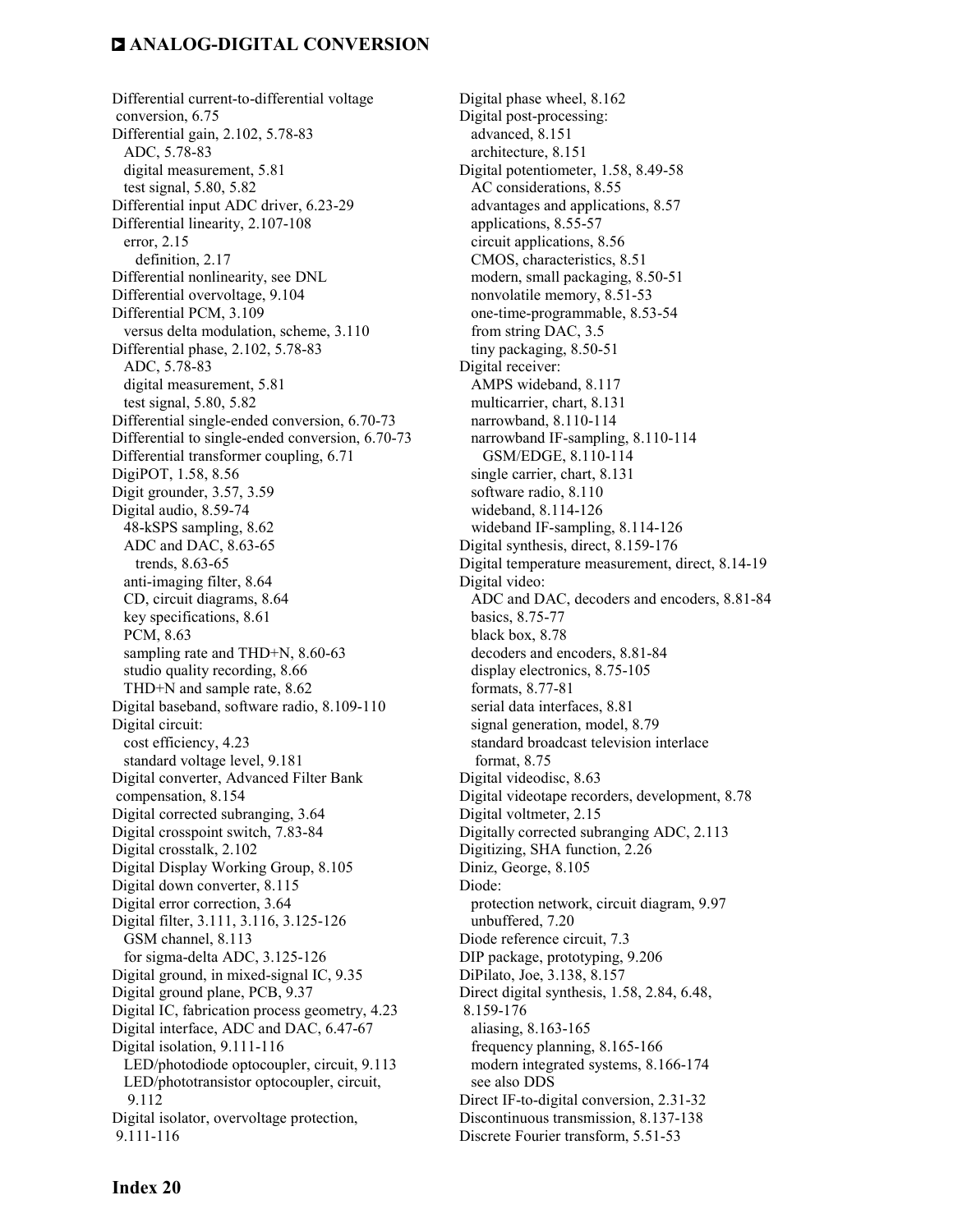Differential current-to-differential voltage conversion, 6.75
Differential gain, 2.102, 5.78-83
  ADC, 5.78-83
  digital measurement, 5.81
  test signal, 5.80, 5.82
Differential input ADC driver, 6.23-29
Differential linearity, 2.107-108
  error, 2.15
    definition, 2.17
Differential nonlinearity, see DNL
Differential overvoltage, 9.104
Differential PCM, 3.109
  versus delta modulation, scheme, 3.110
Differential phase, 2.102, 5.78-83
  ADC, 5.78-83
  digital measurement, 5.81
  test signal, 5.80, 5.82
Differential single-ended conversion, 6.70-73
Differential to single-ended conversion, 6.70-73
Differential transformer coupling, 6.71
DigiPOT, 1.58, 8.56
Digit grounder, 3.57, 3.59
Digital audio, 8.59-74
  48-kSPS sampling, 8.62
  ADC and DAC, 8.63-65
    trends, 8.63-65
  anti-imaging filter, 8.64
  CD, circuit diagrams, 8.64
  key specifications, 8.61
  PCM, 8.63
  sampling rate and THD+N, 8.60-63
  studio quality recording, 8.66
  THD+N and sample rate, 8.62
Digital baseband, software radio, 8.109-110
Digital circuit:
  cost efficiency, 4.23
  standard voltage level, 9.181
Digital converter, Advanced Filter Bank compensation, 8.154
Digital corrected subranging, 3.64
Digital crosspoint switch, 7.83-84
Digital crosstalk, 2.102
Digital Display Working Group, 8.105
Digital down converter, 8.115
Digital error correction, 3.64
Digital filter, 3.111, 3.116, 3.125-126
  GSM channel, 8.113
  for sigma-delta ADC, 3.125-126
Digital ground, in mixed-signal IC, 9.35
Digital ground plane, PCB, 9.37
Digital IC, fabrication process geometry, 4.23
Digital interface, ADC and DAC, 6.47-67
Digital isolation, 9.111-116
  LED/photodiode optocoupler, circuit, 9.113
  LED/phototransistor optocoupler, circuit, 9.112
Digital isolator, overvoltage protection, 9.111-116
Digital phase wheel, 8.162
Digital post-processing:
  advanced, 8.151
  architecture, 8.151
Digital potentiometer, 1.58, 8.49-58
  AC considerations, 8.55
  advantages and applications, 8.57
  applications, 8.55-57
  circuit applications, 8.56
  CMOS, characteristics, 8.51
  modern, small packaging, 8.50-51
  nonvolatile memory, 8.51-53
  one-time-programmable, 8.53-54
  from string DAC, 3.5
  tiny packaging, 8.50-51
Digital receiver:
  AMPS wideband, 8.117
  multicarrier, chart, 8.131
  narrowband, 8.110-114
  narrowband IF-sampling, 8.110-114
    GSM/EDGE, 8.110-114
  single carrier, chart, 8.131
  software radio, 8.110
  wideband, 8.114-126
  wideband IF-sampling, 8.114-126
Digital synthesis, direct, 8.159-176
Digital temperature measurement, direct, 8.14-19
Digital video:
  ADC and DAC, decoders and encoders, 8.81-84
  basics, 8.75-77
  black box, 8.78
  decoders and encoders, 8.81-84
  display electronics, 8.75-105
  formats, 8.77-81
  serial data interfaces, 8.81
  signal generation, model, 8.79
  standard broadcast television interlace format, 8.75
Digital videodisc, 8.63
Digital videotape recorders, development, 8.78
Digital voltmeter, 2.15
Digitally corrected subranging ADC, 2.113
Digitizing, SHA function, 2.26
Diniz, George, 8.105
Diode:
  protection network, circuit diagram, 9.97
  unbuffered, 7.20
Diode reference circuit, 7.3
DIP package, prototyping, 9.206
DiPilato, Joe, 3.138, 8.157
Direct digital synthesis, 1.58, 2.84, 6.48, 8.159-176
  aliasing, 8.163-165
  frequency planning, 8.165-166
  modern integrated systems, 8.166-174
  see also DDS
Direct IF-to-digital conversion, 2.31-32
Discontinuous transmission, 8.137-138
Discrete Fourier transform, 5.51-53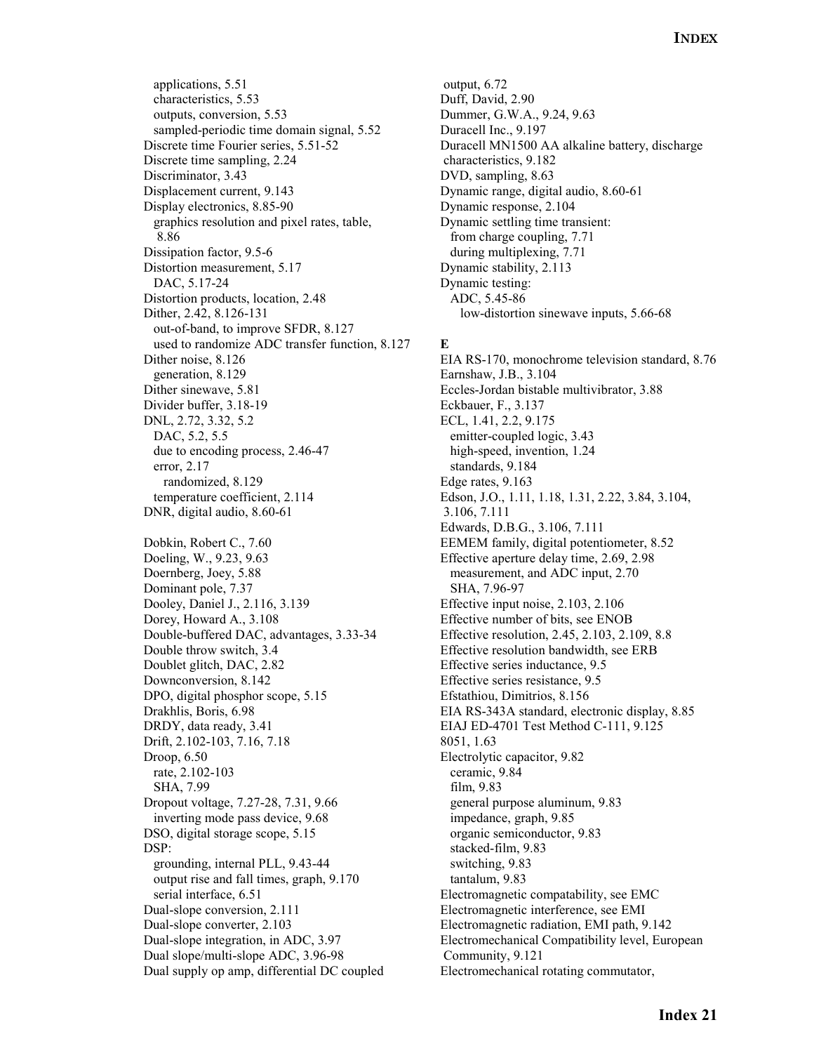applications, 5.51
 characteristics, 5.53
 outputs, conversion, 5.53
 sampled-periodic time domain signal, 5.52
Discrete time Fourier series, 5.51-52
Discrete time sampling, 2.24
Discriminator, 3.43
Displacement current, 9.143
Display electronics, 8.85-90
 graphics resolution and pixel rates, table, 8.86
Dissipation factor, 9.5-6
Distortion measurement, 5.17
 DAC, 5.17-24
Distortion products, location, 2.48
Dither, 2.42, 8.126-131
 out-of-band, to improve SFDR, 8.127
 used to randomize ADC transfer function, 8.127
Dither noise, 8.126
 generation, 8.129
Dither sinewave, 5.81
Divider buffer, 3.18-19
DNL, 2.72, 3.32, 5.2
 DAC, 5.2, 5.5
 due to encoding process, 2.46-47
 error, 2.17
  randomized, 8.129
 temperature coefficient, 2.114
DNR, digital audio, 8.60-61

Dobkin, Robert C., 7.60
Doeling, W., 9.23, 9.63
Doernberg, Joey, 5.88
Dominant pole, 7.37
Dooley, Daniel J., 2.116, 3.139
Dorey, Howard A., 3.108
Double-buffered DAC, advantages, 3.33-34
Double throw switch, 3.4
Doublet glitch, DAC, 2.82
Downconversion, 8.142
DPO, digital phosphor scope, 5.15
Drakhlis, Boris, 6.98
DRDY, data ready, 3.41
Drift, 2.102-103, 7.16, 7.18
Droop, 6.50
 rate, 2.102-103
 SHA, 7.99
Dropout voltage, 7.27-28, 7.31, 9.66
 inverting mode pass device, 9.68
DSO, digital storage scope, 5.15
DSP:
 grounding, internal PLL, 9.43-44
 output rise and fall times, graph, 9.170
 serial interface, 6.51
Dual-slope conversion, 2.111
Dual-slope converter, 2.103
Dual-slope integration, in ADC, 3.97
Dual slope/multi-slope ADC, 3.96-98
Dual supply op amp, differential DC coupled output, 6.72
Duff, David, 2.90
Dummer, G.W.A., 9.24, 9.63
Duracell Inc., 9.197
Duracell MN1500 AA alkaline battery, discharge characteristics, 9.182
DVD, sampling, 8.63
Dynamic range, digital audio, 8.60-61
Dynamic response, 2.104
Dynamic settling time transient:
 from charge coupling, 7.71
 during multiplexing, 7.71
Dynamic stability, 2.113
Dynamic testing:
 ADC, 5.45-86
  low-distortion sinewave inputs, 5.66-68

**E**

EIA RS-170, monochrome television standard, 8.76
Earnshaw, J.B., 3.104
Eccles-Jordan bistable multivibrator, 3.88
Eckbauer, F., 3.137
ECL, 1.41, 2.2, 9.175
 emitter-coupled logic, 3.43
 high-speed, invention, 1.24
 standards, 9.184
Edge rates, 9.163
Edson, J.O., 1.11, 1.18, 1.31, 2.22, 3.84, 3.104, 3.106, 7.111
Edwards, D.B.G., 3.106, 7.111
EEMEM family, digital potentiometer, 8.52
Effective aperture delay time, 2.69, 2.98
 measurement, and ADC input, 2.70
 SHA, 7.96-97
Effective input noise, 2.103, 2.106
Effective number of bits, see ENOB
Effective resolution, 2.45, 2.103, 2.109, 8.8
Effective resolution bandwidth, see ERB
Effective series inductance, 9.5
Effective series resistance, 9.5
Efstathiou, Dimitrios, 8.156
EIA RS-343A standard, electronic display, 8.85
EIAJ ED-4701 Test Method C-111, 9.125
8051, 1.63
Electrolytic capacitor, 9.82
 ceramic, 9.84
 film, 9.83
 general purpose aluminum, 9.83
 impedance, graph, 9.85
 organic semiconductor, 9.83
 stacked-film, 9.83
 switching, 9.83
 tantalum, 9.83
Electromagnetic compatability, see EMC
Electromagnetic interference, see EMI
Electromagnetic radiation, EMI path, 9.142
Electromechanical Compatibility level, European Community, 9.121
Electromechanical rotating commutator,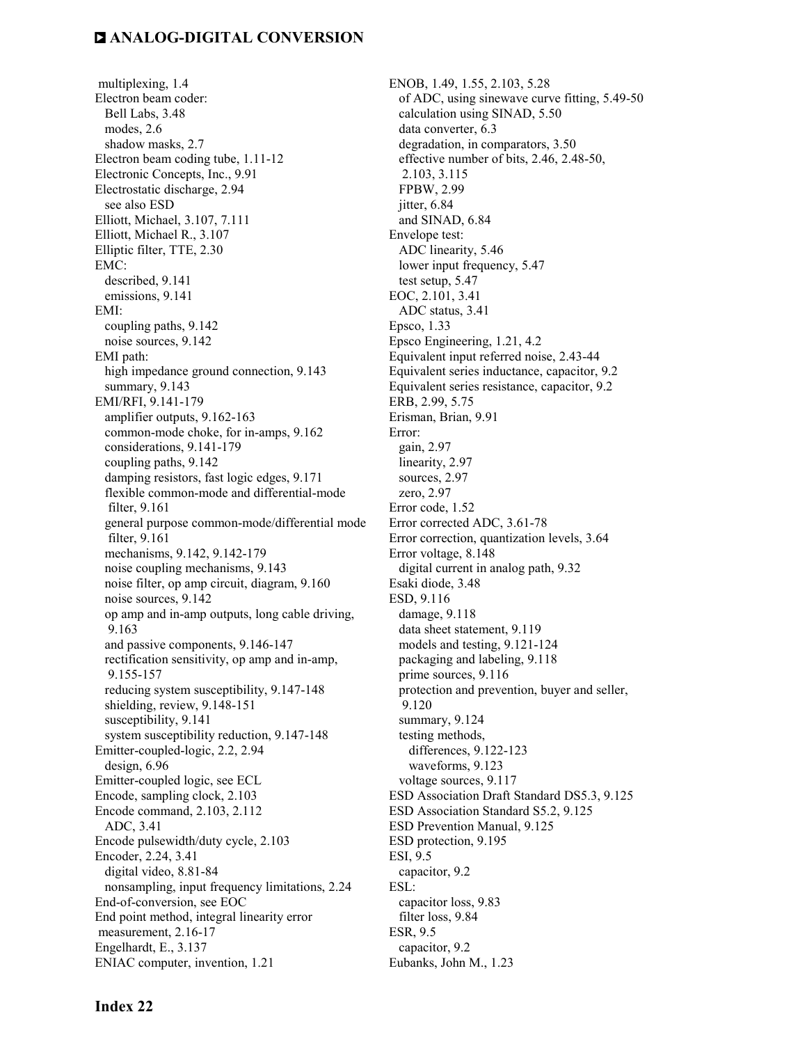multiplexing, 1.4
Electron beam coder:
  Bell Labs, 3.48
  modes, 2.6
  shadow masks, 2.7
Electron beam coding tube, 1.11-12
Electronic Concepts, Inc., 9.91
Electrostatic discharge, 2.94
  see also ESD
Elliott, Michael, 3.107, 7.111
Elliott, Michael R., 3.107
Elliptic filter, TTE, 2.30
EMC:
  described, 9.141
  emissions, 9.141
EMI:
  coupling paths, 9.142
  noise sources, 9.142
EMI path:
  high impedance ground connection, 9.143
  summary, 9.143
EMI/RFI, 9.141-179
  amplifier outputs, 9.162-163
  common-mode choke, for in-amps, 9.162
  considerations, 9.141-179
  coupling paths, 9.142
  damping resistors, fast logic edges, 9.171
  flexible common-mode and differential-mode filter, 9.161
  general purpose common-mode/differential mode filter, 9.161
  mechanisms, 9.142, 9.142-179
  noise coupling mechanisms, 9.143
  noise filter, op amp circuit, diagram, 9.160
  noise sources, 9.142
  op amp and in-amp outputs, long cable driving, 9.163
  and passive components, 9.146-147
  rectification sensitivity, op amp and in-amp, 9.155-157
  reducing system susceptibility, 9.147-148
  shielding, review, 9.148-151
  susceptibility, 9.141
  system susceptibility reduction, 9.147-148
Emitter-coupled-logic, 2.2, 2.94
  design, 6.96
Emitter-coupled logic, see ECL
Encode, sampling clock, 2.103
Encode command, 2.103, 2.112
  ADC, 3.41
Encode pulsewidth/duty cycle, 2.103
Encoder, 2.24, 3.41
  digital video, 8.81-84
  nonsampling, input frequency limitations, 2.24
End-of-conversion, see EOC
End point method, integral linearity error measurement, 2.16-17
Engelhardt, E., 3.137
ENIAC computer, invention, 1.21
ENOB, 1.49, 1.55, 2.103, 5.28
  of ADC, using sinewave curve fitting, 5.49-50
  calculation using SINAD, 5.50
  data converter, 6.3
  degradation, in comparators, 3.50
  effective number of bits, 2.46, 2.48-50, 2.103, 3.115
  FPBW, 2.99
  jitter, 6.84
  and SINAD, 6.84
Envelope test:
  ADC linearity, 5.46
  lower input frequency, 5.47
  test setup, 5.47
EOC, 2.101, 3.41
  ADC status, 3.41
Epsco, 1.33
Epsco Engineering, 1.21, 4.2
Equivalent input referred noise, 2.43-44
Equivalent series inductance, capacitor, 9.2
Equivalent series resistance, capacitor, 9.2
ERB, 2.99, 5.75
Erisman, Brian, 9.91
Error:
  gain, 2.97
  linearity, 2.97
  sources, 2.97
  zero, 2.97
Error code, 1.52
Error corrected ADC, 3.61-78
Error correction, quantization levels, 3.64
Error voltage, 8.148
  digital current in analog path, 9.32
Esaki diode, 3.48
ESD, 9.116
  damage, 9.118
  data sheet statement, 9.119
  models and testing, 9.121-124
  packaging and labeling, 9.118
  prime sources, 9.116
  protection and prevention, buyer and seller, 9.120
  summary, 9.124
  testing methods,
    differences, 9.122-123
    waveforms, 9.123
  voltage sources, 9.117
ESD Association Draft Standard DS5.3, 9.125
ESD Association Standard S5.2, 9.125
ESD Prevention Manual, 9.125
ESD protection, 9.195
ESI, 9.5
  capacitor, 9.2
ESL:
  capacitor loss, 9.83
  filter loss, 9.84
ESR, 9.5
  capacitor, 9.2
Eubanks, John M., 1.23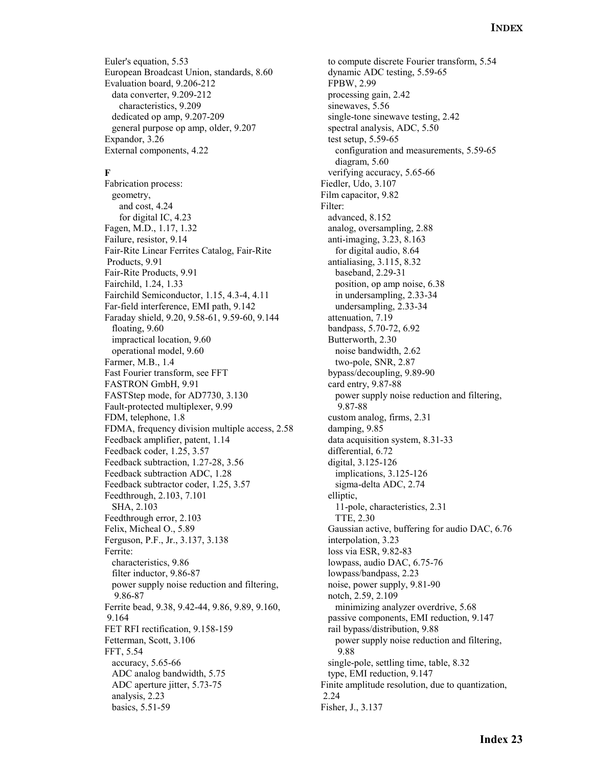Euler's equation, 5.53
European Broadcast Union, standards, 8.60
Evaluation board, 9.206-212
  data converter, 9.209-212
    characteristics, 9.209
  dedicated op amp, 9.207-209
  general purpose op amp, older, 9.207
Expandor, 3.26
External components, 4.22

**F**

Fabrication process:
  geometry,
    and cost, 4.24
    for digital IC, 4.23
Fagen, M.D., 1.17, 1.32
Failure, resistor, 9.14
Fair-Rite Linear Ferrites Catalog, Fair-Rite Products, 9.91
Fair-Rite Products, 9.91
Fairchild, 1.24, 1.33
Fairchild Semiconductor, 1.15, 4.3-4, 4.11
Far-field interference, EMI path, 9.142
Faraday shield, 9.20, 9.58-61, 9.59-60, 9.144
  floating, 9.60
  impractical location, 9.60
  operational model, 9.60
Farmer, M.B., 1.4
Fast Fourier transform, see FFT
FASTRON GmbH, 9.91
FASTStep mode, for AD7730, 3.130
Fault-protected multiplexer, 9.99
FDM, telephone, 1.8
FDMA, frequency division multiple access, 2.58
Feedback amplifier, patent, 1.14
Feedback coder, 1.25, 3.57
Feedback subtraction, 1.27-28, 3.56
Feedback subtraction ADC, 1.28
Feedback subtractor coder, 1.25, 3.57
Feedthrough, 2.103, 7.101
  SHA, 2.103
Feedthrough error, 2.103
Felix, Micheal O., 5.89
Ferguson, P.F., Jr., 3.137, 3.138
Ferrite:
  characteristics, 9.86
  filter inductor, 9.86-87
  power supply noise reduction and filtering, 9.86-87
Ferrite bead, 9.38, 9.42-44, 9.86, 9.89, 9.160, 9.164
FET RFI rectification, 9.158-159
Fetterman, Scott, 3.106
FFT, 5.54
  accuracy, 5.65-66
  ADC analog bandwidth, 5.75
  ADC aperture jitter, 5.73-75
  analysis, 2.23
  basics, 5.51-59
  to compute discrete Fourier transform, 5.54
  dynamic ADC testing, 5.59-65
  FPBW, 2.99
  processing gain, 2.42
  sinewaves, 5.56
  single-tone sinewave testing, 2.42
  spectral analysis, ADC, 5.50
  test setup, 5.59-65
    configuration and measurements, 5.59-65
    diagram, 5.60
  verifying accuracy, 5.65-66
Fiedler, Udo, 3.107
Film capacitor, 9.82
Filter:
  advanced, 8.152
  analog, oversampling, 2.88
  anti-imaging, 3.23, 8.163
    for digital audio, 8.64
  antialiasing, 3.115, 8.32
    baseband, 2.29-31
    position, op amp noise, 6.38
    in undersampling, 2.33-34
    undersampling, 2.33-34
  attenuation, 7.19
  bandpass, 5.70-72, 6.92
  Butterworth, 2.30
    noise bandwidth, 2.62
    two-pole, SNR, 2.87
  bypass/decoupling, 9.89-90
  card entry, 9.87-88
    power supply noise reduction and filtering, 9.87-88
  custom analog, firms, 2.31
  damping, 9.85
  data acquisition system, 8.31-33
  differential, 6.72
  digital, 3.125-126
    implications, 3.125-126
    sigma-delta ADC, 2.74
  elliptic,
    11-pole, characteristics, 2.31
    TTE, 2.30
  Gaussian active, buffering for audio DAC, 6.76
  interpolation, 3.23
  loss via ESR, 9.82-83
  lowpass, audio DAC, 6.75-76
  lowpass/bandpass, 2.23
  noise, power supply, 9.81-90
  notch, 2.59, 2.109
    minimizing analyzer overdrive, 5.68
  passive components, EMI reduction, 9.147
  rail bypass/distribution, 9.88
    power supply noise reduction and filtering, 9.88
  single-pole, settling time, table, 8.32
  type, EMI reduction, 9.147
Finite amplitude resolution, due to quantization, 2.24
Fisher, J., 3.137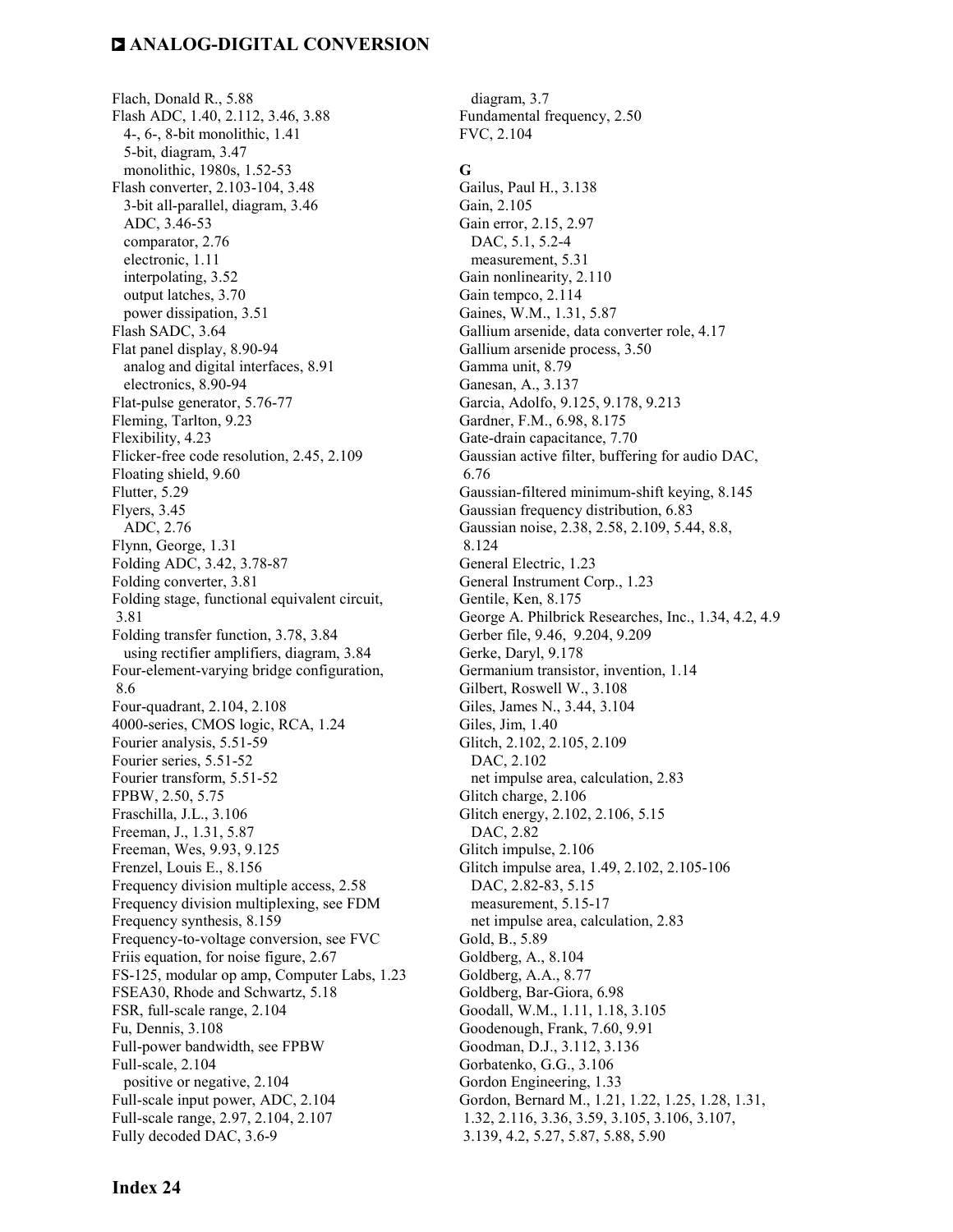Flach, Donald R., 5.88
Flash ADC, 1.40, 2.112, 3.46, 3.88
  4-, 6-, 8-bit monolithic, 1.41
  5-bit, diagram, 3.47
  monolithic, 1980s, 1.52-53
Flash converter, 2.103-104, 3.48
  3-bit all-parallel, diagram, 3.46
  ADC, 3.46-53
  comparator, 2.76
  electronic, 1.11
  interpolating, 3.52
  output latches, 3.70
  power dissipation, 3.51
Flash SADC, 3.64
Flat panel display, 8.90-94
  analog and digital interfaces, 8.91
  electronics, 8.90-94
Flat-pulse generator, 5.76-77
Fleming, Tarlton, 9.23
Flexibility, 4.23
Flicker-free code resolution, 2.45, 2.109
Floating shield, 9.60
Flutter, 5.29
Flyers, 3.45
  ADC, 2.76
Flynn, George, 1.31
Folding ADC, 3.42, 3.78-87
Folding converter, 3.81
Folding stage, functional equivalent circuit, 3.81
Folding transfer function, 3.78, 3.84
  using rectifier amplifiers, diagram, 3.84
Four-element-varying bridge configuration, 8.6
Four-quadrant, 2.104, 2.108
4000-series, CMOS logic, RCA, 1.24
Fourier analysis, 5.51-59
Fourier series, 5.51-52
Fourier transform, 5.51-52
FPBW, 2.50, 5.75
Fraschilla, J.L., 3.106
Freeman, J., 1.31, 5.87
Freeman, Wes, 9.93, 9.125
Frenzel, Louis E., 8.156
Frequency division multiple access, 2.58
Frequency division multiplexing, see FDM
Frequency synthesis, 8.159
Frequency-to-voltage conversion, see FVC
Friis equation, for noise figure, 2.67
FS-125, modular op amp, Computer Labs, 1.23
FSEA30, Rhode and Schwartz, 5.18
FSR, full-scale range, 2.104
Fu, Dennis, 3.108
Full-power bandwidth, see FPBW
Full-scale, 2.104
  positive or negative, 2.104
Full-scale input power, ADC, 2.104
Full-scale range, 2.97, 2.104, 2.107
Fully decoded DAC, 3.6-9
  diagram, 3.7
Fundamental frequency, 2.50
FVC, 2.104

**G**

Gailus, Paul H., 3.138
Gain, 2.105
Gain error, 2.15, 2.97
  DAC, 5.1, 5.2-4
  measurement, 5.31
Gain nonlinearity, 2.110
Gain tempco, 2.114
Gaines, W.M., 1.31, 5.87
Gallium arsenide, data converter role, 4.17
Gallium arsenide process, 3.50
Gamma unit, 8.79
Ganesan, A., 3.137
Garcia, Adolfo, 9.125, 9.178, 9.213
Gardner, F.M., 6.98, 8.175
Gate-drain capacitance, 7.70
Gaussian active filter, buffering for audio DAC, 6.76
Gaussian-filtered minimum-shift keying, 8.145
Gaussian frequency distribution, 6.83
Gaussian noise, 2.38, 2.58, 2.109, 5.44, 8.8, 8.124
General Electric, 1.23
General Instrument Corp., 1.23
Gentile, Ken, 8.175
George A. Philbrick Researches, Inc., 1.34, 4.2, 4.9
Gerber file, 9.46, 9.204, 9.209
Gerke, Daryl, 9.178
Germanium transistor, invention, 1.14
Gilbert, Roswell W., 3.108
Giles, James N., 3.44, 3.104
Giles, Jim, 1.40
Glitch, 2.102, 2.105, 2.109
  DAC, 2.102
  net impulse area, calculation, 2.83
Glitch charge, 2.106
Glitch energy, 2.102, 2.106, 5.15
  DAC, 2.82
Glitch impulse, 2.106
Glitch impulse area, 1.49, 2.102, 2.105-106
  DAC, 2.82-83, 5.15
  measurement, 5.15-17
  net impulse area, calculation, 2.83
Gold, B., 5.89
Goldberg, A., 8.104
Goldberg, A.A., 8.77
Goldberg, Bar-Giora, 6.98
Goodall, W.M., 1.11, 1.18, 3.105
Goodenough, Frank, 7.60, 9.91
Goodman, D.J., 3.112, 3.136
Gorbatenko, G.G., 3.106
Gordon Engineering, 1.33
Gordon, Bernard M., 1.21, 1.22, 1.25, 1.28, 1.31, 1.32, 2.116, 3.36, 3.59, 3.105, 3.106, 3.107, 3.139, 4.2, 5.27, 5.87, 5.88, 5.90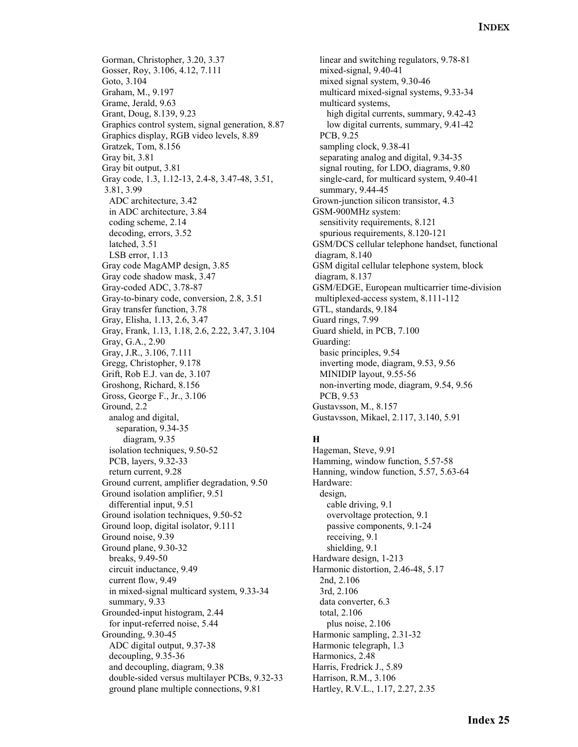Gorman, Christopher, 3.20, 3.37
Gosser, Roy, 3.106, 4.12, 7.111
Goto, 3.104
Graham, M., 9.197
Grame, Jerald, 9.63
Grant, Doug, 8.139, 9.23
Graphics control system, signal generation, 8.87
Graphics display, RGB video levels, 8.89
Gratzek, Tom, 8.156
Gray bit, 3.81
Gray bit output, 3.81
Gray code, 1.3, 1.12-13, 2.4-8, 3.47-48, 3.51, 3.81, 3.99
  ADC architecture, 3.42
  in ADC architecture, 3.84
  coding scheme, 2.14
  decoding, errors, 3.52
  latched, 3.51
  LSB error, 1.13
Gray code MagAMP design, 3.85
Gray code shadow mask, 3.47
Gray-coded ADC, 3.78-87
Gray-to-binary code, conversion, 2.8, 3.51
Gray transfer function, 3.78
Gray, Elisha, 1.13, 2.6, 3.47
Gray, Frank, 1.13, 1.18, 2.6, 2.22, 3.47, 3.104
Gray, G.A., 2.90
Gray, J.R., 3.106, 7.111
Gregg, Christopher, 9.178
Grift, Rob E.J. van de, 3.107
Groshong, Richard, 8.156
Gross, George F., Jr., 3.106
Ground, 2.2
  analog and digital,
    separation, 9.34-35
      diagram, 9.35
  isolation techniques, 9.50-52
  PCB, layers, 9.32-33
  return current, 9.28
Ground current, amplifier degradation, 9.50
Ground isolation amplifier, 9.51
  differential input, 9.51
Ground isolation techniques, 9.50-52
Ground loop, digital isolator, 9.111
Ground noise, 9.39
Ground plane, 9.30-32
  breaks, 9.49-50
  circuit inductance, 9.49
  current flow, 9.49
  in mixed-signal multicard system, 9.33-34
  summary, 9.33
Grounded-input histogram, 2.44
  for input-referred noise, 5.44
Grounding, 9.30-45
  ADC digital output, 9.37-38
  decoupling, 9.35-36
  and decoupling, diagram, 9.38
  double-sided versus multilayer PCBs, 9.32-33
  ground plane multiple connections, 9.81
  linear and switching regulators, 9.78-81
  mixed-signal, 9.40-41
  mixed signal system, 9.30-46
  multicard mixed-signal systems, 9.33-34
  multicard systems,
    high digital currents, summary, 9.42-43
    low digital currents, summary, 9.41-42
  PCB, 9.25
  sampling clock, 9.38-41
  separating analog and digital, 9.34-35
  signal routing, for LDO, diagrams, 9.80
  single-card, for multicard system, 9.40-41
  summary, 9.44-45
Grown-junction silicon transistor, 4.3
GSM-900MHz system:
  sensitivity requirements, 8.121
  spurious requirements, 8.120-121
GSM/DCS cellular telephone handset, functional diagram, 8.140
GSM digital cellular telephone system, block diagram, 8.137
GSM/EDGE, European multicarrier time-division multiplexed-access system, 8.111-112
GTL, standards, 9.184
Guard rings, 7.99
Guard shield, in PCB, 7.100
Guarding:
  basic principles, 9.54
  inverting mode, diagram, 9.53, 9.56
  MINIDIP layout, 9.55-56
  non-inverting mode, diagram, 9.54, 9.56
  PCB, 9.53
Gustavsson, M., 8.157
Gustavsson, Mikael, 2.117, 3.140, 5.91

**H**

Hageman, Steve, 9.91
Hamming, window function, 5.57-58
Hanning, window function, 5.57, 5.63-64
Hardware:
  design,
    cable driving, 9.1
    overvoltage protection, 9.1
    passive components, 9.1-24
    receiving, 9.1
    shielding, 9.1
Hardware design, 1-213
Harmonic distortion, 2.46-48, 5.17
  2nd, 2.106
  3rd, 2.106
  data converter, 6.3
  total, 2.106
    plus noise, 2.106
Harmonic sampling, 2.31-32
Harmonic telegraph, 1.3
Harmonics, 2.48
Harris, Fredrick J., 5.89
Harrison, R.M., 3.106
Hartley, R.V.L., 1.17, 2.27, 2.35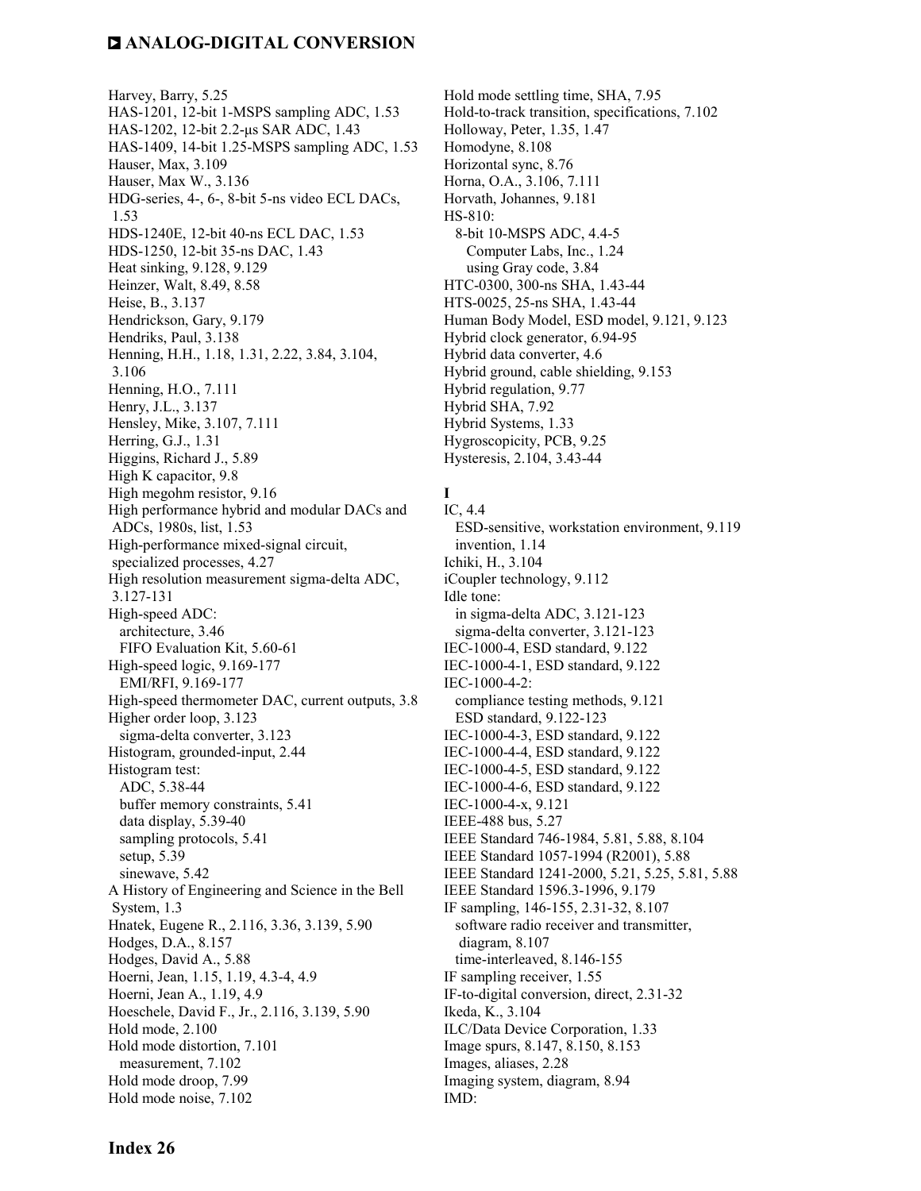Harvey, Barry, 5.25
HAS-1201, 12-bit 1-MSPS sampling ADC, 1.53
HAS-1202, 12-bit 2.2-µs SAR ADC, 1.43
HAS-1409, 14-bit 1.25-MSPS sampling ADC, 1.53
Hauser, Max, 3.109
Hauser, Max W., 3.136
HDG-series, 4-, 6-, 8-bit 5-ns video ECL DACs, 1.53
HDS-1240E, 12-bit 40-ns ECL DAC, 1.53
HDS-1250, 12-bit 35-ns DAC, 1.43
Heat sinking, 9.128, 9.129
Heinzer, Walt, 8.49, 8.58
Heise, B., 3.137
Hendrickson, Gary, 9.179
Hendriks, Paul, 3.138
Henning, H.H., 1.18, 1.31, 2.22, 3.84, 3.104, 3.106
Henning, H.O., 7.111
Henry, J.L., 3.137
Hensley, Mike, 3.107, 7.111
Herring, G.J., 1.31
Higgins, Richard J., 5.89
High K capacitor, 9.8
High megohm resistor, 9.16
High performance hybrid and modular DACs and ADCs, 1980s, list, 1.53
High-performance mixed-signal circuit, specialized processes, 4.27
High resolution measurement sigma-delta ADC, 3.127-131
High-speed ADC:
  architecture, 3.46
  FIFO Evaluation Kit, 5.60-61
High-speed logic, 9.169-177
  EMI/RFI, 9.169-177
High-speed thermometer DAC, current outputs, 3.8
Higher order loop, 3.123
  sigma-delta converter, 3.123
Histogram, grounded-input, 2.44
Histogram test:
  ADC, 5.38-44
  buffer memory constraints, 5.41
  data display, 5.39-40
  sampling protocols, 5.41
  setup, 5.39
  sinewave, 5.42
A History of Engineering and Science in the Bell System, 1.3
Hnatek, Eugene R., 2.116, 3.36, 3.139, 5.90
Hodges, D.A., 8.157
Hodges, David A., 5.88
Hoerni, Jean, 1.15, 1.19, 4.3-4, 4.9
Hoerni, Jean A., 1.19, 4.9
Hoeschele, David F., Jr., 2.116, 3.139, 5.90
Hold mode, 2.100
Hold mode distortion, 7.101
  measurement, 7.102
Hold mode droop, 7.99
Hold mode noise, 7.102
Hold mode settling time, SHA, 7.95
Hold-to-track transition, specifications, 7.102
Holloway, Peter, 1.35, 1.47
Homodyne, 8.108
Horizontal sync, 8.76
Horna, O.A., 3.106, 7.111
Horvath, Johannes, 9.181
HS-810:
  8-bit 10-MSPS ADC, 4.4-5
    Computer Labs, Inc., 1.24
    using Gray code, 3.84
HTC-0300, 300-ns SHA, 1.43-44
HTS-0025, 25-ns SHA, 1.43-44
Human Body Model, ESD model, 9.121, 9.123
Hybrid clock generator, 6.94-95
Hybrid data converter, 4.6
Hybrid ground, cable shielding, 9.153
Hybrid regulation, 9.77
Hybrid SHA, 7.92
Hybrid Systems, 1.33
Hygroscopicity, PCB, 9.25
Hysteresis, 2.104, 3.43-44

**I**

IC, 4.4
  ESD-sensitive, workstation environment, 9.119
  invention, 1.14
Ichiki, H., 3.104
iCoupler technology, 9.112
Idle tone:
  in sigma-delta ADC, 3.121-123
  sigma-delta converter, 3.121-123
IEC-1000-4, ESD standard, 9.122
IEC-1000-4-1, ESD standard, 9.122
IEC-1000-4-2:
  compliance testing methods, 9.121
  ESD standard, 9.122-123
IEC-1000-4-3, ESD standard, 9.122
IEC-1000-4-4, ESD standard, 9.122
IEC-1000-4-5, ESD standard, 9.122
IEC-1000-4-6, ESD standard, 9.122
IEC-1000-4-x, 9.121
IEEE-488 bus, 5.27
IEEE Standard 746-1984, 5.81, 5.88, 8.104
IEEE Standard 1057-1994 (R2001), 5.88
IEEE Standard 1241-2000, 5.21, 5.25, 5.81, 5.88
IEEE Standard 1596.3-1996, 9.179
IF sampling, 146-155, 2.31-32, 8.107
  software radio receiver and transmitter, diagram, 8.107
  time-interleaved, 8.146-155
IF sampling receiver, 1.55
IF-to-digital conversion, direct, 2.31-32
Ikeda, K., 3.104
ILC/Data Device Corporation, 1.33
Image spurs, 8.147, 8.150, 8.153
Images, aliases, 2.28
Imaging system, diagram, 8.94
IMD: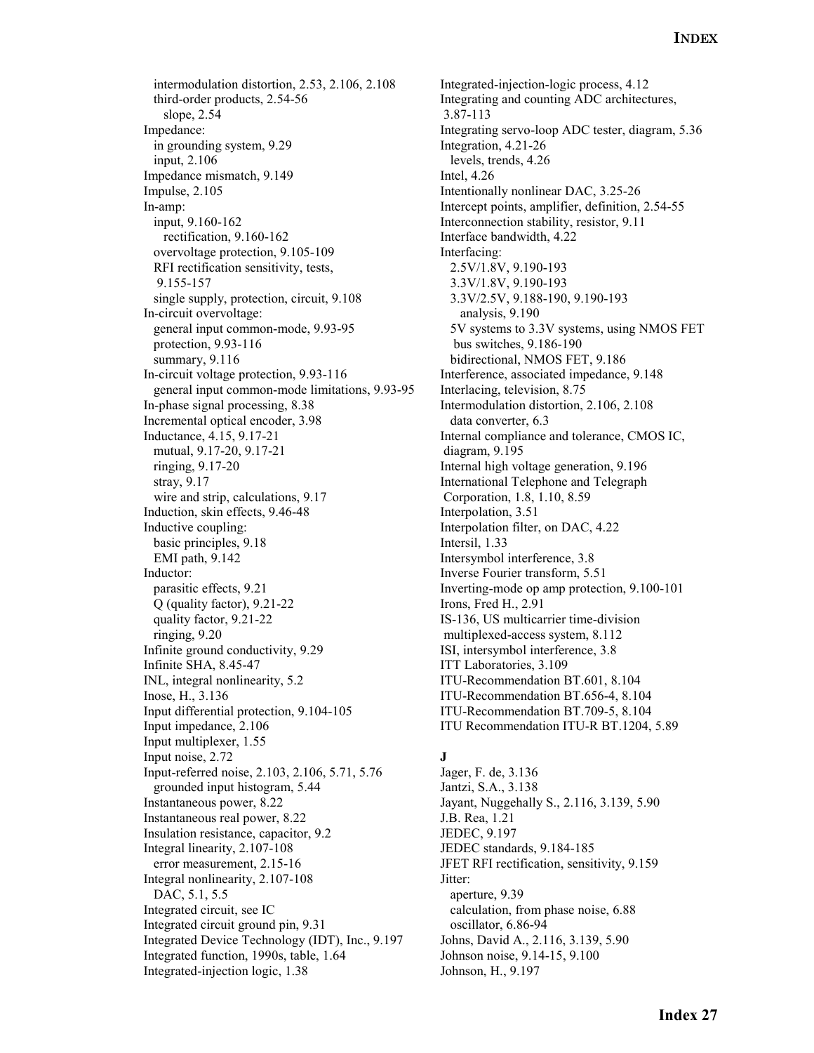intermodulation distortion, 2.53, 2.106, 2.108
  third-order products, 2.54-56
    slope, 2.54
Impedance:
  in grounding system, 9.29
  input, 2.106
Impedance mismatch, 9.149
Impulse, 2.105
In-amp:
  input, 9.160-162
    rectification, 9.160-162
  overvoltage protection, 9.105-109
  RFI rectification sensitivity, tests, 9.155-157
  single supply, protection, circuit, 9.108
In-circuit overvoltage:
  general input common-mode, 9.93-95
  protection, 9.93-116
  summary, 9.116
In-circuit voltage protection, 9.93-116
  general input common-mode limitations, 9.93-95
In-phase signal processing, 8.38
Incremental optical encoder, 3.98
Inductance, 4.15, 9.17-21
  mutual, 9.17-20, 9.17-21
  ringing, 9.17-20
  stray, 9.17
  wire and strip, calculations, 9.17
Induction, skin effects, 9.46-48
Inductive coupling:
  basic principles, 9.18
  EMI path, 9.142
Inductor:
  parasitic effects, 9.21
  Q (quality factor), 9.21-22
  quality factor, 9.21-22
  ringing, 9.20
Infinite ground conductivity, 9.29
Infinite SHA, 8.45-47
INL, integral nonlinearity, 5.2
Inose, H., 3.136
Input differential protection, 9.104-105
Input impedance, 2.106
Input multiplexer, 1.55
Input noise, 2.72
Input-referred noise, 2.103, 2.106, 5.71, 5.76
  grounded input histogram, 5.44
Instantaneous power, 8.22
Instantaneous real power, 8.22
Insulation resistance, capacitor, 9.2
Integral linearity, 2.107-108
  error measurement, 2.15-16
Integral nonlinearity, 2.107-108
  DAC, 5.1, 5.5
Integrated circuit, see IC
Integrated circuit ground pin, 9.31
Integrated Device Technology (IDT), Inc., 9.197
Integrated function, 1990s, table, 1.64
Integrated-injection logic, 1.38
Integrated-injection-logic process, 4.12
Integrating and counting ADC architectures, 3.87-113
Integrating servo-loop ADC tester, diagram, 5.36
Integration, 4.21-26
  levels, trends, 4.26
Intel, 4.26
Intentionally nonlinear DAC, 3.25-26
Intercept points, amplifier, definition, 2.54-55
Interconnection stability, resistor, 9.11
Interface bandwidth, 4.22
Interfacing:
  2.5V/1.8V, 9.190-193
  3.3V/1.8V, 9.190-193
  3.3V/2.5V, 9.188-190, 9.190-193
    analysis, 9.190
  5V systems to 3.3V systems, using NMOS FET bus switches, 9.186-190
  bidirectional, NMOS FET, 9.186
Interference, associated impedance, 9.148
Interlacing, television, 8.75
Intermodulation distortion, 2.106, 2.108
  data converter, 6.3
Internal compliance and tolerance, CMOS IC, diagram, 9.195
Internal high voltage generation, 9.196
International Telephone and Telegraph Corporation, 1.8, 1.10, 8.59
Interpolation, 3.51
Interpolation filter, on DAC, 4.22
Intersil, 1.33
Intersymbol interference, 3.8
Inverse Fourier transform, 5.51
Inverting-mode op amp protection, 9.100-101
Irons, Fred H., 2.91
IS-136, US multicarrier time-division multiplexed-access system, 8.112
ISI, intersymbol interference, 3.8
ITT Laboratories, 3.109
ITU-Recommendation BT.601, 8.104
ITU-Recommendation BT.656-4, 8.104
ITU-Recommendation BT.709-5, 8.104
ITU Recommendation ITU-R BT.1204, 5.89

**J**

Jager, F. de, 3.136
Jantzi, S.A., 3.138
Jayant, Nuggehally S., 2.116, 3.139, 5.90
J.B. Rea, 1.21
JEDEC, 9.197
JEDEC standards, 9.184-185
JFET RFI rectification, sensitivity, 9.159
Jitter:
  aperture, 9.39
  calculation, from phase noise, 6.88
  oscillator, 6.86-94
Johns, David A., 2.116, 3.139, 5.90
Johnson noise, 9.14-15, 9.100
Johnson, H., 9.197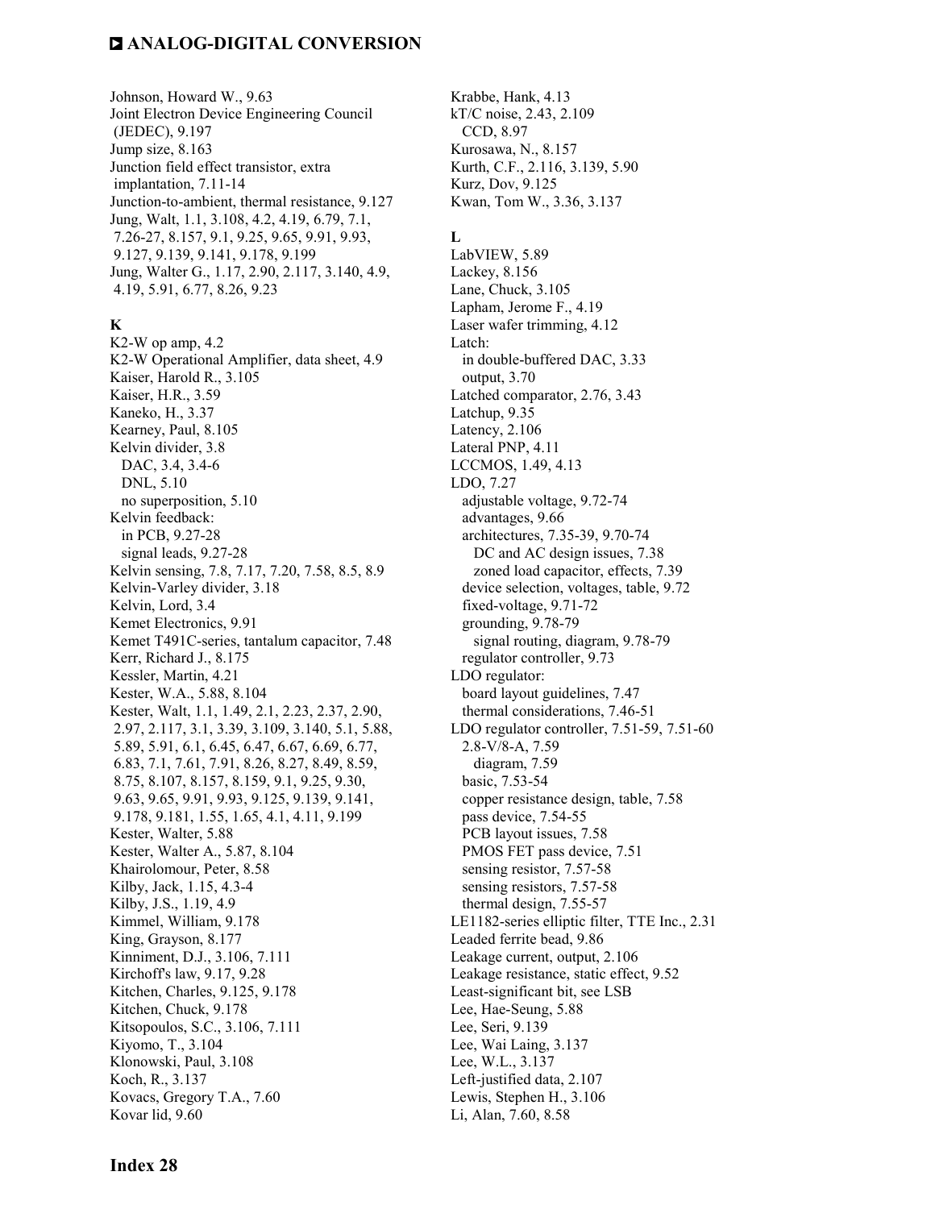Johnson, Howard W., 9.63
Joint Electron Device Engineering Council (JEDEC), 9.197
Jump size, 8.163
Junction field effect transistor, extra implantation, 7.11-14
Junction-to-ambient, thermal resistance, 9.127
Jung, Walt, 1.1, 3.108, 4.2, 4.19, 6.79, 7.1, 7.26-27, 8.157, 9.1, 9.25, 9.65, 9.91, 9.93, 9.127, 9.139, 9.141, 9.178, 9.199
Jung, Walter G., 1.17, 2.90, 2.117, 3.140, 4.9, 4.19, 5.91, 6.77, 8.26, 9.23

**K**

K2-W op amp, 4.2
K2-W Operational Amplifier, data sheet, 4.9
Kaiser, Harold R., 3.105
Kaiser, H.R., 3.59
Kaneko, H., 3.37
Kearney, Paul, 8.105
Kelvin divider, 3.8
  DAC, 3.4, 3.4-6
  DNL, 5.10
  no superposition, 5.10
Kelvin feedback:
  in PCB, 9.27-28
  signal leads, 9.27-28
Kelvin sensing, 7.8, 7.17, 7.20, 7.58, 8.5, 8.9
Kelvin-Varley divider, 3.18
Kelvin, Lord, 3.4
Kemet Electronics, 9.91
Kemet T491C-series, tantalum capacitor, 7.48
Kerr, Richard J., 8.175
Kessler, Martin, 4.21
Kester, W.A., 5.88, 8.104
Kester, Walt, 1.1, 1.49, 2.1, 2.23, 2.37, 2.90, 2.97, 2.117, 3.1, 3.39, 3.109, 3.140, 5.1, 5.88, 5.89, 5.91, 6.1, 6.45, 6.47, 6.67, 6.69, 6.77, 6.83, 7.1, 7.61, 7.91, 8.26, 8.27, 8.49, 8.59, 8.75, 8.107, 8.157, 8.159, 9.1, 9.25, 9.30, 9.63, 9.65, 9.91, 9.93, 9.125, 9.139, 9.141, 9.178, 9.181, 1.55, 1.65, 4.1, 4.11, 9.199
Kester, Walter, 5.88
Kester, Walter A., 5.87, 8.104
Khairolomour, Peter, 8.58
Kilby, Jack, 1.15, 4.3-4
Kilby, J.S., 1.19, 4.9
Kimmel, William, 9.178
King, Grayson, 8.177
Kinniment, D.J., 3.106, 7.111
Kirchoff's law, 9.17, 9.28
Kitchen, Charles, 9.125, 9.178
Kitchen, Chuck, 9.178
Kitsopoulos, S.C., 3.106, 7.111
Kiyomo, T., 3.104
Klonowski, Paul, 3.108
Koch, R., 3.137
Kovacs, Gregory T.A., 7.60
Kovar lid, 9.60
Krabbe, Hank, 4.13
kT/C noise, 2.43, 2.109
  CCD, 8.97
Kurosawa, N., 8.157
Kurth, C.F., 2.116, 3.139, 5.90
Kurz, Dov, 9.125
Kwan, Tom W., 3.36, 3.137

**L**

LabVIEW, 5.89
Lackey, 8.156
Lane, Chuck, 3.105
Lapham, Jerome F., 4.19
Laser wafer trimming, 4.12
Latch:
  in double-buffered DAC, 3.33
  output, 3.70
Latched comparator, 2.76, 3.43
Latchup, 9.35
Latency, 2.106
Lateral PNP, 4.11
LCCMOS, 1.49, 4.13
LDO, 7.27
  adjustable voltage, 9.72-74
  advantages, 9.66
  architectures, 7.35-39, 9.70-74
    DC and AC design issues, 7.38
    zoned load capacitor, effects, 7.39
  device selection, voltages, table, 9.72
  fixed-voltage, 9.71-72
  grounding, 9.78-79
    signal routing, diagram, 9.78-79
  regulator controller, 9.73
LDO regulator:
  board layout guidelines, 7.47
  thermal considerations, 7.46-51
LDO regulator controller, 7.51-59, 7.51-60
  2.8-V/8-A, 7.59
    diagram, 7.59
  basic, 7.53-54
  copper resistance design, table, 7.58
  pass device, 7.54-55
  PCB layout issues, 7.58
  PMOS FET pass device, 7.51
  sensing resistor, 7.57-58
  sensing resistors, 7.57-58
  thermal design, 7.55-57
LE1182-series elliptic filter, TTE Inc., 2.31
Leaded ferrite bead, 9.86
Leakage current, output, 2.106
Leakage resistance, static effect, 9.52
Least-significant bit, see LSB
Lee, Hae-Seung, 5.88
Lee, Seri, 9.139
Lee, Wai Laing, 3.137
Lee, W.L., 3.137
Left-justified data, 2.107
Lewis, Stephen H., 3.106
Li, Alan, 7.60, 8.58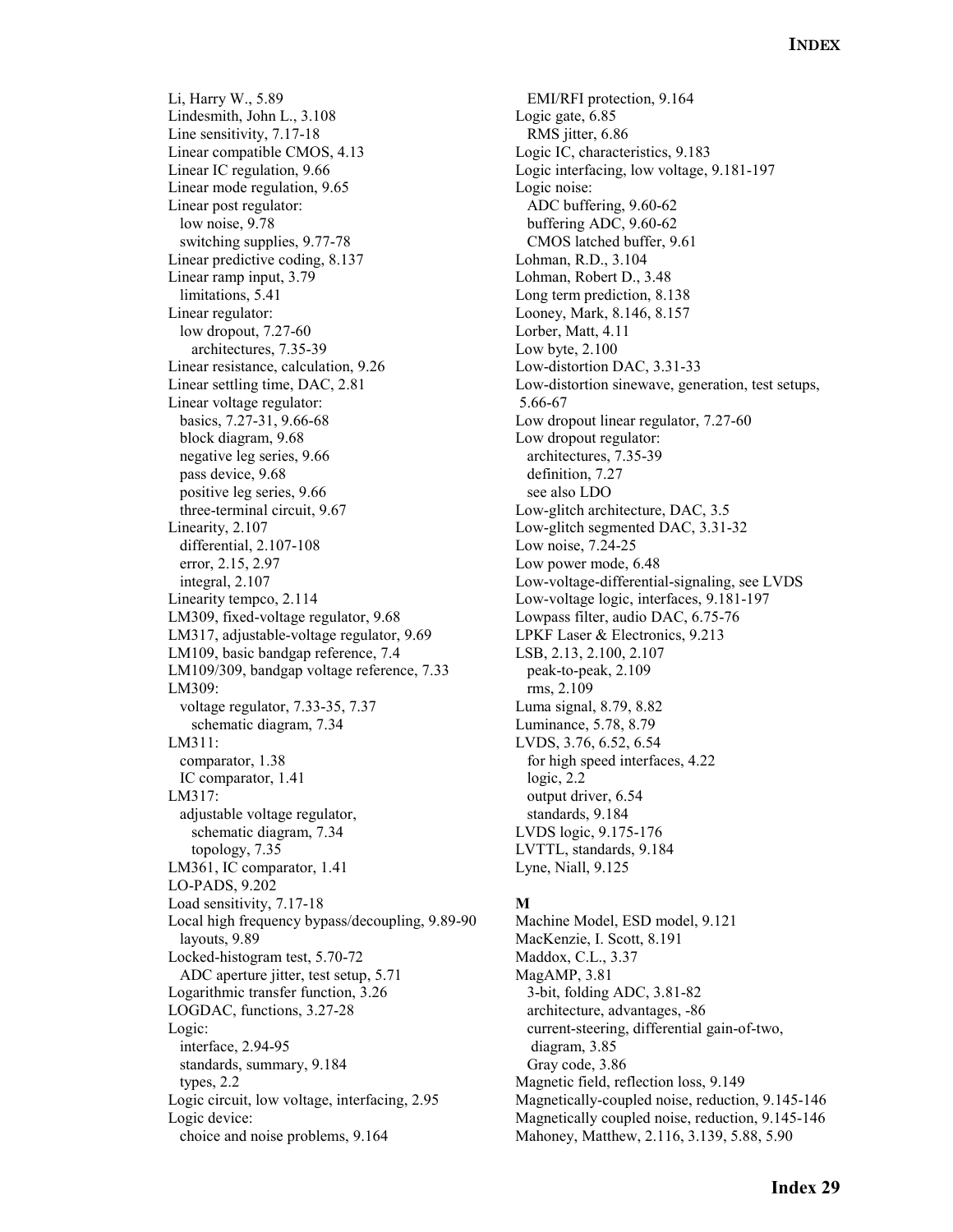Li, Harry W., 5.89
Lindesmith, John L., 3.108
Line sensitivity, 7.17-18
Linear compatible CMOS, 4.13
Linear IC regulation, 9.66
Linear mode regulation, 9.65
Linear post regulator:
  low noise, 9.78
  switching supplies, 9.77-78
Linear predictive coding, 8.137
Linear ramp input, 3.79
  limitations, 5.41
Linear regulator:
  low dropout, 7.27-60
    architectures, 7.35-39
Linear resistance, calculation, 9.26
Linear settling time, DAC, 2.81
Linear voltage regulator:
  basics, 7.27-31, 9.66-68
  block diagram, 9.68
  negative leg series, 9.66
  pass device, 9.68
  positive leg series, 9.66
  three-terminal circuit, 9.67
Linearity, 2.107
  differential, 2.107-108
  error, 2.15, 2.97
  integral, 2.107
Linearity tempco, 2.114
LM309, fixed-voltage regulator, 9.68
LM317, adjustable-voltage regulator, 9.69
LM109, basic bandgap reference, 7.4
LM109/309, bandgap voltage reference, 7.33
LM309:
  voltage regulator, 7.33-35, 7.37
    schematic diagram, 7.34
LM311:
  comparator, 1.38
  IC comparator, 1.41
LM317:
  adjustable voltage regulator,
    schematic diagram, 7.34
    topology, 7.35
LM361, IC comparator, 1.41
LO-PADS, 9.202
Load sensitivity, 7.17-18
Local high frequency bypass/decoupling, 9.89-90
  layouts, 9.89
Locked-histogram test, 5.70-72
  ADC aperture jitter, test setup, 5.71
Logarithmic transfer function, 3.26
LOGDAC, functions, 3.27-28
Logic:
  interface, 2.94-95
  standards, summary, 9.184
  types, 2.2
Logic circuit, low voltage, interfacing, 2.95
Logic device:
  choice and noise problems, 9.164
  EMI/RFI protection, 9.164
Logic gate, 6.85
  RMS jitter, 6.86
Logic IC, characteristics, 9.183
Logic interfacing, low voltage, 9.181-197
Logic noise:
  ADC buffering, 9.60-62
  buffering ADC, 9.60-62
  CMOS latched buffer, 9.61
Lohman, R.D., 3.104
Lohman, Robert D., 3.48
Long term prediction, 8.138
Looney, Mark, 8.146, 8.157
Lorber, Matt, 4.11
Low byte, 2.100
Low-distortion DAC, 3.31-33
Low-distortion sinewave, generation, test setups, 5.66-67
Low dropout linear regulator, 7.27-60
Low dropout regulator:
  architectures, 7.35-39
  definition, 7.27
  see also LDO
Low-glitch architecture, DAC, 3.5
Low-glitch segmented DAC, 3.31-32
Low noise, 7.24-25
Low power mode, 6.48
Low-voltage-differential-signaling, see LVDS
Low-voltage logic, interfaces, 9.181-197
Lowpass filter, audio DAC, 6.75-76
LPKF Laser & Electronics, 9.213
LSB, 2.13, 2.100, 2.107
  peak-to-peak, 2.109
  rms, 2.109
Luma signal, 8.79, 8.82
Luminance, 5.78, 8.79
LVDS, 3.76, 6.52, 6.54
  for high speed interfaces, 4.22
  logic, 2.2
  output driver, 6.54
  standards, 9.184
LVDS logic, 9.175-176
LVTTL, standards, 9.184
Lyne, Niall, 9.125

**M**

Machine Model, ESD model, 9.121
MacKenzie, I. Scott, 8.191
Maddox, C.L., 3.37
MagAMP, 3.81
  3-bit, folding ADC, 3.81-82
  architecture, advantages, -86
  current-steering, differential gain-of-two, diagram, 3.85
  Gray code, 3.86
Magnetic field, reflection loss, 9.149
Magnetically-coupled noise, reduction, 9.145-146
Magnetically coupled noise, reduction, 9.145-146
Mahoney, Matthew, 2.116, 3.139, 5.88, 5.90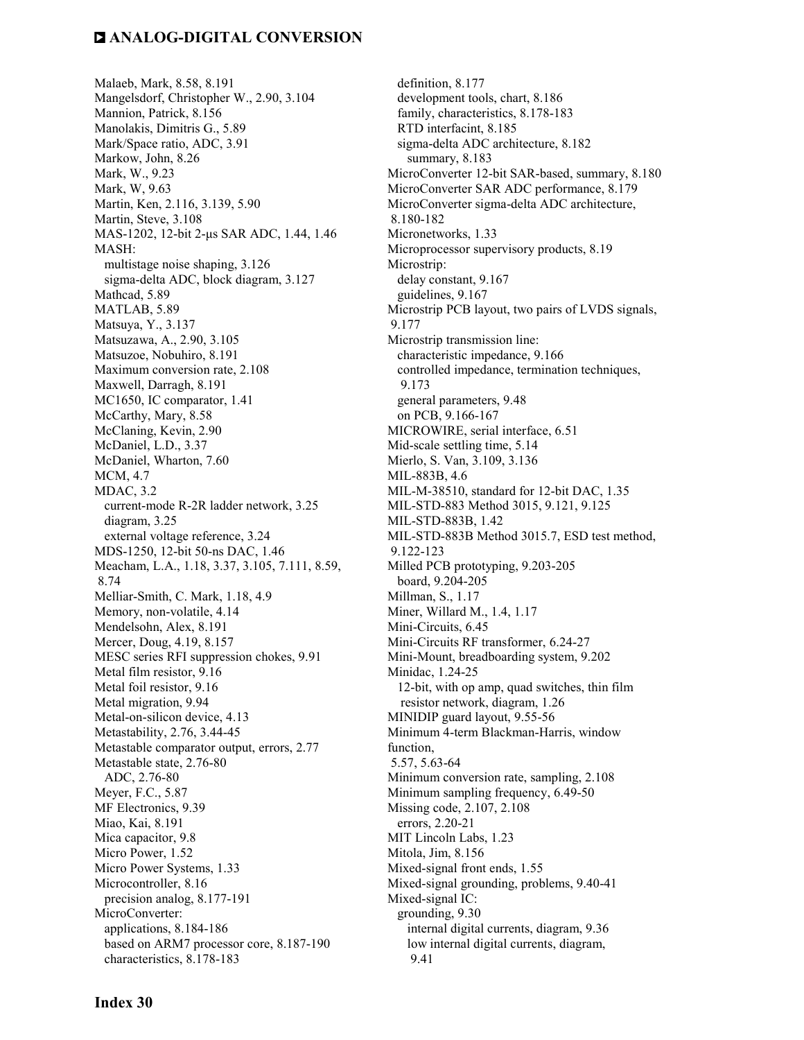Malaeb, Mark, 8.58, 8.191
Mangelsdorf, Christopher W., 2.90, 3.104
Mannion, Patrick, 8.156
Manolakis, Dimitris G., 5.89
Mark/Space ratio, ADC, 3.91
Markow, John, 8.26
Mark, W., 9.23
Mark, W, 9.63
Martin, Ken, 2.116, 3.139, 5.90
Martin, Steve, 3.108
MAS-1202, 12-bit 2-μs SAR ADC, 1.44, 1.46
MASH:
  multistage noise shaping, 3.126
  sigma-delta ADC, block diagram, 3.127
Mathcad, 5.89
MATLAB, 5.89
Matsuya, Y., 3.137
Matsuzawa, A., 2.90, 3.105
Matsuzoe, Nobuhiro, 8.191
Maximum conversion rate, 2.108
Maxwell, Darragh, 8.191
MC1650, IC comparator, 1.41
McCarthy, Mary, 8.58
McClaning, Kevin, 2.90
McDaniel, L.D., 3.37
McDaniel, Wharton, 7.60
MCM, 4.7
MDAC, 3.2
  current-mode R-2R ladder network, 3.25
  diagram, 3.25
  external voltage reference, 3.24
MDS-1250, 12-bit 50-ns DAC, 1.46
Meacham, L.A., 1.18, 3.37, 3.105, 7.111, 8.59, 8.74
Melliar-Smith, C. Mark, 1.18, 4.9
Memory, non-volatile, 4.14
Mendelsohn, Alex, 8.191
Mercer, Doug, 4.19, 8.157
MESC series RFI suppression chokes, 9.91
Metal film resistor, 9.16
Metal foil resistor, 9.16
Metal migration, 9.94
Metal-on-silicon device, 4.13
Metastability, 2.76, 3.44-45
Metastable comparator output, errors, 2.77
Metastable state, 2.76-80
  ADC, 2.76-80
Meyer, F.C., 5.87
MF Electronics, 9.39
Miao, Kai, 8.191
Mica capacitor, 9.8
Micro Power, 1.52
Micro Power Systems, 1.33
Microcontroller, 8.16
  precision analog, 8.177-191
MicroConverter:
  applications, 8.184-186
  based on ARM7 processor core, 8.187-190
  characteristics, 8.178-183
  definition, 8.177
  development tools, chart, 8.186
  family, characteristics, 8.178-183
  RTD interfacint, 8.185
  sigma-delta ADC architecture, 8.182
    summary, 8.183
MicroConverter 12-bit SAR-based, summary, 8.180
MicroConverter SAR ADC performance, 8.179
MicroConverter sigma-delta ADC architecture, 8.180-182
Micronetworks, 1.33
Microprocessor supervisory products, 8.19
Microstrip:
  delay constant, 9.167
  guidelines, 9.167
Microstrip PCB layout, two pairs of LVDS signals, 9.177
Microstrip transmission line:
  characteristic impedance, 9.166
  controlled impedance, termination techniques, 9.173
  general parameters, 9.48
  on PCB, 9.166-167
MICROWIRE, serial interface, 6.51
Mid-scale settling time, 5.14
Mierlo, S. Van, 3.109, 3.136
MIL-883B, 4.6
MIL-M-38510, standard for 12-bit DAC, 1.35
MIL-STD-883 Method 3015, 9.121, 9.125
MIL-STD-883B, 1.42
MIL-STD-883B Method 3015.7, ESD test method, 9.122-123
Milled PCB prototyping, 9.203-205
  board, 9.204-205
Millman, S., 1.17
Miner, Willard M., 1.4, 1.17
Mini-Circuits, 6.45
Mini-Circuits RF transformer, 6.24-27
Mini-Mount, breadboarding system, 9.202
Minidac, 1.24-25
  12-bit, with op amp, quad switches, thin film resistor network, diagram, 1.26
MINIDIP guard layout, 9.55-56
Minimum 4-term Blackman-Harris, window function, 5.57, 5.63-64
Minimum conversion rate, sampling, 2.108
Minimum sampling frequency, 6.49-50
Missing code, 2.107, 2.108
  errors, 2.20-21
MIT Lincoln Labs, 1.23
Mitola, Jim, 8.156
Mixed-signal front ends, 1.55
Mixed-signal grounding, problems, 9.40-41
Mixed-signal IC:
  grounding, 9.30
    internal digital currents, diagram, 9.36
    low internal digital currents, diagram, 9.41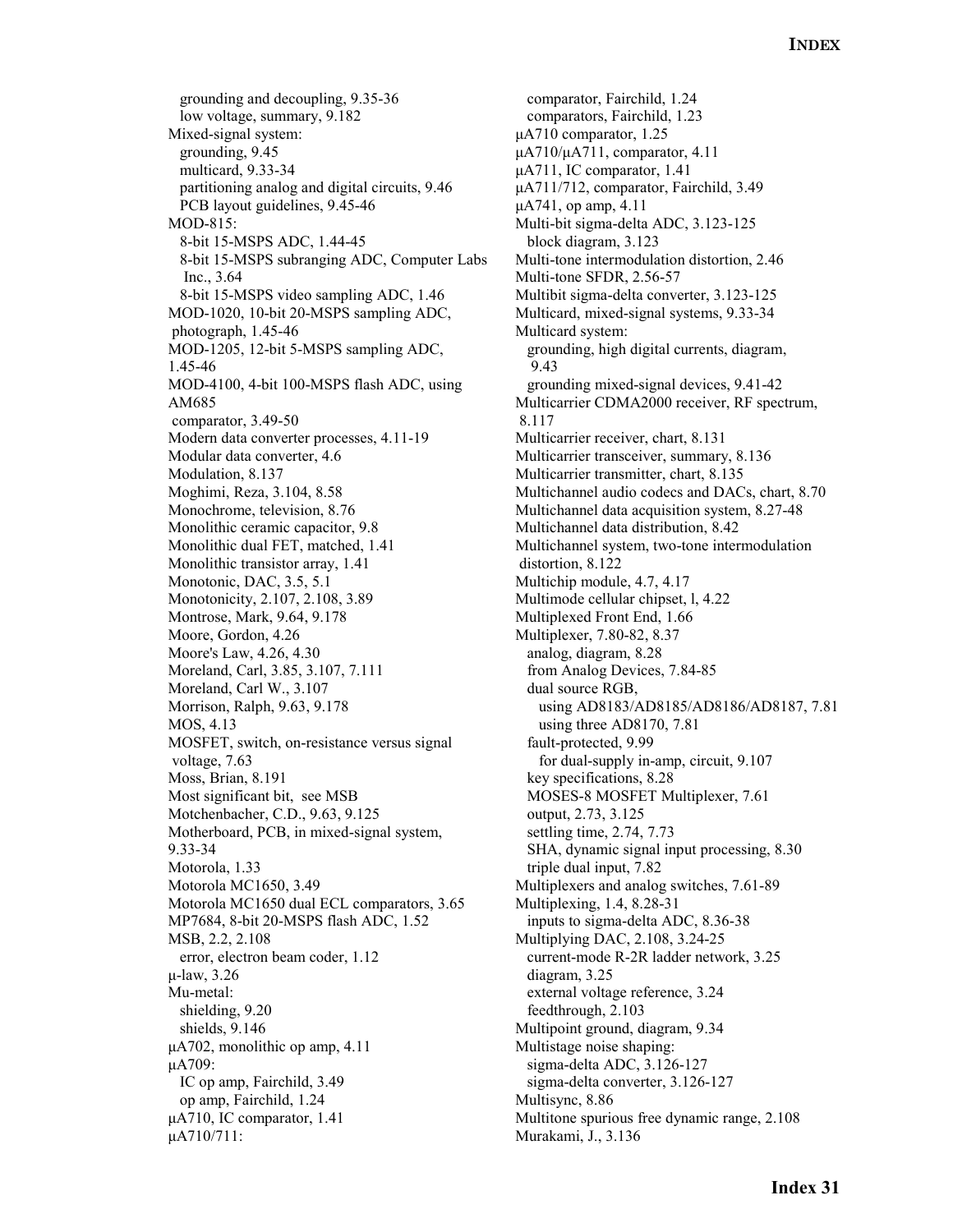grounding and decoupling, 9.35-36
  low voltage, summary, 9.182
Mixed-signal system:
  grounding, 9.45
  multicard, 9.33-34
  partitioning analog and digital circuits, 9.46
  PCB layout guidelines, 9.45-46
MOD-815:
  8-bit 15-MSPS ADC, 1.44-45
  8-bit 15-MSPS subranging ADC, Computer Labs Inc., 3.64
  8-bit 15-MSPS video sampling ADC, 1.46
MOD-1020, 10-bit 20-MSPS sampling ADC, photograph, 1.45-46
MOD-1205, 12-bit 5-MSPS sampling ADC, 1.45-46
MOD-4100, 4-bit 100-MSPS flash ADC, using AM685
 comparator, 3.49-50
Modern data converter processes, 4.11-19
Modular data converter, 4.6
Modulation, 8.137
Moghimi, Reza, 3.104, 8.58
Monochrome, television, 8.76
Monolithic ceramic capacitor, 9.8
Monolithic dual FET, matched, 1.41
Monolithic transistor array, 1.41
Monotonic, DAC, 3.5, 5.1
Monotonicity, 2.107, 2.108, 3.89
Montrose, Mark, 9.64, 9.178
Moore, Gordon, 4.26
Moore's Law, 4.26, 4.30
Moreland, Carl, 3.85, 3.107, 7.111
Moreland, Carl W., 3.107
Morrison, Ralph, 9.63, 9.178
MOS, 4.13
MOSFET, switch, on-resistance versus signal voltage, 7.63
Moss, Brian, 8.191
Most significant bit, see MSB
Motchenbacher, C.D., 9.63, 9.125
Motherboard, PCB, in mixed-signal system, 9.33-34
Motorola, 1.33
Motorola MC1650, 3.49
Motorola MC1650 dual ECL comparators, 3.65
MP7684, 8-bit 20-MSPS flash ADC, 1.52
MSB, 2.2, 2.108
  error, electron beam coder, 1.12
μ-law, 3.26
Mu-metal:
  shielding, 9.20
  shields, 9.146
μA702, monolithic op amp, 4.11
μA709:
  IC op amp, Fairchild, 3.49
  op amp, Fairchild, 1.24
μA710, IC comparator, 1.41
μA710/711:
  comparator, Fairchild, 1.24
  comparators, Fairchild, 1.23
μA710 comparator, 1.25
μA710/μA711, comparator, 4.11
μA711, IC comparator, 1.41
μA711/712, comparator, Fairchild, 3.49
μA741, op amp, 4.11
Multi-bit sigma-delta ADC, 3.123-125
  block diagram, 3.123
Multi-tone intermodulation distortion, 2.46
Multi-tone SFDR, 2.56-57
Multibit sigma-delta converter, 3.123-125
Multicard, mixed-signal systems, 9.33-34
Multicard system:
  grounding, high digital currents, diagram, 9.43
  grounding mixed-signal devices, 9.41-42
Multicarrier CDMA2000 receiver, RF spectrum, 8.117
Multicarrier receiver, chart, 8.131
Multicarrier transceiver, summary, 8.136
Multicarrier transmitter, chart, 8.135
Multichannel audio codecs and DACs, chart, 8.70
Multichannel data acquisition system, 8.27-48
Multichannel data distribution, 8.42
Multichannel system, two-tone intermodulation distortion, 8.122
Multichip module, 4.7, 4.17
Multimode cellular chipset, l, 4.22
Multiplexed Front End, 1.66
Multiplexer, 7.80-82, 8.37
  analog, diagram, 8.28
  from Analog Devices, 7.84-85
  dual source RGB,
    using AD8183/AD8185/AD8186/AD8187, 7.81
    using three AD8170, 7.81
  fault-protected, 9.99
    for dual-supply in-amp, circuit, 9.107
  key specifications, 8.28
  MOSES-8 MOSFET Multiplexer, 7.61
  output, 2.73, 3.125
  settling time, 2.74, 7.73
  SHA, dynamic signal input processing, 8.30
  triple dual input, 7.82
Multiplexers and analog switches, 7.61-89
Multiplexing, 1.4, 8.28-31
  inputs to sigma-delta ADC, 8.36-38
Multiplying DAC, 2.108, 3.24-25
  current-mode R-2R ladder network, 3.25
  diagram, 3.25
  external voltage reference, 3.24
  feedthrough, 2.103
Multipoint ground, diagram, 9.34
Multistage noise shaping:
  sigma-delta ADC, 3.126-127
  sigma-delta converter, 3.126-127
Multisync, 8.86
Multitone spurious free dynamic range, 2.108
Murakami, J., 3.136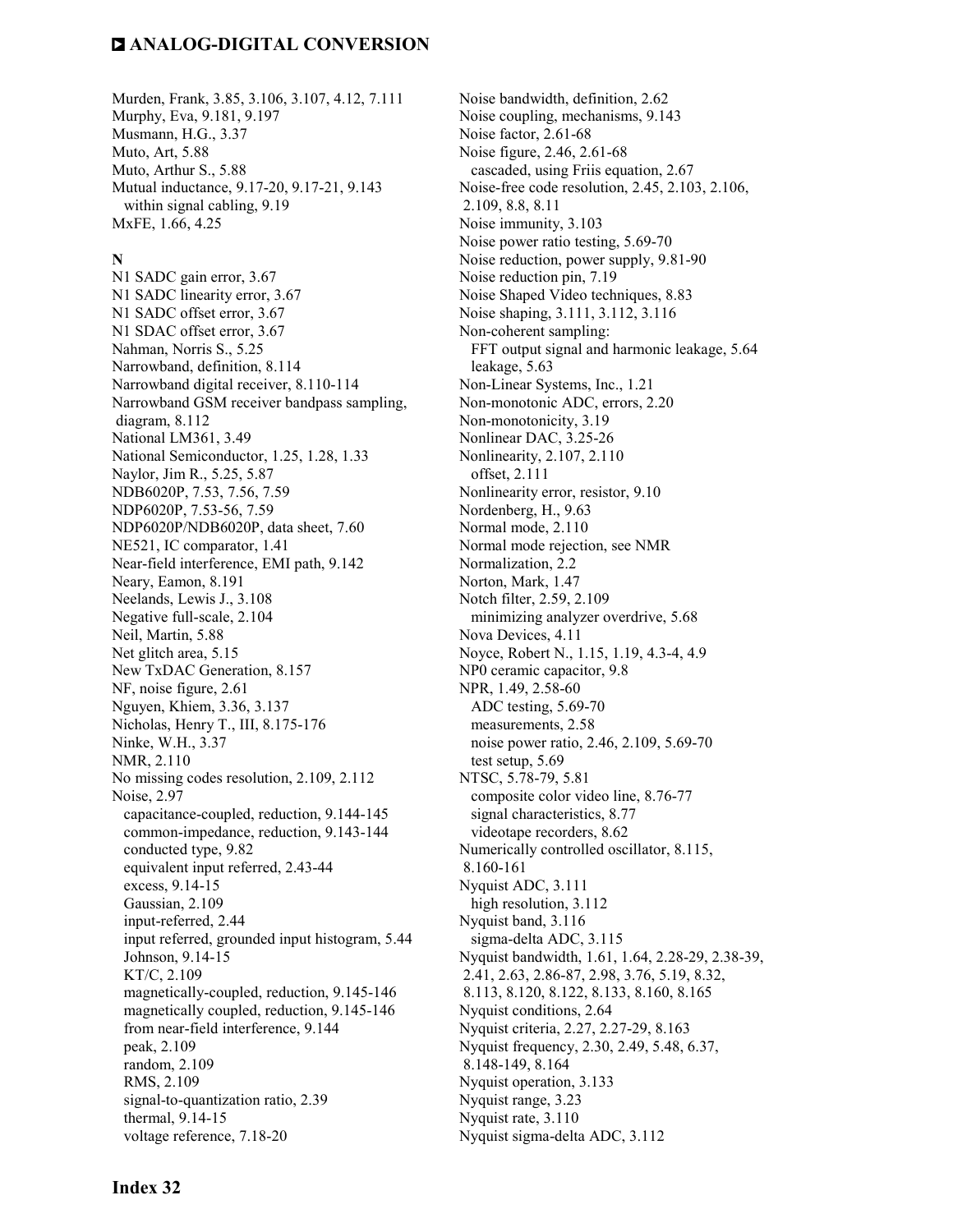Murden, Frank, 3.85, 3.106, 3.107, 4.12, 7.111
Murphy, Eva, 9.181, 9.197
Musmann, H.G., 3.37
Muto, Art, 5.88
Muto, Arthur S., 5.88
Mutual inductance, 9.17-20, 9.17-21, 9.143
  within signal cabling, 9.19
MxFE, 1.66, 4.25

**N**

N1 SADC gain error, 3.67
N1 SADC linearity error, 3.67
N1 SADC offset error, 3.67
N1 SDAC offset error, 3.67
Nahman, Norris S., 5.25
Narrowband, definition, 8.114
Narrowband digital receiver, 8.110-114
Narrowband GSM receiver bandpass sampling, diagram, 8.112
National LM361, 3.49
National Semiconductor, 1.25, 1.28, 1.33
Naylor, Jim R., 5.25, 5.87
NDB6020P, 7.53, 7.56, 7.59
NDP6020P, 7.53-56, 7.59
NDP6020P/NDB6020P, data sheet, 7.60
NE521, IC comparator, 1.41
Near-field interference, EMI path, 9.142
Neary, Eamon, 8.191
Neelands, Lewis J., 3.108
Negative full-scale, 2.104
Neil, Martin, 5.88
Net glitch area, 5.15
New TxDAC Generation, 8.157
NF, noise figure, 2.61
Nguyen, Khiem, 3.36, 3.137
Nicholas, Henry T., III, 8.175-176
Ninke, W.H., 3.37
NMR, 2.110
No missing codes resolution, 2.109, 2.112
Noise, 2.97
  capacitance-coupled, reduction, 9.144-145
  common-impedance, reduction, 9.143-144
  conducted type, 9.82
  equivalent input referred, 2.43-44
  excess, 9.14-15
  Gaussian, 2.109
  input-referred, 2.44
  input referred, grounded input histogram, 5.44
  Johnson, 9.14-15
  KT/C, 2.109
  magnetically-coupled, reduction, 9.145-146
  magnetically coupled, reduction, 9.145-146
  from near-field interference, 9.144
  peak, 2.109
  random, 2.109
  RMS, 2.109
  signal-to-quantization ratio, 2.39
  thermal, 9.14-15
  voltage reference, 7.18-20
Noise bandwidth, definition, 2.62
Noise coupling, mechanisms, 9.143
Noise factor, 2.61-68
Noise figure, 2.46, 2.61-68
  cascaded, using Friis equation, 2.67
Noise-free code resolution, 2.45, 2.103, 2.106, 2.109, 8.8, 8.11
Noise immunity, 3.103
Noise power ratio testing, 5.69-70
Noise reduction, power supply, 9.81-90
Noise reduction pin, 7.19
Noise Shaped Video techniques, 8.83
Noise shaping, 3.111, 3.112, 3.116
Non-coherent sampling:
  FFT output signal and harmonic leakage, 5.64
  leakage, 5.63
Non-Linear Systems, Inc., 1.21
Non-monotonic ADC, errors, 2.20
Non-monotonicity, 3.19
Nonlinear DAC, 3.25-26
Nonlinearity, 2.107, 2.110
  offset, 2.111
Nonlinearity error, resistor, 9.10
Nordenberg, H., 9.63
Normal mode, 2.110
Normal mode rejection, see NMR
Normalization, 2.2
Norton, Mark, 1.47
Notch filter, 2.59, 2.109
  minimizing analyzer overdrive, 5.68
Nova Devices, 4.11
Noyce, Robert N., 1.15, 1.19, 4.3-4, 4.9
NP0 ceramic capacitor, 9.8
NPR, 1.49, 2.58-60
  ADC testing, 5.69-70
  measurements, 2.58
  noise power ratio, 2.46, 2.109, 5.69-70
  test setup, 5.69
NTSC, 5.78-79, 5.81
  composite color video line, 8.76-77
  signal characteristics, 8.77
  videotape recorders, 8.62
Numerically controlled oscillator, 8.115, 8.160-161
Nyquist ADC, 3.111
  high resolution, 3.112
Nyquist band, 3.116
  sigma-delta ADC, 3.115
Nyquist bandwidth, 1.61, 1.64, 2.28-29, 2.38-39, 2.41, 2.63, 2.86-87, 2.98, 3.76, 5.19, 8.32, 8.113, 8.120, 8.122, 8.133, 8.160, 8.165
Nyquist conditions, 2.64
Nyquist criteria, 2.27, 2.27-29, 8.163
Nyquist frequency, 2.30, 2.49, 5.48, 6.37, 8.148-149, 8.164
Nyquist operation, 3.133
Nyquist range, 3.23
Nyquist rate, 3.110
Nyquist sigma-delta ADC, 3.112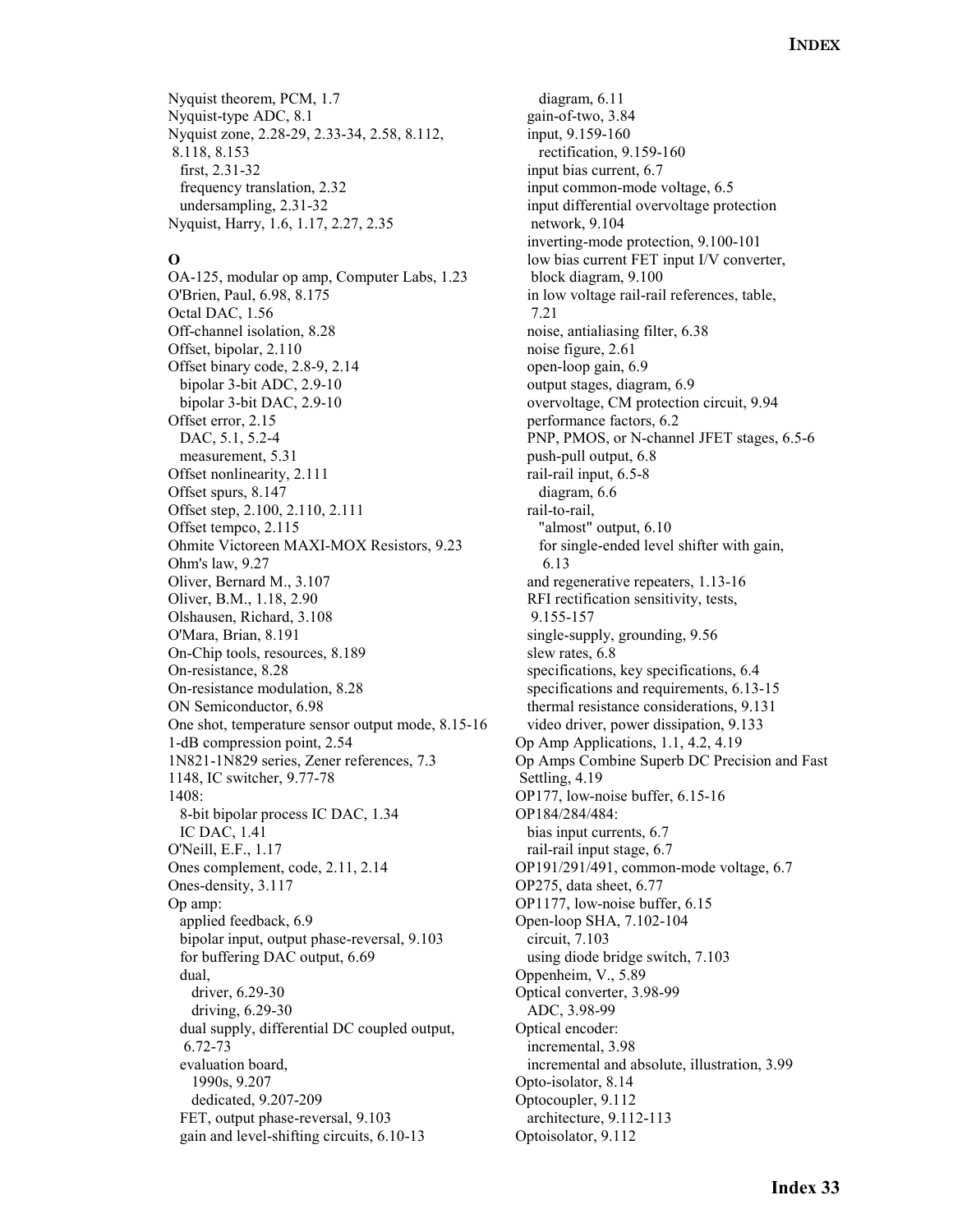Nyquist theorem, PCM, 1.7
Nyquist-type ADC, 8.1
Nyquist zone, 2.28-29, 2.33-34, 2.58, 8.112, 8.118, 8.153
  first, 2.31-32
  frequency translation, 2.32
  undersampling, 2.31-32
Nyquist, Harry, 1.6, 1.17, 2.27, 2.35

**O**

OA-125, modular op amp, Computer Labs, 1.23
O'Brien, Paul, 6.98, 8.175
Octal DAC, 1.56
Off-channel isolation, 8.28
Offset, bipolar, 2.110
Offset binary code, 2.8-9, 2.14
  bipolar 3-bit ADC, 2.9-10
  bipolar 3-bit DAC, 2.9-10
Offset error, 2.15
  DAC, 5.1, 5.2-4
  measurement, 5.31
Offset nonlinearity, 2.111
Offset spurs, 8.147
Offset step, 2.100, 2.110, 2.111
Offset tempco, 2.115
Ohmite Victoreen MAXI-MOX Resistors, 9.23
Ohm's law, 9.27
Oliver, Bernard M., 3.107
Oliver, B.M., 1.18, 2.90
Olshausen, Richard, 3.108
O'Mara, Brian, 8.191
On-Chip tools, resources, 8.189
On-resistance, 8.28
On-resistance modulation, 8.28
ON Semiconductor, 6.98
One shot, temperature sensor output mode, 8.15-16
1-dB compression point, 2.54
1N821-1N829 series, Zener references, 7.3
1148, IC switcher, 9.77-78
1408:
  8-bit bipolar process IC DAC, 1.34
  IC DAC, 1.41
O'Neill, E.F., 1.17
Ones complement, code, 2.11, 2.14
Ones-density, 3.117
Op amp:
  applied feedback, 6.9
  bipolar input, output phase-reversal, 9.103
  for buffering DAC output, 6.69
  dual,
    driver, 6.29-30
    driving, 6.29-30
  dual supply, differential DC coupled output, 6.72-73
  evaluation board,
    1990s, 9.207
    dedicated, 9.207-209
  FET, output phase-reversal, 9.103
  gain and level-shifting circuits, 6.10-13
    diagram, 6.11
  gain-of-two, 3.84
  input, 9.159-160
    rectification, 9.159-160
  input bias current, 6.7
  input common-mode voltage, 6.5
  input differential overvoltage protection network, 9.104
  inverting-mode protection, 9.100-101
  low bias current FET input I/V converter, block diagram, 9.100
  in low voltage rail-rail references, table, 7.21
  noise, antialiasing filter, 6.38
  noise figure, 2.61
  open-loop gain, 6.9
  output stages, diagram, 6.9
  overvoltage, CM protection circuit, 9.94
  performance factors, 6.2
  PNP, PMOS, or N-channel JFET stages, 6.5-6
  push-pull output, 6.8
  rail-rail input, 6.5-8
    diagram, 6.6
  rail-to-rail,
    "almost" output, 6.10
    for single-ended level shifter with gain, 6.13
  and regenerative repeaters, 1.13-16
  RFI rectification sensitivity, tests, 9.155-157
  single-supply, grounding, 9.56
  slew rates, 6.8
  specifications, key specifications, 6.4
  specifications and requirements, 6.13-15
  thermal resistance considerations, 9.131
  video driver, power dissipation, 9.133
Op Amp Applications, 1.1, 4.2, 4.19
Op Amps Combine Superb DC Precision and Fast Settling, 4.19
OP177, low-noise buffer, 6.15-16
OP184/284/484:
  bias input currents, 6.7
  rail-rail input stage, 6.7
OP191/291/491, common-mode voltage, 6.7
OP275, data sheet, 6.77
OP1177, low-noise buffer, 6.15
Open-loop SHA, 7.102-104
  circuit, 7.103
  using diode bridge switch, 7.103
Oppenheim, V., 5.89
Optical converter, 3.98-99
  ADC, 3.98-99
Optical encoder:
  incremental, 3.98
  incremental and absolute, illustration, 3.99
Opto-isolator, 8.14
Optocoupler, 9.112
  architecture, 9.112-113
Optoisolator, 9.112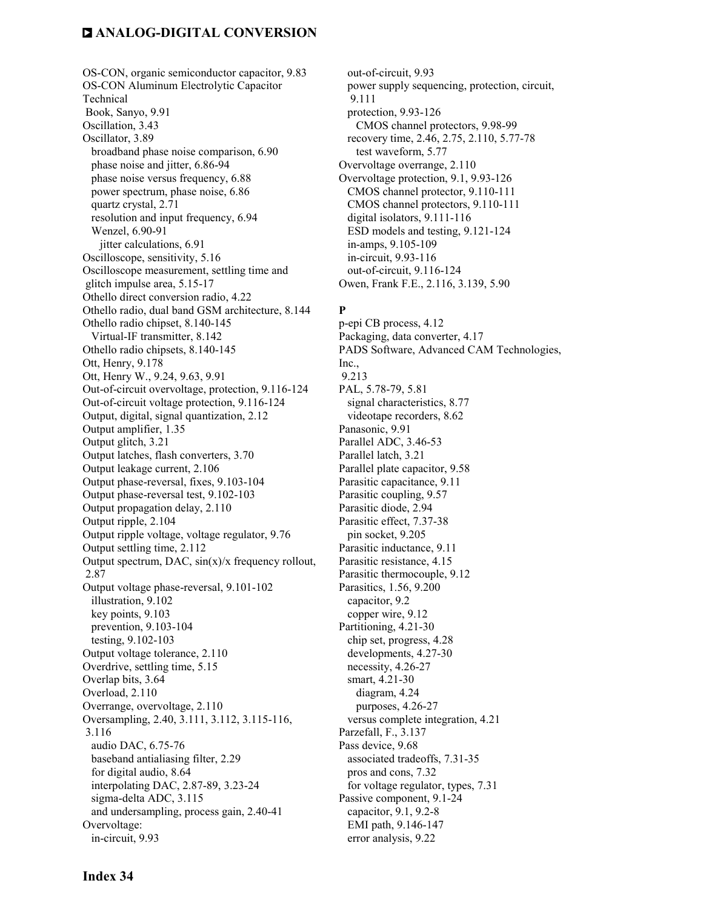OS-CON, organic semiconductor capacitor, 9.83
OS-CON Aluminum Electrolytic Capacitor Technical Book, Sanyo, 9.91
Oscillation, 3.43
Oscillator, 3.89
  broadband phase noise comparison, 6.90
  phase noise and jitter, 6.86-94
  phase noise versus frequency, 6.88
  power spectrum, phase noise, 6.86
  quartz crystal, 2.71
  resolution and input frequency, 6.94
  Wenzel, 6.90-91
    jitter calculations, 6.91
Oscilloscope, sensitivity, 5.16
Oscilloscope measurement, settling time and glitch impulse area, 5.15-17
Othello direct conversion radio, 4.22
Othello radio, dual band GSM architecture, 8.144
Othello radio chipset, 8.140-145
  Virtual-IF transmitter, 8.142
Othello radio chipsets, 8.140-145
Ott, Henry, 9.178
Ott, Henry W., 9.24, 9.63, 9.91
Out-of-circuit overvoltage, protection, 9.116-124
Out-of-circuit voltage protection, 9.116-124
Output, digital, signal quantization, 2.12
Output amplifier, 1.35
Output glitch, 3.21
Output latches, flash converters, 3.70
Output leakage current, 2.106
Output phase-reversal, fixes, 9.103-104
Output phase-reversal test, 9.102-103
Output propagation delay, 2.110
Output ripple, 2.104
Output ripple voltage, voltage regulator, 9.76
Output settling time, 2.112
Output spectrum, DAC, sin(x)/x frequency rollout, 2.87
Output voltage phase-reversal, 9.101-102
  illustration, 9.102
  key points, 9.103
  prevention, 9.103-104
  testing, 9.102-103
Output voltage tolerance, 2.110
Overdrive, settling time, 5.15
Overlap bits, 3.64
Overload, 2.110
Overrange, overvoltage, 2.110
Oversampling, 2.40, 3.111, 3.112, 3.115-116, 3.116
  audio DAC, 6.75-76
  baseband antialiasing filter, 2.29
  for digital audio, 8.64
  interpolating DAC, 2.87-89, 3.23-24
  sigma-delta ADC, 3.115
  and undersampling, process gain, 2.40-41
Overvoltage:
  in-circuit, 9.93
  out-of-circuit, 9.93
  power supply sequencing, protection, circuit, 9.111
  protection, 9.93-126
    CMOS channel protectors, 9.98-99
  recovery time, 2.46, 2.75, 2.110, 5.77-78
    test waveform, 5.77
Overvoltage overrange, 2.110
Overvoltage protection, 9.1, 9.93-126
  CMOS channel protector, 9.110-111
  CMOS channel protectors, 9.110-111
  digital isolators, 9.111-116
  ESD models and testing, 9.121-124
  in-amps, 9.105-109
  in-circuit, 9.93-116
  out-of-circuit, 9.116-124
Owen, Frank F.E., 2.116, 3.139, 5.90

**P**

p-epi CB process, 4.12
Packaging, data converter, 4.17
PADS Software, Advanced CAM Technologies, Inc., 9.213
PAL, 5.78-79, 5.81
  signal characteristics, 8.77
  videotape recorders, 8.62
Panasonic, 9.91
Parallel ADC, 3.46-53
Parallel latch, 3.21
Parallel plate capacitor, 9.58
Parasitic capacitance, 9.11
Parasitic coupling, 9.57
Parasitic diode, 2.94
Parasitic effect, 7.37-38
  pin socket, 9.205
Parasitic inductance, 9.11
Parasitic resistance, 4.15
Parasitic thermocouple, 9.12
Parasitics, 1.56, 9.200
  capacitor, 9.2
  copper wire, 9.12
Partitioning, 4.21-30
  chip set, progress, 4.28
  developments, 4.27-30
  necessity, 4.26-27
  smart, 4.21-30
    diagram, 4.24
    purposes, 4.26-27
  versus complete integration, 4.21
Parzefall, F., 3.137
Pass device, 9.68
  associated tradeoffs, 7.31-35
  pros and cons, 7.32
  for voltage regulator, types, 7.31
Passive component, 9.1-24
  capacitor, 9.1, 9.2-8
  EMI path, 9.146-147
  error analysis, 9.22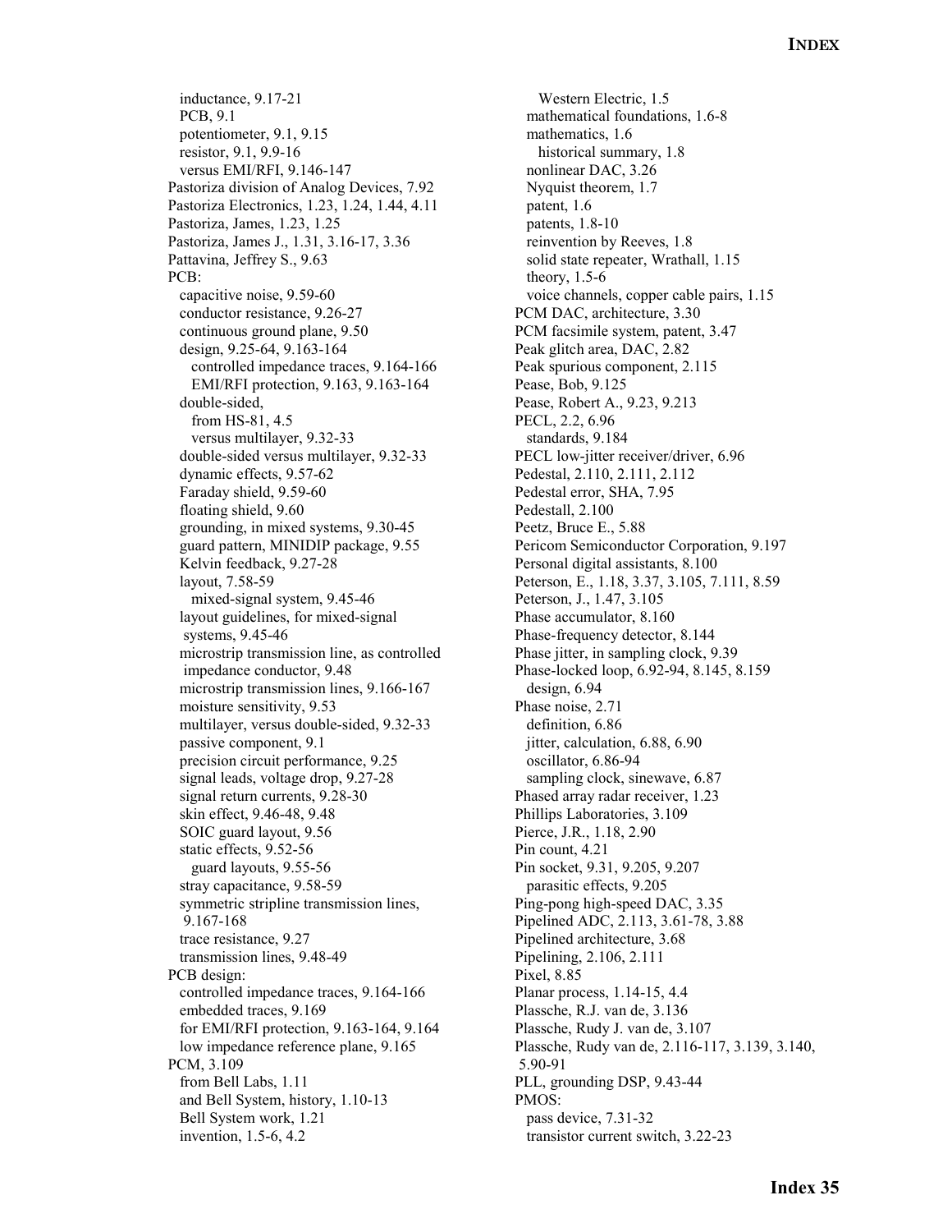inductance, 9.17-21
PCB, 9.1
potentiometer, 9.1, 9.15
resistor, 9.1, 9.9-16
versus EMI/RFI, 9.146-147
Pastoriza division of Analog Devices, 7.92
Pastoriza Electronics, 1.23, 1.24, 1.44, 4.11
Pastoriza, James, 1.23, 1.25
Pastoriza, James J., 1.31, 3.16-17, 3.36
Pattavina, Jeffrey S., 9.63
PCB:
capacitive noise, 9.59-60
conductor resistance, 9.26-27
continuous ground plane, 9.50
design, 9.25-64, 9.163-164
controlled impedance traces, 9.164-166
EMI/RFI protection, 9.163, 9.163-164
double-sided,
from HS-81, 4.5
versus multilayer, 9.32-33
double-sided versus multilayer, 9.32-33
dynamic effects, 9.57-62
Faraday shield, 9.59-60
floating shield, 9.60
grounding, in mixed systems, 9.30-45
guard pattern, MINIDIP package, 9.55
Kelvin feedback, 9.27-28
layout, 7.58-59
mixed-signal system, 9.45-46
layout guidelines, for mixed-signal systems, 9.45-46
microstrip transmission line, as controlled impedance conductor, 9.48
microstrip transmission lines, 9.166-167
moisture sensitivity, 9.53
multilayer, versus double-sided, 9.32-33
passive component, 9.1
precision circuit performance, 9.25
signal leads, voltage drop, 9.27-28
signal return currents, 9.28-30
skin effect, 9.46-48, 9.48
SOIC guard layout, 9.56
static effects, 9.52-56
guard layouts, 9.55-56
stray capacitance, 9.58-59
symmetric stripline transmission lines, 9.167-168
trace resistance, 9.27
transmission lines, 9.48-49
PCB design:
controlled impedance traces, 9.164-166
embedded traces, 9.169
for EMI/RFI protection, 9.163-164, 9.164
low impedance reference plane, 9.165
PCM, 3.109
from Bell Labs, 1.11
and Bell System, history, 1.10-13
Bell System work, 1.21
invention, 1.5-6, 4.2
Western Electric, 1.5
mathematical foundations, 1.6-8
mathematics, 1.6
historical summary, 1.8
nonlinear DAC, 3.26
Nyquist theorem, 1.7
patent, 1.6
patents, 1.8-10
reinvention by Reeves, 1.8
solid state repeater, Wrathall, 1.15
theory, 1.5-6
voice channels, copper cable pairs, 1.15
PCM DAC, architecture, 3.30
PCM facsimile system, patent, 3.47
Peak glitch area, DAC, 2.82
Peak spurious component, 2.115
Pease, Bob, 9.125
Pease, Robert A., 9.23, 9.213
PECL, 2.2, 6.96
standards, 9.184
PECL low-jitter receiver/driver, 6.96
Pedestal, 2.110, 2.111, 2.112
Pedestal error, SHA, 7.95
Pedestall, 2.100
Peetz, Bruce E., 5.88
Pericom Semiconductor Corporation, 9.197
Personal digital assistants, 8.100
Peterson, E., 1.18, 3.37, 3.105, 7.111, 8.59
Peterson, J., 1.47, 3.105
Phase accumulator, 8.160
Phase-frequency detector, 8.144
Phase jitter, in sampling clock, 9.39
Phase-locked loop, 6.92-94, 8.145, 8.159
design, 6.94
Phase noise, 2.71
definition, 6.86
jitter, calculation, 6.88, 6.90
oscillator, 6.86-94
sampling clock, sinewave, 6.87
Phased array radar receiver, 1.23
Phillips Laboratories, 3.109
Pierce, J.R., 1.18, 2.90
Pin count, 4.21
Pin socket, 9.31, 9.205, 9.207
parasitic effects, 9.205
Ping-pong high-speed DAC, 3.35
Pipelined ADC, 2.113, 3.61-78, 3.88
Pipelined architecture, 3.68
Pipelining, 2.106, 2.111
Pixel, 8.85
Planar process, 1.14-15, 4.4
Plassche, R.J. van de, 3.136
Plassche, Rudy J. van de, 3.107
Plassche, Rudy van de, 2.116-117, 3.139, 3.140, 5.90-91
PLL, grounding DSP, 9.43-44
PMOS:
pass device, 7.31-32
transistor current switch, 3.22-23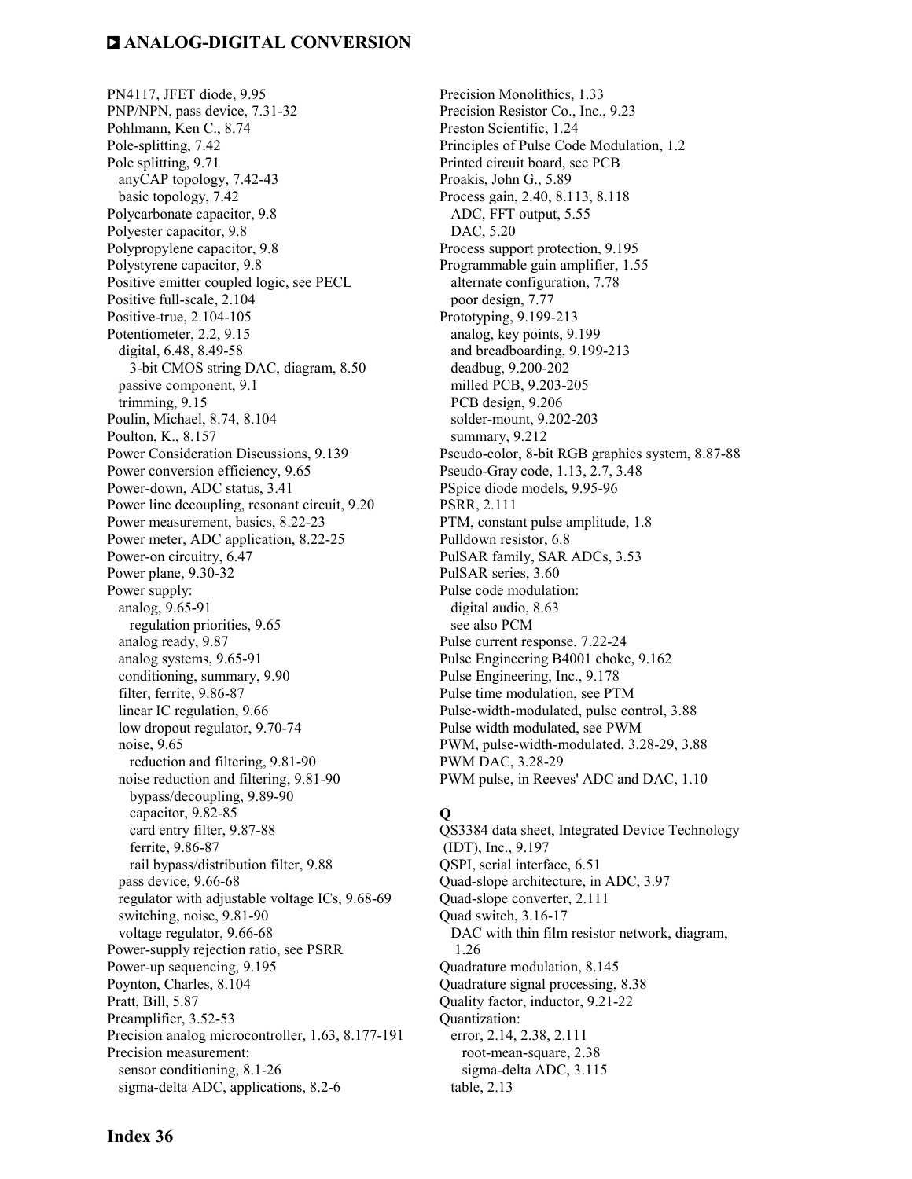PN4117, JFET diode, 9.95
PNP/NPN, pass device, 7.31-32
Pohlmann, Ken C., 8.74
Pole-splitting, 7.42
Pole splitting, 9.71
  anyCAP topology, 7.42-43
  basic topology, 7.42
Polycarbonate capacitor, 9.8
Polyester capacitor, 9.8
Polypropylene capacitor, 9.8
Polystyrene capacitor, 9.8
Positive emitter coupled logic, see PECL
Positive full-scale, 2.104
Positive-true, 2.104-105
Potentiometer, 2.2, 9.15
  digital, 6.48, 8.49-58
    3-bit CMOS string DAC, diagram, 8.50
  passive component, 9.1
  trimming, 9.15
Poulin, Michael, 8.74, 8.104
Poulton, K., 8.157
Power Consideration Discussions, 9.139
Power conversion efficiency, 9.65
Power-down, ADC status, 3.41
Power line decoupling, resonant circuit, 9.20
Power measurement, basics, 8.22-23
Power meter, ADC application, 8.22-25
Power-on circuitry, 6.47
Power plane, 9.30-32
Power supply:
  analog, 9.65-91
    regulation priorities, 9.65
  analog ready, 9.87
  analog systems, 9.65-91
  conditioning, summary, 9.90
  filter, ferrite, 9.86-87
  linear IC regulation, 9.66
  low dropout regulator, 9.70-74
  noise, 9.65
    reduction and filtering, 9.81-90
  noise reduction and filtering, 9.81-90
    bypass/decoupling, 9.89-90
    capacitor, 9.82-85
    card entry filter, 9.87-88
    ferrite, 9.86-87
    rail bypass/distribution filter, 9.88
  pass device, 9.66-68
  regulator with adjustable voltage ICs, 9.68-69
  switching, noise, 9.81-90
  voltage regulator, 9.66-68
Power-supply rejection ratio, see PSRR
Power-up sequencing, 9.195
Poynton, Charles, 8.104
Pratt, Bill, 5.87
Preamplifier, 3.52-53
Precision analog microcontroller, 1.63, 8.177-191
Precision measurement:
  sensor conditioning, 8.1-26
  sigma-delta ADC, applications, 8.2-6
Precision Monolithics, 1.33
Precision Resistor Co., Inc., 9.23
Preston Scientific, 1.24
Principles of Pulse Code Modulation, 1.2
Printed circuit board, see PCB
Proakis, John G., 5.89
Process gain, 2.40, 8.113, 8.118
  ADC, FFT output, 5.55
  DAC, 5.20
Process support protection, 9.195
Programmable gain amplifier, 1.55
  alternate configuration, 7.78
  poor design, 7.77
Prototyping, 9.199-213
  analog, key points, 9.199
  and breadboarding, 9.199-213
  deadbug, 9.200-202
  milled PCB, 9.203-205
  PCB design, 9.206
  solder-mount, 9.202-203
  summary, 9.212
Pseudo-color, 8-bit RGB graphics system, 8.87-88
Pseudo-Gray code, 1.13, 2.7, 3.48
PSpice diode models, 9.95-96
PSRR, 2.111
PTM, constant pulse amplitude, 1.8
Pulldown resistor, 6.8
PulSAR family, SAR ADCs, 3.53
PulSAR series, 3.60
Pulse code modulation:
  digital audio, 8.63
  see also PCM
Pulse current response, 7.22-24
Pulse Engineering B4001 choke, 9.162
Pulse Engineering, Inc., 9.178
Pulse time modulation, see PTM
Pulse-width-modulated, pulse control, 3.88
Pulse width modulated, see PWM
PWM, pulse-width-modulated, 3.28-29, 3.88
PWM DAC, 3.28-29
PWM pulse, in Reeves' ADC and DAC, 1.10

**Q**

QS3384 data sheet, Integrated Device Technology (IDT), Inc., 9.197
QSPI, serial interface, 6.51
Quad-slope architecture, in ADC, 3.97
Quad-slope converter, 2.111
Quad switch, 3.16-17
  DAC with thin film resistor network, diagram, 1.26
Quadrature modulation, 8.145
Quadrature signal processing, 8.38
Quality factor, inductor, 9.21-22
Quantization:
  error, 2.14, 2.38, 2.111
    root-mean-square, 2.38
    sigma-delta ADC, 3.115
  table, 2.13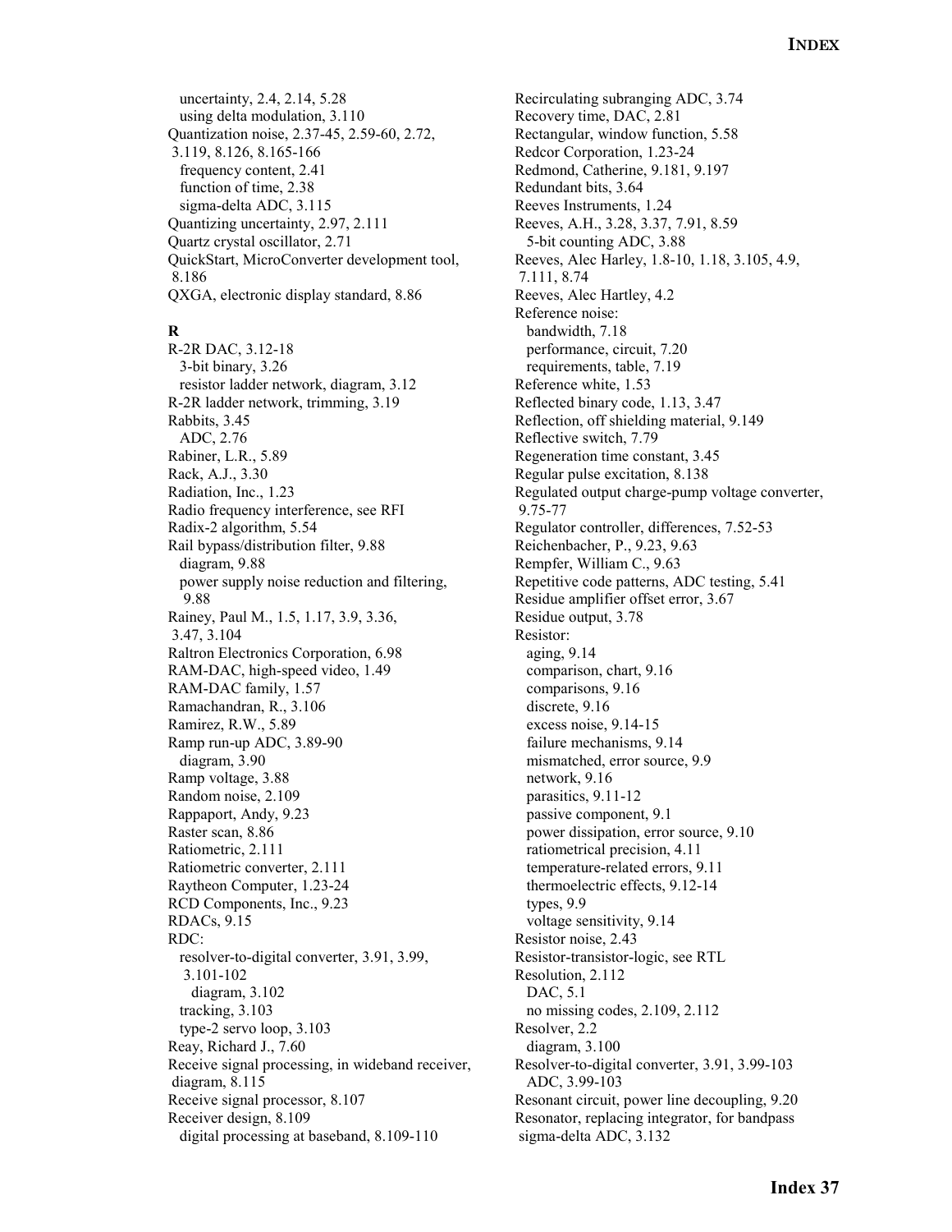uncertainty, 2.4, 2.14, 5.28
 using delta modulation, 3.110
Quantization noise, 2.37-45, 2.59-60, 2.72, 3.119, 8.126, 8.165-166
 frequency content, 2.41
 function of time, 2.38
 sigma-delta ADC, 3.115
Quantizing uncertainty, 2.97, 2.111
Quartz crystal oscillator, 2.71
QuickStart, MicroConverter development tool, 8.186
QXGA, electronic display standard, 8.86

**R**

R-2R DAC, 3.12-18
 3-bit binary, 3.26
 resistor ladder network, diagram, 3.12
R-2R ladder network, trimming, 3.19
Rabbits, 3.45
 ADC, 2.76
Rabiner, L.R., 5.89
Rack, A.J., 3.30
Radiation, Inc., 1.23
Radio frequency interference, see RFI
Radix-2 algorithm, 5.54
Rail bypass/distribution filter, 9.88
 diagram, 9.88
 power supply noise reduction and filtering, 9.88
Rainey, Paul M., 1.5, 1.17, 3.9, 3.36, 3.47, 3.104
Raltron Electronics Corporation, 6.98
RAM-DAC, high-speed video, 1.49
RAM-DAC family, 1.57
Ramachandran, R., 3.106
Ramirez, R.W., 5.89
Ramp run-up ADC, 3.89-90
 diagram, 3.90
Ramp voltage, 3.88
Random noise, 2.109
Rappaport, Andy, 9.23
Raster scan, 8.86
Ratiometric, 2.111
Ratiometric converter, 2.111
Raytheon Computer, 1.23-24
RCD Components, Inc., 9.23
RDACs, 9.15
RDC:
 resolver-to-digital converter, 3.91, 3.99, 3.101-102
  diagram, 3.102
 tracking, 3.103
 type-2 servo loop, 3.103
Reay, Richard J., 7.60
Receive signal processing, in wideband receiver, diagram, 8.115
Receive signal processor, 8.107
Receiver design, 8.109
 digital processing at baseband, 8.109-110
Recirculating subranging ADC, 3.74
Recovery time, DAC, 2.81
Rectangular, window function, 5.58
Redcor Corporation, 1.23-24
Redmond, Catherine, 9.181, 9.197
Redundant bits, 3.64
Reeves Instruments, 1.24
Reeves, A.H., 3.28, 3.37, 7.91, 8.59
 5-bit counting ADC, 3.88
Reeves, Alec Harley, 1.8-10, 1.18, 3.105, 4.9, 7.111, 8.74
Reeves, Alec Hartley, 4.2
Reference noise:
 bandwidth, 7.18
 performance, circuit, 7.20
 requirements, table, 7.19
Reference white, 1.53
Reflected binary code, 1.13, 3.47
Reflection, off shielding material, 9.149
Reflective switch, 7.79
Regeneration time constant, 3.45
Regular pulse excitation, 8.138
Regulated output charge-pump voltage converter, 9.75-77
Regulator controller, differences, 7.52-53
Reichenbacher, P., 9.23, 9.63
Rempfer, William C., 9.63
Repetitive code patterns, ADC testing, 5.41
Residue amplifier offset error, 3.67
Residue output, 3.78
Resistor:
 aging, 9.14
 comparison, chart, 9.16
 comparisons, 9.16
 discrete, 9.16
 excess noise, 9.14-15
 failure mechanisms, 9.14
 mismatched, error source, 9.9
 network, 9.16
 parasitics, 9.11-12
 passive component, 9.1
 power dissipation, error source, 9.10
 ratiometrical precision, 4.11
 temperature-related errors, 9.11
 thermoelectric effects, 9.12-14
 types, 9.9
 voltage sensitivity, 9.14
Resistor noise, 2.43
Resistor-transistor-logic, see RTL
Resolution, 2.112
 DAC, 5.1
 no missing codes, 2.109, 2.112
Resolver, 2.2
 diagram, 3.100
Resolver-to-digital converter, 3.91, 3.99-103
 ADC, 3.99-103
Resonant circuit, power line decoupling, 9.20
Resonator, replacing integrator, for bandpass sigma-delta ADC, 3.132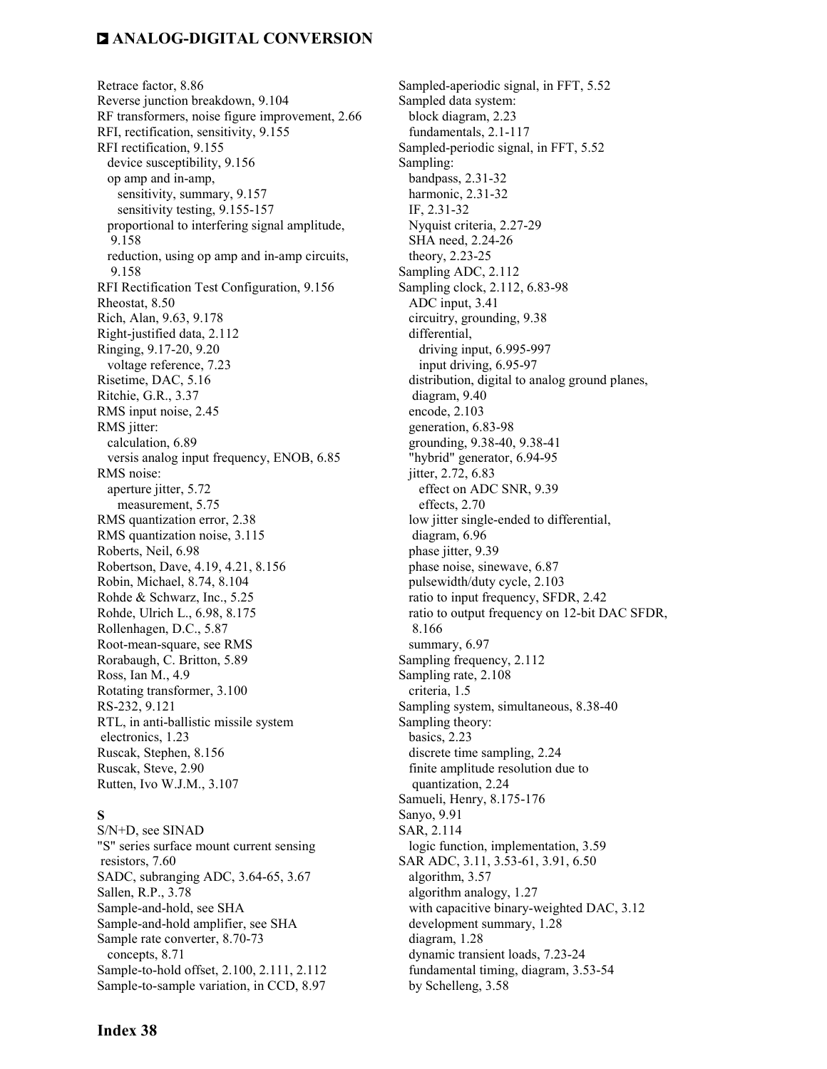Retrace factor, 8.86
Reverse junction breakdown, 9.104
RF transformers, noise figure improvement, 2.66
RFI, rectification, sensitivity, 9.155
RFI rectification, 9.155
  device susceptibility, 9.156
  op amp and in-amp,
    sensitivity, summary, 9.157
    sensitivity testing, 9.155-157
  proportional to interfering signal amplitude, 9.158
  reduction, using op amp and in-amp circuits, 9.158
RFI Rectification Test Configuration, 9.156
Rheostat, 8.50
Rich, Alan, 9.63, 9.178
Right-justified data, 2.112
Ringing, 9.17-20, 9.20
  voltage reference, 7.23
Risetime, DAC, 5.16
Ritchie, G.R., 3.37
RMS input noise, 2.45
RMS jitter:
  calculation, 6.89
  versis analog input frequency, ENOB, 6.85
RMS noise:
  aperture jitter, 5.72
    measurement, 5.75
RMS quantization error, 2.38
RMS quantization noise, 3.115
Roberts, Neil, 6.98
Robertson, Dave, 4.19, 4.21, 8.156
Robin, Michael, 8.74, 8.104
Rohde & Schwarz, Inc., 5.25
Rohde, Ulrich L., 6.98, 8.175
Rollenhagen, D.C., 5.87
Root-mean-square, see RMS
Rorabaugh, C. Britton, 5.89
Ross, Ian M., 4.9
Rotating transformer, 3.100
RS-232, 9.121
RTL, in anti-ballistic missile system electronics, 1.23
Ruscak, Stephen, 8.156
Ruscak, Steve, 2.90
Rutten, Ivo W.J.M., 3.107

**S**

S/N+D, see SINAD
"S" series surface mount current sensing resistors, 7.60
SADC, subranging ADC, 3.64-65, 3.67
Sallen, R.P., 3.78
Sample-and-hold, see SHA
Sample-and-hold amplifier, see SHA
Sample rate converter, 8.70-73
  concepts, 8.71
Sample-to-hold offset, 2.100, 2.111, 2.112
Sample-to-sample variation, in CCD, 8.97
Sampled-aperiodic signal, in FFT, 5.52
Sampled data system:
  block diagram, 2.23
  fundamentals, 2.1-117
Sampled-periodic signal, in FFT, 5.52
Sampling:
  bandpass, 2.31-32
  harmonic, 2.31-32
  IF, 2.31-32
  Nyquist criteria, 2.27-29
  SHA need, 2.24-26
  theory, 2.23-25
Sampling ADC, 2.112
Sampling clock, 2.112, 6.83-98
  ADC input, 3.41
  circuitry, grounding, 9.38
  differential,
    driving input, 6.995-997
    input driving, 6.95-97
  distribution, digital to analog ground planes, diagram, 9.40
  encode, 2.103
  generation, 6.83-98
  grounding, 9.38-40, 9.38-41
  "hybrid" generator, 6.94-95
  jitter, 2.72, 6.83
    effect on ADC SNR, 9.39
    effects, 2.70
  low jitter single-ended to differential, diagram, 6.96
  phase jitter, 9.39
  phase noise, sinewave, 6.87
  pulsewidth/duty cycle, 2.103
  ratio to input frequency, SFDR, 2.42
  ratio to output frequency on 12-bit DAC SFDR, 8.166
  summary, 6.97
Sampling frequency, 2.112
Sampling rate, 2.108
  criteria, 1.5
Sampling system, simultaneous, 8.38-40
Sampling theory:
  basics, 2.23
  discrete time sampling, 2.24
  finite amplitude resolution due to quantization, 2.24
Samueli, Henry, 8.175-176
Sanyo, 9.91
SAR, 2.114
  logic function, implementation, 3.59
SAR ADC, 3.11, 3.53-61, 3.91, 6.50
  algorithm, 3.57
  algorithm analogy, 1.27
  with capacitive binary-weighted DAC, 3.12
  development summary, 1.28
  diagram, 1.28
  dynamic transient loads, 7.23-24
  fundamental timing, diagram, 3.53-54
  by Schelleng, 3.58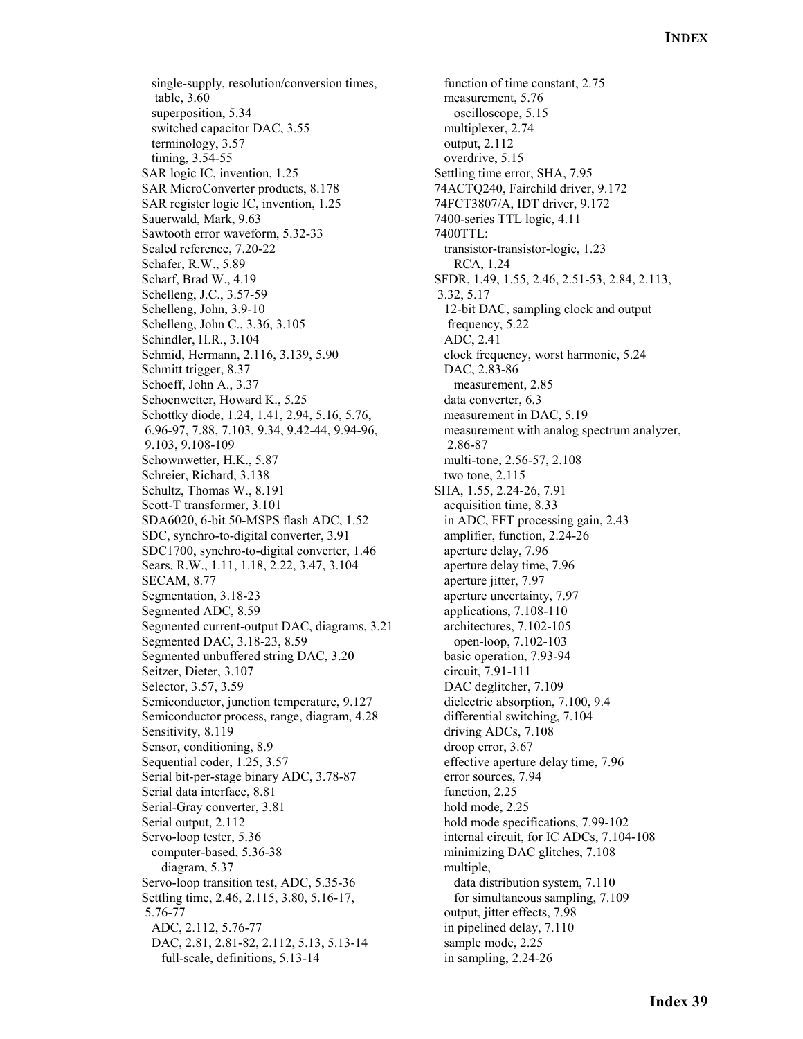single-supply, resolution/conversion times, table, 3.60
superposition, 5.34
switched capacitor DAC, 3.55
terminology, 3.57
timing, 3.54-55

SAR logic IC, invention, 1.25
SAR MicroConverter products, 8.178
SAR register logic IC, invention, 1.25
Sauerwald, Mark, 9.63
Sawtooth error waveform, 5.32-33
Scaled reference, 7.20-22
Schafer, R.W., 5.89
Scharf, Brad W., 4.19
Schelleng, J.C., 3.57-59
Schelleng, John, 3.9-10
Schelleng, John C., 3.36, 3.105
Schindler, H.R., 3.104
Schmid, Hermann, 2.116, 3.139, 5.90
Schmitt trigger, 8.37
Schoeff, John A., 3.37
Schoenwetter, Howard K., 5.25
Schottky diode, 1.24, 1.41, 2.94, 5.16, 5.76, 6.96-97, 7.88, 7.103, 9.34, 9.42-44, 9.94-96, 9.103, 9.108-109
Schownwetter, H.K., 5.87
Schreier, Richard, 3.138
Schultz, Thomas W., 8.191
Scott-T transformer, 3.101
SDA6020, 6-bit 50-MSPS flash ADC, 1.52
SDC, synchro-to-digital converter, 3.91
SDC1700, synchro-to-digital converter, 1.46
Sears, R.W., 1.11, 1.18, 2.22, 3.47, 3.104
SECAM, 8.77
Segmentation, 3.18-23
Segmented ADC, 8.59
Segmented current-output DAC, diagrams, 3.21
Segmented DAC, 3.18-23, 8.59
Segmented unbuffered string DAC, 3.20
Seitzer, Dieter, 3.107
Selector, 3.57, 3.59
Semiconductor, junction temperature, 9.127
Semiconductor process, range, diagram, 4.28
Sensitivity, 8.119
Sensor, conditioning, 8.9
Sequential coder, 1.25, 3.57
Serial bit-per-stage binary ADC, 3.78-87
Serial data interface, 8.81
Serial-Gray converter, 3.81
Serial output, 2.112
Servo-loop tester, 5.36
computer-based, 5.36-38
diagram, 5.37
Servo-loop transition test, ADC, 5.35-36
Settling time, 2.46, 2.115, 3.80, 5.16-17, 5.76-77
ADC, 2.112, 5.76-77
DAC, 2.81, 2.81-82, 2.112, 5.13, 5.13-14
full-scale, definitions, 5.13-14
function of time constant, 2.75
measurement, 5.76
oscilloscope, 5.15
multiplexer, 2.74
output, 2.112
overdrive, 5.15

Settling time error, SHA, 7.95
74ACTQ240, Fairchild driver, 9.172
74FCT3807/A, IDT driver, 9.172
7400-series TTL logic, 4.11
7400TTL:
transistor-transistor-logic, 1.23
RCA, 1.24

SFDR, 1.49, 1.55, 2.46, 2.51-53, 2.84, 2.113, 3.32, 5.17
12-bit DAC, sampling clock and output frequency, 5.22
ADC, 2.41
clock frequency, worst harmonic, 5.24
DAC, 2.83-86
measurement, 2.85
data converter, 6.3
measurement in DAC, 5.19
measurement with analog spectrum analyzer, 2.86-87
multi-tone, 2.56-57, 2.108
two tone, 2.115

SHA, 1.55, 2.24-26, 7.91
acquisition time, 8.33
in ADC, FFT processing gain, 2.43
amplifier, function, 2.24-26
aperture delay, 7.96
aperture delay time, 7.96
aperture jitter, 7.97
aperture uncertainty, 7.97
applications, 7.108-110
architectures, 7.102-105
open-loop, 7.102-103
basic operation, 7.93-94
circuit, 7.91-111
DAC deglitcher, 7.109
dielectric absorption, 7.100, 9.4
differential switching, 7.104
driving ADCs, 7.108
droop error, 3.67
effective aperture delay time, 7.96
error sources, 7.94
function, 2.25
hold mode, 2.25
hold mode specifications, 7.99-102
internal circuit, for IC ADCs, 7.104-108
minimizing DAC glitches, 7.108
multiple,
data distribution system, 7.110
for simultaneous sampling, 7.109
output, jitter effects, 7.98
in pipelined delay, 7.110
sample mode, 2.25
in sampling, 2.24-26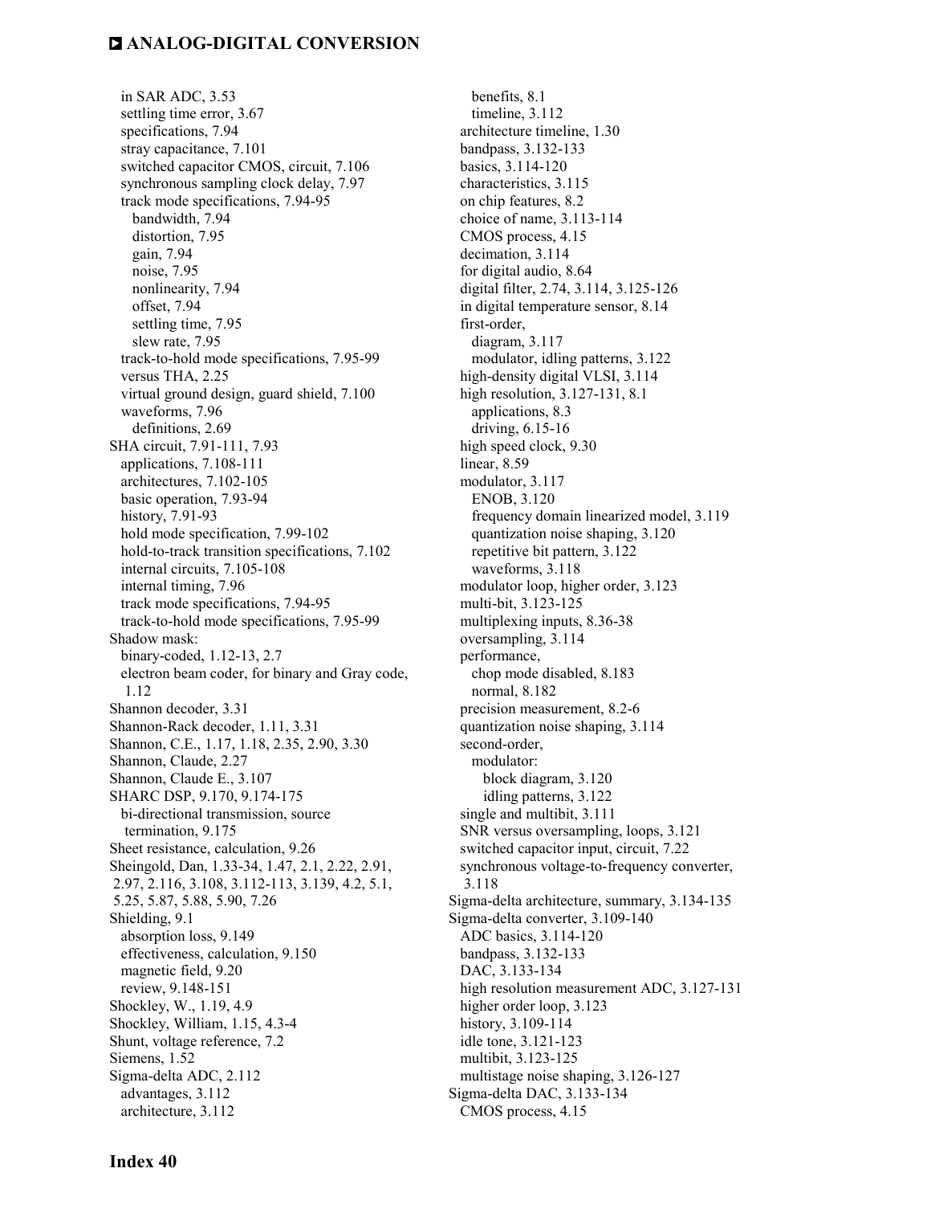in SAR ADC, 3.53
settling time error, 3.67
specifications, 7.94
stray capacitance, 7.101
switched capacitor CMOS, circuit, 7.106
synchronous sampling clock delay, 7.97
track mode specifications, 7.94-95
bandwidth, 7.94
distortion, 7.95
gain, 7.94
noise, 7.95
nonlinearity, 7.94
offset, 7.94
settling time, 7.95
slew rate, 7.95
track-to-hold mode specifications, 7.95-99
versus THA, 2.25
virtual ground design, guard shield, 7.100
waveforms, 7.96
definitions, 2.69
SHA circuit, 7.91-111, 7.93
applications, 7.108-111
architectures, 7.102-105
basic operation, 7.93-94
history, 7.91-93
hold mode specification, 7.99-102
hold-to-track transition specifications, 7.102
internal circuits, 7.105-108
internal timing, 7.96
track mode specifications, 7.94-95
track-to-hold mode specifications, 7.95-99
Shadow mask:
binary-coded, 1.12-13, 2.7
electron beam coder, for binary and Gray code, 1.12
Shannon decoder, 3.31
Shannon-Rack decoder, 1.11, 3.31
Shannon, C.E., 1.17, 1.18, 2.35, 2.90, 3.30
Shannon, Claude, 2.27
Shannon, Claude E., 3.107
SHARC DSP, 9.170, 9.174-175
bi-directional transmission, source termination, 9.175
Sheet resistance, calculation, 9.26
Sheingold, Dan, 1.33-34, 1.47, 2.1, 2.22, 2.91, 2.97, 2.116, 3.108, 3.112-113, 3.139, 4.2, 5.1, 5.25, 5.87, 5.88, 5.90, 7.26
Shielding, 9.1
absorption loss, 9.149
effectiveness, calculation, 9.150
magnetic field, 9.20
review, 9.148-151
Shockley, W., 1.19, 4.9
Shockley, William, 1.15, 4.3-4
Shunt, voltage reference, 7.2
Siemens, 1.52
Sigma-delta ADC, 2.112
advantages, 3.112
architecture, 3.112
benefits, 8.1
timeline, 3.112
architecture timeline, 1.30
bandpass, 3.132-133
basics, 3.114-120
characteristics, 3.115
on chip features, 8.2
choice of name, 3.113-114
CMOS process, 4.15
decimation, 3.114
for digital audio, 8.64
digital filter, 2.74, 3.114, 3.125-126
in digital temperature sensor, 8.14
first-order,
diagram, 3.117
modulator, idling patterns, 3.122
high-density digital VLSI, 3.114
high resolution, 3.127-131, 8.1
applications, 8.3
driving, 6.15-16
high speed clock, 9.30
linear, 8.59
modulator, 3.117
ENOB, 3.120
frequency domain linearized model, 3.119
quantization noise shaping, 3.120
repetitive bit pattern, 3.122
waveforms, 3.118
modulator loop, higher order, 3.123
multi-bit, 3.123-125
multiplexing inputs, 8.36-38
oversampling, 3.114
performance,
chop mode disabled, 8.183
normal, 8.182
precision measurement, 8.2-6
quantization noise shaping, 3.114
second-order,
modulator:
block diagram, 3.120
idling patterns, 3.122
single and multibit, 3.111
SNR versus oversampling, loops, 3.121
switched capacitor input, circuit, 7.22
synchronous voltage-to-frequency converter, 3.118
Sigma-delta architecture, summary, 3.134-135
Sigma-delta converter, 3.109-140
ADC basics, 3.114-120
bandpass, 3.132-133
DAC, 3.133-134
high resolution measurement ADC, 3.127-131
higher order loop, 3.123
history, 3.109-114
idle tone, 3.121-123
multibit, 3.123-125
multistage noise shaping, 3.126-127
Sigma-delta DAC, 3.133-134
CMOS process, 4.15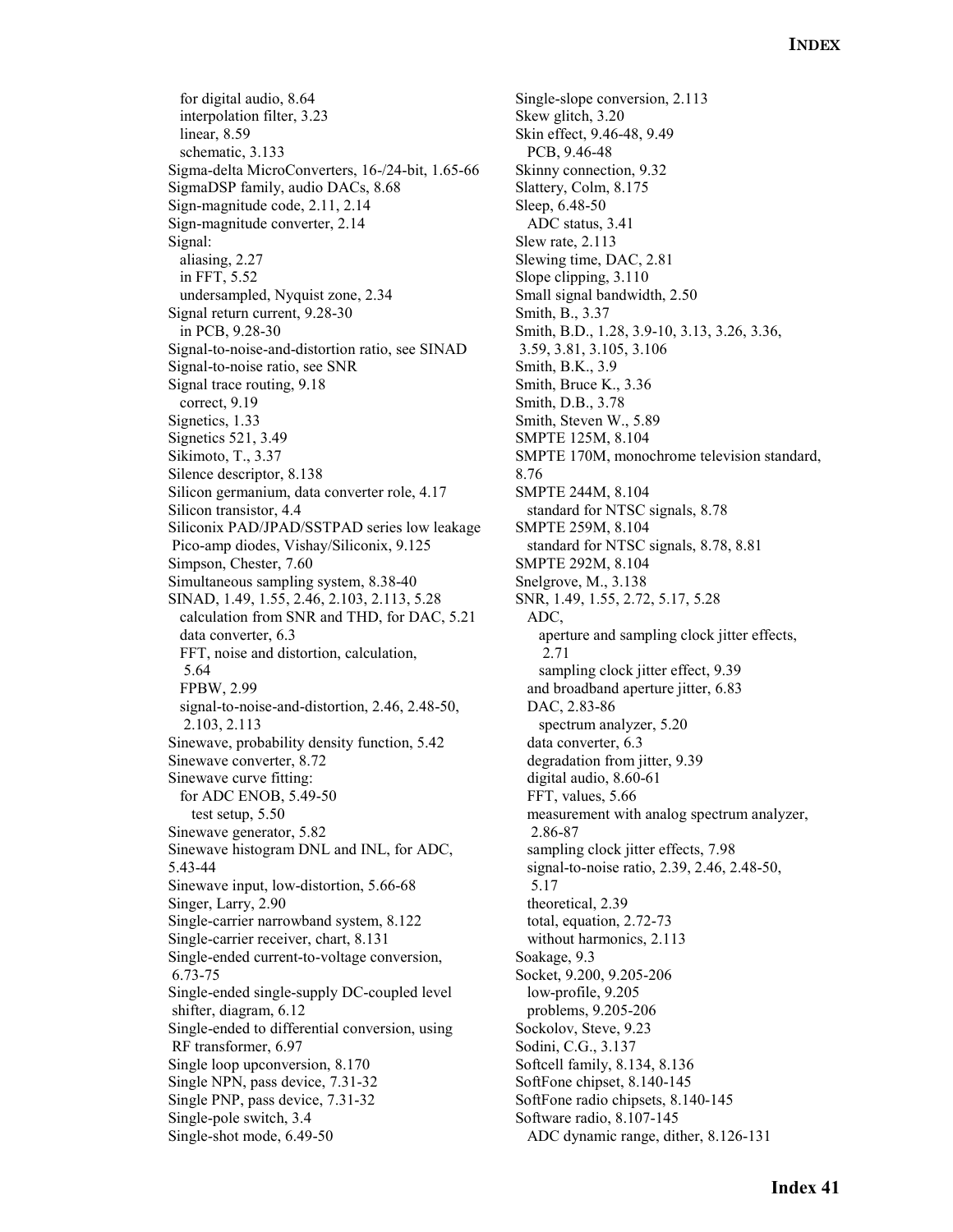for digital audio, 8.64
interpolation filter, 3.23
linear, 8.59
schematic, 3.133

Sigma-delta MicroConverters, 16-/24-bit, 1.65-66
SigmaDSP family, audio DACs, 8.68
Sign-magnitude code, 2.11, 2.14
Sign-magnitude converter, 2.14
Signal:
aliasing, 2.27
in FFT, 5.52
undersampled, Nyquist zone, 2.34
Signal return current, 9.28-30
in PCB, 9.28-30
Signal-to-noise-and-distortion ratio, see SINAD
Signal-to-noise ratio, see SNR
Signal trace routing, 9.18
correct, 9.19
Signetics, 1.33
Signetics 521, 3.49
Sikimoto, T., 3.37
Silence descriptor, 8.138
Silicon germanium, data converter role, 4.17
Silicon transistor, 4.4
Siliconix PAD/JPAD/SSTPAD series low leakage Pico-amp diodes, Vishay/Siliconix, 9.125
Simpson, Chester, 7.60
Simultaneous sampling system, 8.38-40
SINAD, 1.49, 1.55, 2.46, 2.103, 2.113, 5.28
calculation from SNR and THD, for DAC, 5.21
data converter, 6.3
FFT, noise and distortion, calculation, 5.64
FPBW, 2.99
signal-to-noise-and-distortion, 2.46, 2.48-50, 2.103, 2.113
Sinewave, probability density function, 5.42
Sinewave converter, 8.72
Sinewave curve fitting:
for ADC ENOB, 5.49-50
test setup, 5.50
Sinewave generator, 5.82
Sinewave histogram DNL and INL, for ADC, 5.43-44
Sinewave input, low-distortion, 5.66-68
Singer, Larry, 2.90
Single-carrier narrowband system, 8.122
Single-carrier receiver, chart, 8.131
Single-ended current-to-voltage conversion, 6.73-75
Single-ended single-supply DC-coupled level shifter, diagram, 6.12
Single-ended to differential conversion, using RF transformer, 6.97
Single loop upconversion, 8.170
Single NPN, pass device, 7.31-32
Single PNP, pass device, 7.31-32
Single-pole switch, 3.4
Single-shot mode, 6.49-50
Single-slope conversion, 2.113
Skew glitch, 3.20
Skin effect, 9.46-48, 9.49
PCB, 9.46-48
Skinny connection, 9.32
Slattery, Colm, 8.175
Sleep, 6.48-50
ADC status, 3.41
Slew rate, 2.113
Slewing time, DAC, 2.81
Slope clipping, 3.110
Small signal bandwidth, 2.50
Smith, B., 3.37
Smith, B.D., 1.28, 3.9-10, 3.13, 3.26, 3.36, 3.59, 3.81, 3.105, 3.106
Smith, B.K., 3.9
Smith, Bruce K., 3.36
Smith, D.B., 3.78
Smith, Steven W., 5.89
SMPTE 125M, 8.104
SMPTE 170M, monochrome television standard, 8.76
SMPTE 244M, 8.104
standard for NTSC signals, 8.78
SMPTE 259M, 8.104
standard for NTSC signals, 8.78, 8.81
SMPTE 292M, 8.104
Snelgrove, M., 3.138
SNR, 1.49, 1.55, 2.72, 5.17, 5.28
ADC,
aperture and sampling clock jitter effects, 2.71
sampling clock jitter effect, 9.39
and broadband aperture jitter, 6.83
DAC, 2.83-86
spectrum analyzer, 5.20
data converter, 6.3
degradation from jitter, 9.39
digital audio, 8.60-61
FFT, values, 5.66
measurement with analog spectrum analyzer, 2.86-87
sampling clock jitter effects, 7.98
signal-to-noise ratio, 2.39, 2.46, 2.48-50, 5.17
theoretical, 2.39
total, equation, 2.72-73
without harmonics, 2.113
Soakage, 9.3
Socket, 9.200, 9.205-206
low-profile, 9.205
problems, 9.205-206
Sockolov, Steve, 9.23
Sodini, C.G., 3.137
Softcell family, 8.134, 8.136
SoftFone chipset, 8.140-145
SoftFone radio chipsets, 8.140-145
Software radio, 8.107-145
ADC dynamic range, dither, 8.126-131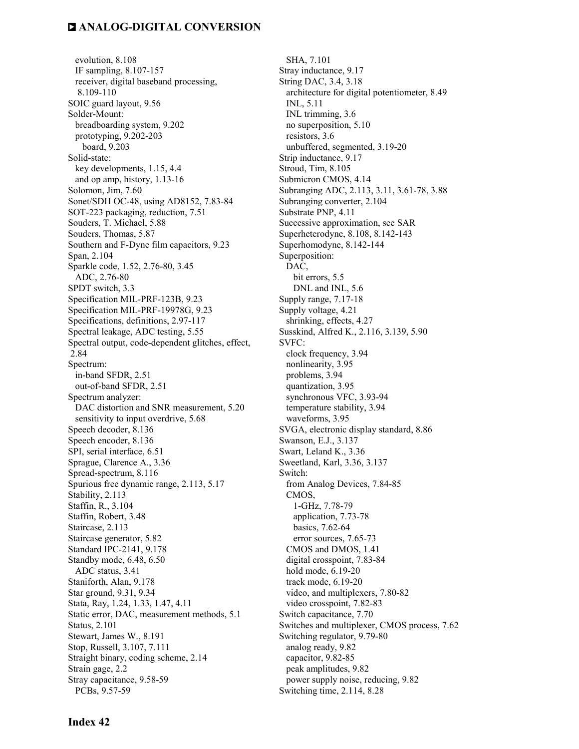evolution, 8.108
  IF sampling, 8.107-157
  receiver, digital baseband processing, 8.109-110
SOIC guard layout, 9.56
Solder-Mount:
  breadboarding system, 9.202
  prototyping, 9.202-203
    board, 9.203
Solid-state:
  key developments, 1.15, 4.4
  and op amp, history, 1.13-16
Solomon, Jim, 7.60
Sonet/SDH OC-48, using AD8152, 7.83-84
SOT-223 packaging, reduction, 7.51
Souders, T. Michael, 5.88
Souders, Thomas, 5.87
Southern and F-Dyne film capacitors, 9.23
Span, 2.104
Sparkle code, 1.52, 2.76-80, 3.45
  ADC, 2.76-80
SPDT switch, 3.3
Specification MIL-PRF-123B, 9.23
Specification MIL-PRF-19978G, 9.23
Specifications, definitions, 2.97-117
Spectral leakage, ADC testing, 5.55
Spectral output, code-dependent glitches, effect, 2.84
Spectrum:
  in-band SFDR, 2.51
  out-of-band SFDR, 2.51
Spectrum analyzer:
  DAC distortion and SNR measurement, 5.20
  sensitivity to input overdrive, 5.68
Speech decoder, 8.136
Speech encoder, 8.136
SPI, serial interface, 6.51
Sprague, Clarence A., 3.36
Spread-spectrum, 8.116
Spurious free dynamic range, 2.113, 5.17
Stability, 2.113
Staffin, R., 3.104
Staffin, Robert, 3.48
Staircase, 2.113
Staircase generator, 5.82
Standard IPC-2141, 9.178
Standby mode, 6.48, 6.50
  ADC status, 3.41
Staniforth, Alan, 9.178
Star ground, 9.31, 9.34
Stata, Ray, 1.24, 1.33, 1.47, 4.11
Static error, DAC, measurement methods, 5.1
Status, 2.101
Stewart, James W., 8.191
Stop, Russell, 3.107, 7.111
Straight binary, coding scheme, 2.14
Strain gage, 2.2
Stray capacitance, 9.58-59
  PCBs, 9.57-59
  SHA, 7.101
Stray inductance, 9.17
String DAC, 3.4, 3.18
  architecture for digital potentiometer, 8.49
  INL, 5.11
  INL trimming, 3.6
  no superposition, 5.10
  resistors, 3.6
  unbuffered, segmented, 3.19-20
Strip inductance, 9.17
Stroud, Tim, 8.105
Submicron CMOS, 4.14
Subranging ADC, 2.113, 3.11, 3.61-78, 3.88
Subranging converter, 2.104
Substrate PNP, 4.11
Successive approximation, see SAR
Superheterodyne, 8.108, 8.142-143
Superhomodyne, 8.142-144
Superposition:
  DAC,
    bit errors, 5.5
    DNL and INL, 5.6
Supply range, 7.17-18
Supply voltage, 4.21
  shrinking, effects, 4.27
Susskind, Alfred K., 2.116, 3.139, 5.90
SVFC:
  clock frequency, 3.94
  nonlinearity, 3.95
  problems, 3.94
  quantization, 3.95
  synchronous VFC, 3.93-94
  temperature stability, 3.94
  waveforms, 3.95
SVGA, electronic display standard, 8.86
Swanson, E.J., 3.137
Swart, Leland K., 3.36
Sweetland, Karl, 3.36, 3.137
Switch:
  from Analog Devices, 7.84-85
  CMOS,
    1-GHz, 7.78-79
    application, 7.73-78
    basics, 7.62-64
    error sources, 7.65-73
  CMOS and DMOS, 1.41
  digital crosspoint, 7.83-84
  hold mode, 6.19-20
  track mode, 6.19-20
  video, and multiplexers, 7.80-82
  video crosspoint, 7.82-83
Switch capacitance, 7.70
Switches and multiplexer, CMOS process, 7.62
Switching regulator, 9.79-80
  analog ready, 9.82
  capacitor, 9.82-85
  peak amplitudes, 9.82
  power supply noise, reducing, 9.82
Switching time, 2.114, 8.28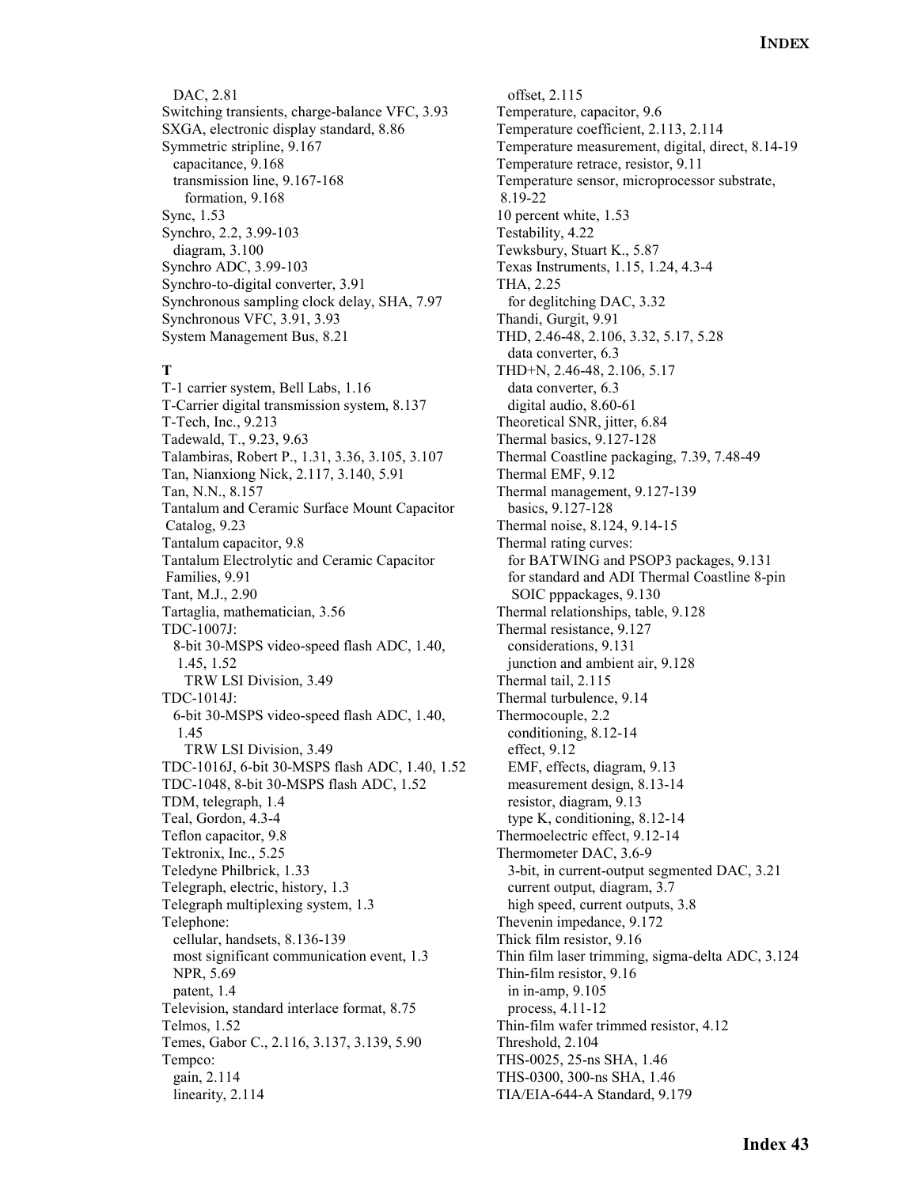DAC, 2.81
Switching transients, charge-balance VFC, 3.93
SXGA, electronic display standard, 8.86
Symmetric stripline, 9.167
  capacitance, 9.168
  transmission line, 9.167-168
    formation, 9.168
Sync, 1.53
Synchro, 2.2, 3.99-103
  diagram, 3.100
Synchro ADC, 3.99-103
Synchro-to-digital converter, 3.91
Synchronous sampling clock delay, SHA, 7.97
Synchronous VFC, 3.91, 3.93
System Management Bus, 8.21

**T**

T-1 carrier system, Bell Labs, 1.16
T-Carrier digital transmission system, 8.137
T-Tech, Inc., 9.213
Tadewald, T., 9.23, 9.63
Talambiras, Robert P., 1.31, 3.36, 3.105, 3.107
Tan, Nianxiong Nick, 2.117, 3.140, 5.91
Tan, N.N., 8.157
Tantalum and Ceramic Surface Mount Capacitor Catalog, 9.23
Tantalum capacitor, 9.8
Tantalum Electrolytic and Ceramic Capacitor Families, 9.91
Tant, M.J., 2.90
Tartaglia, mathematician, 3.56
TDC-1007J:
  8-bit 30-MSPS video-speed flash ADC, 1.40, 1.45, 1.52
    TRW LSI Division, 3.49
TDC-1014J:
  6-bit 30-MSPS video-speed flash ADC, 1.40, 1.45
    TRW LSI Division, 3.49
TDC-1016J, 6-bit 30-MSPS flash ADC, 1.40, 1.52
TDC-1048, 8-bit 30-MSPS flash ADC, 1.52
TDM, telegraph, 1.4
Teal, Gordon, 4.3-4
Teflon capacitor, 9.8
Tektronix, Inc., 5.25
Teledyne Philbrick, 1.33
Telegraph, electric, history, 1.3
Telegraph multiplexing system, 1.3
Telephone:
  cellular, handsets, 8.136-139
  most significant communication event, 1.3
  NPR, 5.69
  patent, 1.4
Television, standard interlace format, 8.75
Telmos, 1.52
Temes, Gabor C., 2.116, 3.137, 3.139, 5.90
Tempco:
  gain, 2.114
  linearity, 2.114
  offset, 2.115
Temperature, capacitor, 9.6
Temperature coefficient, 2.113, 2.114
Temperature measurement, digital, direct, 8.14-19
Temperature retrace, resistor, 9.11
Temperature sensor, microprocessor substrate, 8.19-22
10 percent white, 1.53
Testability, 4.22
Tewksbury, Stuart K., 5.87
Texas Instruments, 1.15, 1.24, 4.3-4
THA, 2.25
  for deglitching DAC, 3.32
Thandi, Gurgit, 9.91
THD, 2.46-48, 2.106, 3.32, 5.17, 5.28
  data converter, 6.3
THD+N, 2.46-48, 2.106, 5.17
  data converter, 6.3
  digital audio, 8.60-61
Theoretical SNR, jitter, 6.84
Thermal basics, 9.127-128
Thermal Coastline packaging, 7.39, 7.48-49
Thermal EMF, 9.12
Thermal management, 9.127-139
  basics, 9.127-128
Thermal noise, 8.124, 9.14-15
Thermal rating curves:
  for BATWING and PSOP3 packages, 9.131
  for standard and ADI Thermal Coastline 8-pin SOIC pppackages, 9.130
Thermal relationships, table, 9.128
Thermal resistance, 9.127
  considerations, 9.131
  junction and ambient air, 9.128
Thermal tail, 2.115
Thermal turbulence, 9.14
Thermocouple, 2.2
  conditioning, 8.12-14
  effect, 9.12
  EMF, effects, diagram, 9.13
  measurement design, 8.13-14
  resistor, diagram, 9.13
  type K, conditioning, 8.12-14
Thermoelectric effect, 9.12-14
Thermometer DAC, 3.6-9
  3-bit, in current-output segmented DAC, 3.21
  current output, diagram, 3.7
  high speed, current outputs, 3.8
Thevenin impedance, 9.172
Thick film resistor, 9.16
Thin film laser trimming, sigma-delta ADC, 3.124
Thin-film resistor, 9.16
  in in-amp, 9.105
  process, 4.11-12
Thin-film wafer trimmed resistor, 4.12
Threshold, 2.104
THS-0025, 25-ns SHA, 1.46
THS-0300, 300-ns SHA, 1.46
TIA/EIA-644-A Standard, 9.179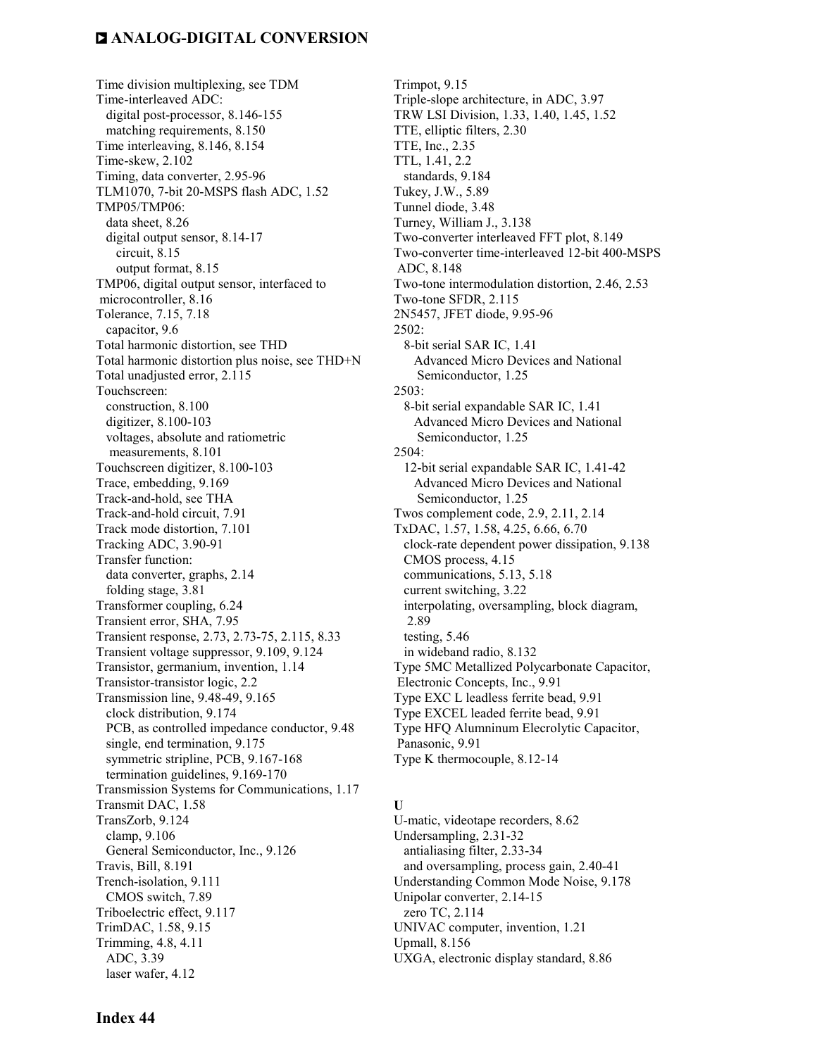Time division multiplexing, see TDM
Time-interleaved ADC:
  digital post-processor, 8.146-155
  matching requirements, 8.150
Time interleaving, 8.146, 8.154
Time-skew, 2.102
Timing, data converter, 2.95-96
TLM1070, 7-bit 20-MSPS flash ADC, 1.52
TMP05/TMP06:
  data sheet, 8.26
  digital output sensor, 8.14-17
    circuit, 8.15
    output format, 8.15
TMP06, digital output sensor, interfaced to microcontroller, 8.16
Tolerance, 7.15, 7.18
  capacitor, 9.6
Total harmonic distortion, see THD
Total harmonic distortion plus noise, see THD+N
Total unadjusted error, 2.115
Touchscreen:
  construction, 8.100
  digitizer, 8.100-103
  voltages, absolute and ratiometric measurements, 8.101
Touchscreen digitizer, 8.100-103
Trace, embedding, 9.169
Track-and-hold, see THA
Track-and-hold circuit, 7.91
Track mode distortion, 7.101
Tracking ADC, 3.90-91
Transfer function:
  data converter, graphs, 2.14
  folding stage, 3.81
Transformer coupling, 6.24
Transient error, SHA, 7.95
Transient response, 2.73, 2.73-75, 2.115, 8.33
Transient voltage suppressor, 9.109, 9.124
Transistor, germanium, invention, 1.14
Transistor-transistor logic, 2.2
Transmission line, 9.48-49, 9.165
  clock distribution, 9.174
  PCB, as controlled impedance conductor, 9.48
  single, end termination, 9.175
  symmetric stripline, PCB, 9.167-168
  termination guidelines, 9.169-170
Transmission Systems for Communications, 1.17
Transmit DAC, 1.58
TransZorb, 9.124
  clamp, 9.106
  General Semiconductor, Inc., 9.126
Travis, Bill, 8.191
Trench-isolation, 9.111
  CMOS switch, 7.89
Triboelectric effect, 9.117
TrimDAC, 1.58, 9.15
Trimming, 4.8, 4.11
  ADC, 3.39
  laser wafer, 4.12
Trimpot, 9.15
Triple-slope architecture, in ADC, 3.97
TRW LSI Division, 1.33, 1.40, 1.45, 1.52
TTE, elliptic filters, 2.30
TTE, Inc., 2.35
TTL, 1.41, 2.2
  standards, 9.184
Tukey, J.W., 5.89
Tunnel diode, 3.48
Turney, William J., 3.138
Two-converter interleaved FFT plot, 8.149
Two-converter time-interleaved 12-bit 400-MSPS ADC, 8.148
Two-tone intermodulation distortion, 2.46, 2.53
Two-tone SFDR, 2.115
2N5457, JFET diode, 9.95-96
2502:
  8-bit serial SAR IC, 1.41
    Advanced Micro Devices and National Semiconductor, 1.25
2503:
  8-bit serial expandable SAR IC, 1.41
    Advanced Micro Devices and National Semiconductor, 1.25
2504:
  12-bit serial expandable SAR IC, 1.41-42
    Advanced Micro Devices and National Semiconductor, 1.25
Twos complement code, 2.9, 2.11, 2.14
TxDAC, 1.57, 1.58, 4.25, 6.66, 6.70
  clock-rate dependent power dissipation, 9.138
  CMOS process, 4.15
  communications, 5.13, 5.18
  current switching, 3.22
  interpolating, oversampling, block diagram, 2.89
  testing, 5.46
  in wideband radio, 8.132
Type 5MC Metallized Polycarbonate Capacitor, Electronic Concepts, Inc., 9.91
Type EXC L leadless ferrite bead, 9.91
Type EXCEL leaded ferrite bead, 9.91
Type HFQ Alumninum Elecrolytic Capacitor, Panasonic, 9.91
Type K thermocouple, 8.12-14

**U**

U-matic, videotape recorders, 8.62
Undersampling, 2.31-32
  antialiasing filter, 2.33-34
  and oversampling, process gain, 2.40-41
Understanding Common Mode Noise, 9.178
Unipolar converter, 2.14-15
  zero TC, 2.114
UNIVAC computer, invention, 1.21
Upmall, 8.156
UXGA, electronic display standard, 8.86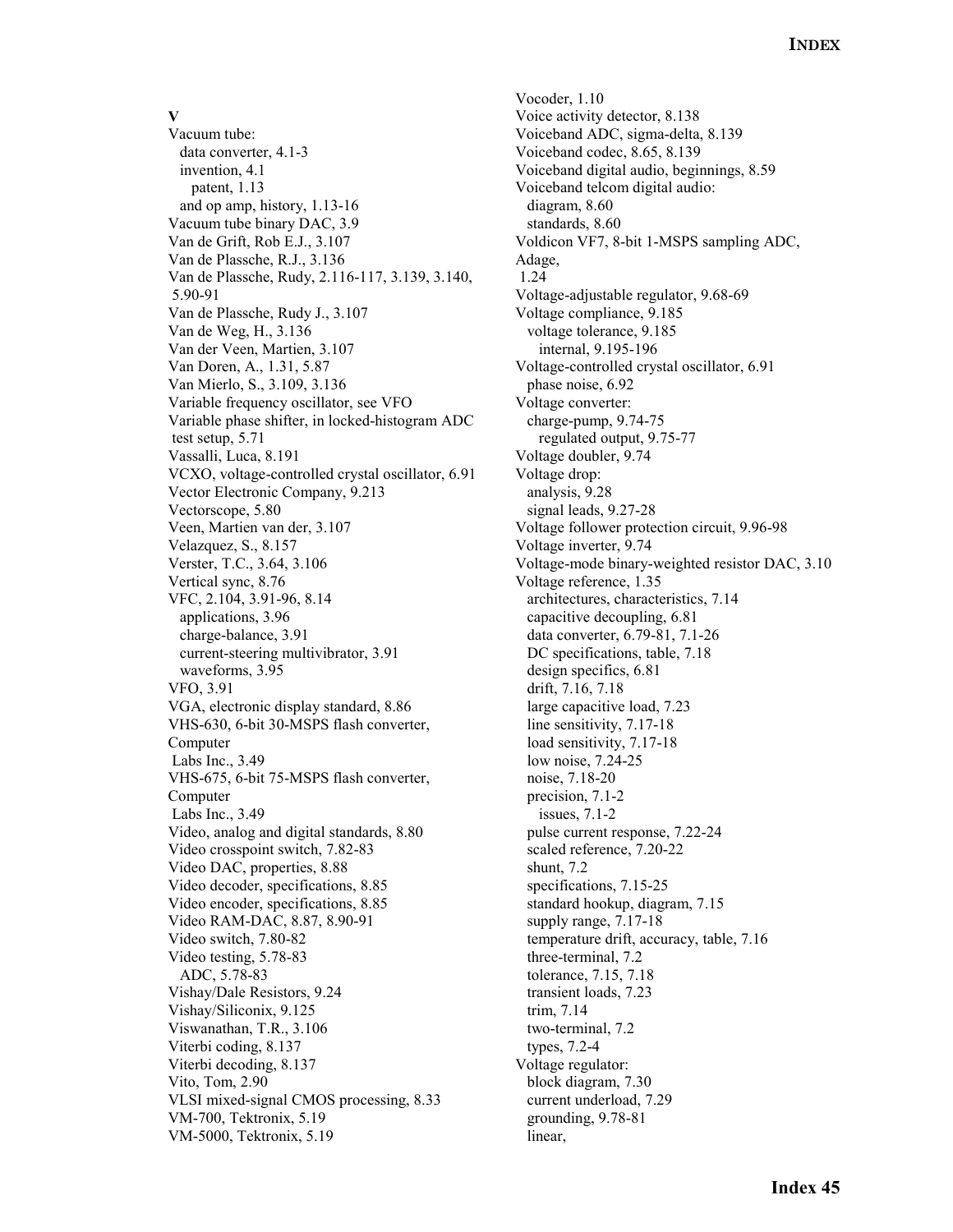**V**

Vacuum tube:
- data converter, 4.1-3
- invention, 4.1
  - patent, 1.13
- and op amp, history, 1.13-16

Vacuum tube binary DAC, 3.9
Van de Grift, Rob E.J., 3.107
Van de Plassche, R.J., 3.136
Van de Plassche, Rudy, 2.116-117, 3.139, 3.140, 5.90-91
Van de Plassche, Rudy J., 3.107
Van de Weg, H., 3.136
Van der Veen, Martien, 3.107
Van Doren, A., 1.31, 5.87
Van Mierlo, S., 3.109, 3.136
Variable frequency oscillator, see VFO
Variable phase shifter, in locked-histogram ADC test setup, 5.71
Vassalli, Luca, 8.191
VCXO, voltage-controlled crystal oscillator, 6.91
Vector Electronic Company, 9.213
Vectorscope, 5.80
Veen, Martien van der, 3.107
Velazquez, S., 8.157
Verster, T.C., 3.64, 3.106
Vertical sync, 8.76
VFC, 2.104, 3.91-96, 8.14
- applications, 3.96
- charge-balance, 3.91
- current-steering multivibrator, 3.91
- waveforms, 3.95

VFO, 3.91
VGA, electronic display standard, 8.86
VHS-630, 6-bit 30-MSPS flash converter, Computer Labs Inc., 3.49
VHS-675, 6-bit 75-MSPS flash converter, Computer Labs Inc., 3.49
Video, analog and digital standards, 8.80
Video crosspoint switch, 7.82-83
Video DAC, properties, 8.88
Video decoder, specifications, 8.85
Video encoder, specifications, 8.85
Video RAM-DAC, 8.87, 8.90-91
Video switch, 7.80-82
Video testing, 5.78-83
- ADC, 5.78-83

Vishay/Dale Resistors, 9.24
Vishay/Siliconix, 9.125
Viswanathan, T.R., 3.106
Viterbi coding, 8.137
Viterbi decoding, 8.137
Vito, Tom, 2.90
VLSI mixed-signal CMOS processing, 8.33
VM-700, Tektronix, 5.19
VM-5000, Tektronix, 5.19
Vocoder, 1.10
Voice activity detector, 8.138
Voiceband ADC, sigma-delta, 8.139
Voiceband codec, 8.65, 8.139
Voiceband digital audio, beginnings, 8.59
Voiceband telcom digital audio:
- diagram, 8.60
- standards, 8.60

Voldicon VF7, 8-bit 1-MSPS sampling ADC, Adage, 1.24
Voltage-adjustable regulator, 9.68-69
Voltage compliance, 9.185
- voltage tolerance, 9.185
  - internal, 9.195-196

Voltage-controlled crystal oscillator, 6.91
- phase noise, 6.92

Voltage converter:
- charge-pump, 9.74-75
  - regulated output, 9.75-77

Voltage doubler, 9.74
Voltage drop:
- analysis, 9.28
- signal leads, 9.27-28

Voltage follower protection circuit, 9.96-98
Voltage inverter, 9.74
Voltage-mode binary-weighted resistor DAC, 3.10
Voltage reference, 1.35
- architectures, characteristics, 7.14
- capacitive decoupling, 6.81
- data converter, 6.79-81, 7.1-26
- DC specifications, table, 7.18
- design specifics, 6.81
- drift, 7.16, 7.18
- large capacitive load, 7.23
- line sensitivity, 7.17-18
- load sensitivity, 7.17-18
- low noise, 7.24-25
- noise, 7.18-20
- precision, 7.1-2
  - issues, 7.1-2
- pulse current response, 7.22-24
- scaled reference, 7.20-22
- shunt, 7.2
- specifications, 7.15-25
- standard hookup, diagram, 7.15
- supply range, 7.17-18
- temperature drift, accuracy, table, 7.16
- three-terminal, 7.2
- tolerance, 7.15, 7.18
- transient loads, 7.23
- trim, 7.14
- two-terminal, 7.2
- types, 7.2-4

Voltage regulator:
- block diagram, 7.30
- current underload, 7.29
- grounding, 9.78-81
- linear,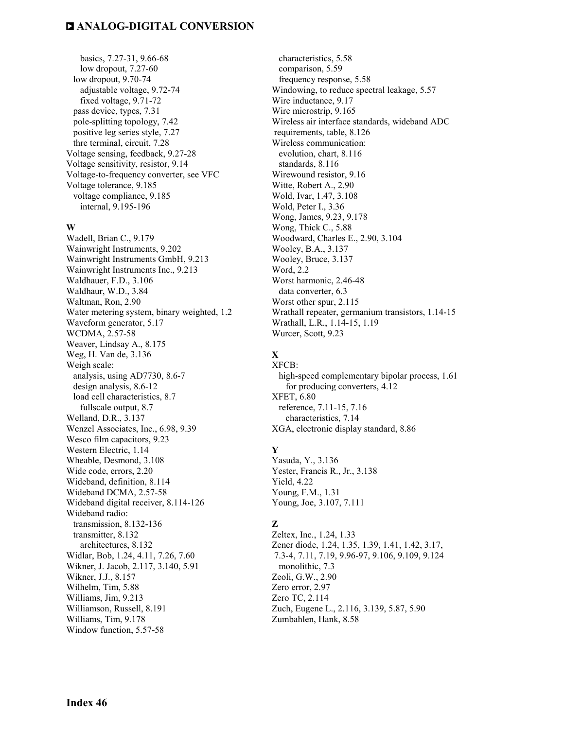basics, 7.27-31, 9.66-68
low dropout, 7.27-60
low dropout, 9.70-74
adjustable voltage, 9.72-74
fixed voltage, 9.71-72
pass device, types, 7.31
pole-splitting topology, 7.42
positive leg series style, 7.27
thre terminal, circuit, 7.28
Voltage sensing, feedback, 9.27-28
Voltage sensitivity, resistor, 9.14
Voltage-to-frequency converter, see VFC
Voltage tolerance, 9.185
voltage compliance, 9.185
internal, 9.195-196

**W**

Wadell, Brian C., 9.179
Wainwright Instruments, 9.202
Wainwright Instruments GmbH, 9.213
Wainwright Instruments Inc., 9.213
Waldhauer, F.D., 3.106
Waldhaur, W.D., 3.84
Waltman, Ron, 2.90
Water metering system, binary weighted, 1.2
Waveform generator, 5.17
WCDMA, 2.57-58
Weaver, Lindsay A., 8.175
Weg, H. Van de, 3.136
Weigh scale:
analysis, using AD7730, 8.6-7
design analysis, 8.6-12
load cell characteristics, 8.7
fullscale output, 8.7
Welland, D.R., 3.137
Wenzel Associates, Inc., 6.98, 9.39
Wesco film capacitors, 9.23
Western Electric, 1.14
Wheable, Desmond, 3.108
Wide code, errors, 2.20
Wideband, definition, 8.114
Wideband DCMA, 2.57-58
Wideband digital receiver, 8.114-126
Wideband radio:
transmission, 8.132-136
transmitter, 8.132
architectures, 8.132
Widlar, Bob, 1.24, 4.11, 7.26, 7.60
Wikner, J. Jacob, 2.117, 3.140, 5.91
Wikner, J.J., 8.157
Wilhelm, Tim, 5.88
Williams, Jim, 9.213
Williamson, Russell, 8.191
Williams, Tim, 9.178
Window function, 5.57-58
characteristics, 5.58
comparison, 5.59
frequency response, 5.58
Windowing, to reduce spectral leakage, 5.57
Wire inductance, 9.17
Wire microstrip, 9.165
Wireless air interface standards, wideband ADC requirements, table, 8.126
Wireless communication:
evolution, chart, 8.116
standards, 8.116
Wirewound resistor, 9.16
Witte, Robert A., 2.90
Wold, Ivar, 1.47, 3.108
Wold, Peter I., 3.36
Wong, James, 9.23, 9.178
Wong, Thick C., 5.88
Woodward, Charles E., 2.90, 3.104
Wooley, B.A., 3.137
Wooley, Bruce, 3.137
Word, 2.2
Worst harmonic, 2.46-48
data converter, 6.3
Worst other spur, 2.115
Wrathall repeater, germanium transistors, 1.14-15
Wrathall, L.R., 1.14-15, 1.19
Wurcer, Scott, 9.23

**X**

XFCB:
high-speed complementary bipolar process, 1.61
for producing converters, 4.12
XFET, 6.80
reference, 7.11-15, 7.16
characteristics, 7.14
XGA, electronic display standard, 8.86

**Y**

Yasuda, Y., 3.136
Yester, Francis R., Jr., 3.138
Yield, 4.22
Young, F.M., 1.31
Young, Joe, 3.107, 7.111

**Z**

Zeltex, Inc., 1.24, 1.33
Zener diode, 1.24, 1.35, 1.39, 1.41, 1.42, 3.17, 7.3-4, 7.11, 7.19, 9.96-97, 9.106, 9.109, 9.124
monolithic, 7.3
Zeoli, G.W., 2.90
Zero error, 2.97
Zero TC, 2.114
Zuch, Eugene L., 2.116, 3.139, 5.87, 5.90
Zumbahlen, Hank, 8.58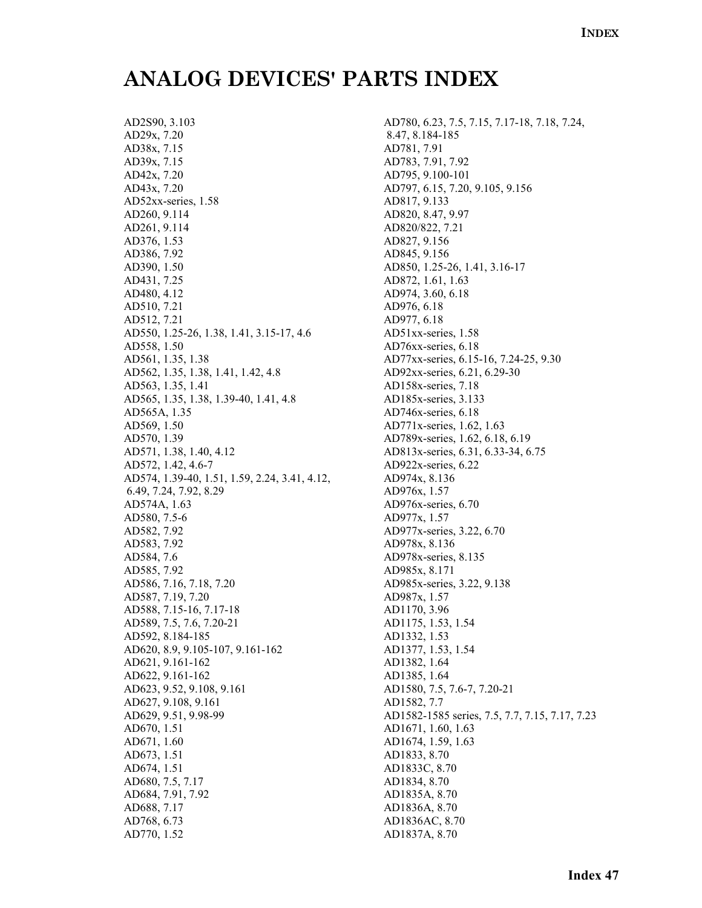# ANALOG DEVICES' PARTS INDEX

AD2S90, 3.103
AD29x, 7.20
AD38x, 7.15
AD39x, 7.15
AD42x, 7.20
AD43x, 7.20
AD52xx-series, 1.58
AD260, 9.114
AD261, 9.114
AD376, 1.53
AD386, 7.92
AD390, 1.50
AD431, 7.25
AD480, 4.12
AD510, 7.21
AD512, 7.21
AD550, 1.25-26, 1.38, 1.41, 3.15-17, 4.6
AD558, 1.50
AD561, 1.35, 1.38
AD562, 1.35, 1.38, 1.41, 1.42, 4.8
AD563, 1.35, 1.41
AD565, 1.35, 1.38, 1.39-40, 1.41, 4.8
AD565A, 1.35
AD569, 1.50
AD570, 1.39
AD571, 1.38, 1.40, 4.12
AD572, 1.42, 4.6-7
AD574, 1.39-40, 1.51, 1.59, 2.24, 3.41, 4.12, 6.49, 7.24, 7.92, 8.29
AD574A, 1.63
AD580, 7.5-6
AD582, 7.92
AD583, 7.92
AD584, 7.6
AD585, 7.92
AD586, 7.16, 7.18, 7.20
AD587, 7.19, 7.20
AD588, 7.15-16, 7.17-18
AD589, 7.5, 7.6, 7.20-21
AD592, 8.184-185
AD620, 8.9, 9.105-107, 9.161-162
AD621, 9.161-162
AD622, 9.161-162
AD623, 9.52, 9.108, 9.161
AD627, 9.108, 9.161
AD629, 9.51, 9.98-99
AD670, 1.51
AD671, 1.60
AD673, 1.51
AD674, 1.51
AD680, 7.5, 7.17
AD684, 7.91, 7.92
AD688, 7.17
AD768, 6.73
AD770, 1.52
AD780, 6.23, 7.5, 7.15, 7.17-18, 7.18, 7.24, 8.47, 8.184-185
AD781, 7.91
AD783, 7.91, 7.92
AD795, 9.100-101
AD797, 6.15, 7.20, 9.105, 9.156
AD817, 9.133
AD820, 8.47, 9.97
AD820/822, 7.21
AD827, 9.156
AD845, 9.156
AD850, 1.25-26, 1.41, 3.16-17
AD872, 1.61, 1.63
AD974, 3.60, 6.18
AD976, 6.18
AD977, 6.18
AD51xx-series, 1.58
AD76xx-series, 6.18
AD77xx-series, 6.15-16, 7.24-25, 9.30
AD92xx-series, 6.21, 6.29-30
AD158x-series, 7.18
AD185x-series, 3.133
AD746x-series, 6.18
AD771x-series, 1.62, 1.63
AD789x-series, 1.62, 6.18, 6.19
AD813x-series, 6.31, 6.33-34, 6.75
AD922x-series, 6.22
AD974x, 8.136
AD976x, 1.57
AD976x-series, 6.70
AD977x, 1.57
AD977x-series, 3.22, 6.70
AD978x, 8.136
AD978x-series, 8.135
AD985x, 8.171
AD985x-series, 3.22, 9.138
AD987x, 1.57
AD1170, 3.96
AD1175, 1.53, 1.54
AD1332, 1.53
AD1377, 1.53, 1.54
AD1382, 1.64
AD1385, 1.64
AD1580, 7.5, 7.6-7, 7.20-21
AD1582, 7.7
AD1582-1585 series, 7.5, 7.7, 7.15, 7.17, 7.23
AD1671, 1.60, 1.63
AD1674, 1.59, 1.63
AD1833, 8.70
AD1833C, 8.70
AD1834, 8.70
AD1835A, 8.70
AD1836A, 8.70
AD1836AC, 8.70
AD1837A, 8.70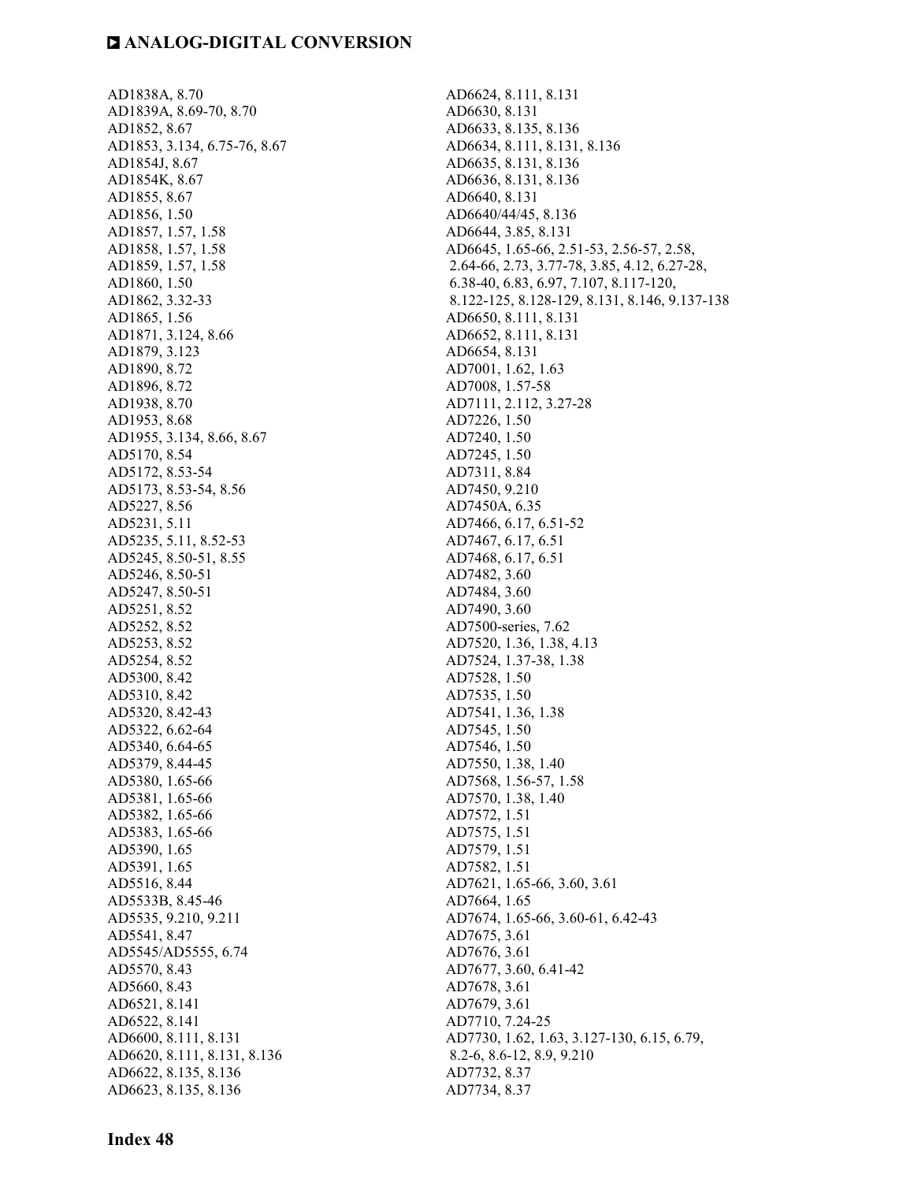AD1838A, 8.70
AD1839A, 8.69-70, 8.70
AD1852, 8.67
AD1853, 3.134, 6.75-76, 8.67
AD1854J, 8.67
AD1854K, 8.67
AD1855, 8.67
AD1856, 1.50
AD1857, 1.57, 1.58
AD1858, 1.57, 1.58
AD1859, 1.57, 1.58
AD1860, 1.50
AD1862, 3.32-33
AD1865, 1.56
AD1871, 3.124, 8.66
AD1879, 3.123
AD1890, 8.72
AD1896, 8.72
AD1938, 8.70
AD1953, 8.68
AD1955, 3.134, 8.66, 8.67
AD5170, 8.54
AD5172, 8.53-54
AD5173, 8.53-54, 8.56
AD5227, 8.56
AD5231, 5.11
AD5235, 5.11, 8.52-53
AD5245, 8.50-51, 8.55
AD5246, 8.50-51
AD5247, 8.50-51
AD5251, 8.52
AD5252, 8.52
AD5253, 8.52
AD5254, 8.52
AD5300, 8.42
AD5310, 8.42
AD5320, 8.42-43
AD5322, 6.62-64
AD5340, 6.64-65
AD5379, 8.44-45
AD5380, 1.65-66
AD5381, 1.65-66
AD5382, 1.65-66
AD5383, 1.65-66
AD5390, 1.65
AD5391, 1.65
AD5516, 8.44
AD5533B, 8.45-46
AD5535, 9.210, 9.211
AD5541, 8.47
AD5545/AD5555, 6.74
AD5570, 8.43
AD5660, 8.43
AD6521, 8.141
AD6522, 8.141
AD6600, 8.111, 8.131
AD6620, 8.111, 8.131, 8.136
AD6622, 8.135, 8.136
AD6623, 8.135, 8.136
AD6624, 8.111, 8.131
AD6630, 8.131
AD6633, 8.135, 8.136
AD6634, 8.111, 8.131, 8.136
AD6635, 8.131, 8.136
AD6636, 8.131, 8.136
AD6640, 8.131
AD6640/44/45, 8.136
AD6644, 3.85, 8.131
AD6645, 1.65-66, 2.51-53, 2.56-57, 2.58, 2.64-66, 2.73, 3.77-78, 3.85, 4.12, 6.27-28, 6.38-40, 6.83, 6.97, 7.107, 8.117-120, 8.122-125, 8.128-129, 8.131, 8.146, 9.137-138
AD6650, 8.111, 8.131
AD6652, 8.111, 8.131
AD6654, 8.131
AD7001, 1.62, 1.63
AD7008, 1.57-58
AD7111, 2.112, 3.27-28
AD7226, 1.50
AD7240, 1.50
AD7245, 1.50
AD7311, 8.84
AD7450, 9.210
AD7450A, 6.35
AD7466, 6.17, 6.51-52
AD7467, 6.17, 6.51
AD7468, 6.17, 6.51
AD7482, 3.60
AD7484, 3.60
AD7490, 3.60
AD7500-series, 7.62
AD7520, 1.36, 1.38, 4.13
AD7524, 1.37-38, 1.38
AD7528, 1.50
AD7535, 1.50
AD7541, 1.36, 1.38
AD7545, 1.50
AD7546, 1.50
AD7550, 1.38, 1.40
AD7568, 1.56-57, 1.58
AD7570, 1.38, 1.40
AD7572, 1.51
AD7575, 1.51
AD7579, 1.51
AD7582, 1.51
AD7621, 1.65-66, 3.60, 3.61
AD7664, 1.65
AD7674, 1.65-66, 3.60-61, 6.42-43
AD7675, 3.61
AD7676, 3.61
AD7677, 3.60, 6.41-42
AD7678, 3.61
AD7679, 3.61
AD7710, 7.24-25
AD7730, 1.62, 1.63, 3.127-130, 6.15, 6.79, 8.2-6, 8.6-12, 8.9, 9.210
AD7732, 8.37
AD7734, 8.37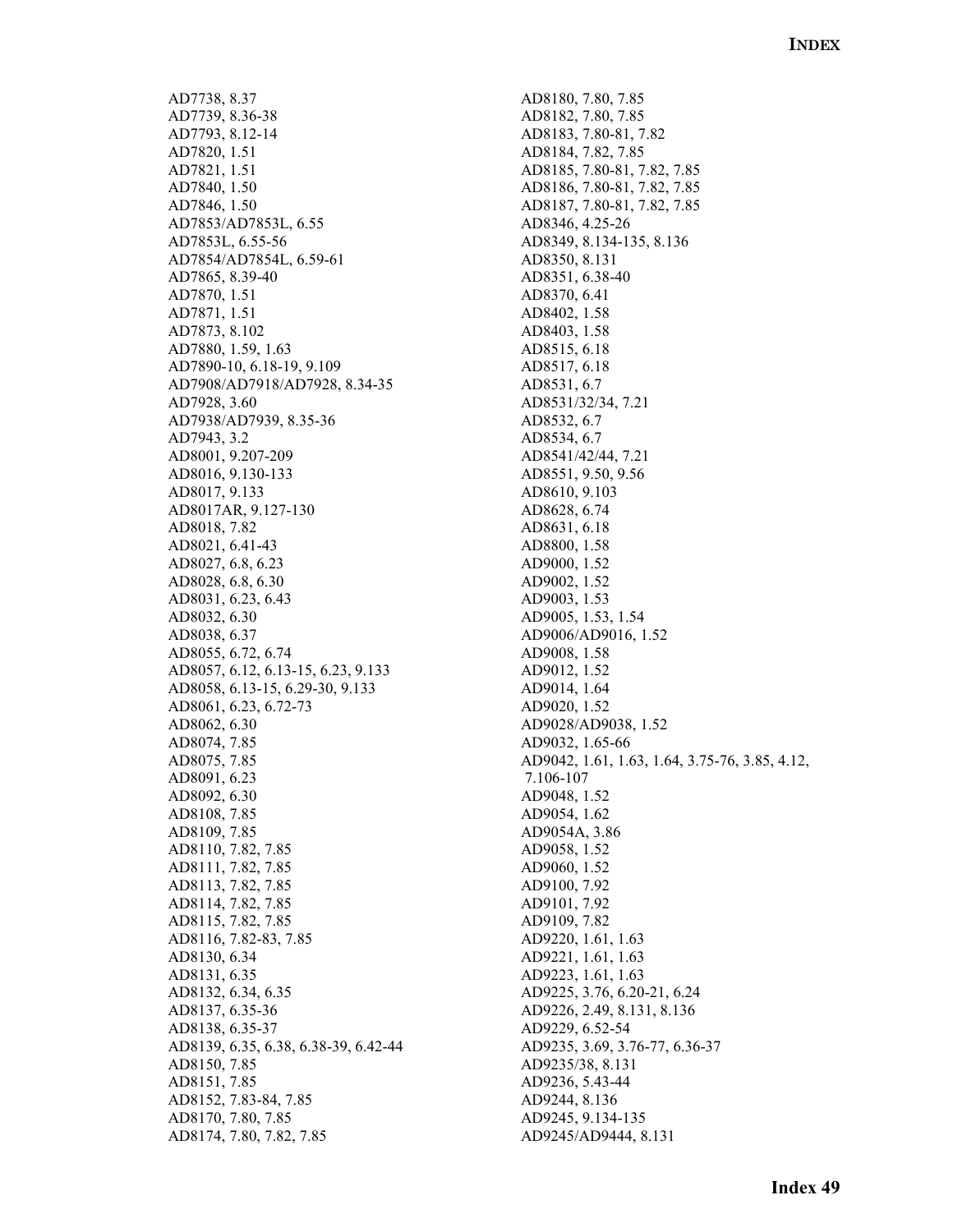AD7738, 8.37
AD7739, 8.36-38
AD7793, 8.12-14
AD7820, 1.51
AD7821, 1.51
AD7840, 1.50
AD7846, 1.50
AD7853/AD7853L, 6.55
AD7853L, 6.55-56
AD7854/AD7854L, 6.59-61
AD7865, 8.39-40
AD7870, 1.51
AD7871, 1.51
AD7873, 8.102
AD7880, 1.59, 1.63
AD7890-10, 6.18-19, 9.109
AD7908/AD7918/AD7928, 8.34-35
AD7928, 3.60
AD7938/AD7939, 8.35-36
AD7943, 3.2
AD8001, 9.207-209
AD8016, 9.130-133
AD8017, 9.133
AD8017AR, 9.127-130
AD8018, 7.82
AD8021, 6.41-43
AD8027, 6.8, 6.23
AD8028, 6.8, 6.30
AD8031, 6.23, 6.43
AD8032, 6.30
AD8038, 6.37
AD8055, 6.72, 6.74
AD8057, 6.12, 6.13-15, 6.23, 9.133
AD8058, 6.13-15, 6.29-30, 9.133
AD8061, 6.23, 6.72-73
AD8062, 6.30
AD8074, 7.85
AD8075, 7.85
AD8091, 6.23
AD8092, 6.30
AD8108, 7.85
AD8109, 7.85
AD8110, 7.82, 7.85
AD8111, 7.82, 7.85
AD8113, 7.82, 7.85
AD8114, 7.82, 7.85
AD8115, 7.82, 7.85
AD8116, 7.82-83, 7.85
AD8130, 6.34
AD8131, 6.35
AD8132, 6.34, 6.35
AD8137, 6.35-36
AD8138, 6.35-37
AD8139, 6.35, 6.38, 6.38-39, 6.42-44
AD8150, 7.85
AD8151, 7.85
AD8152, 7.83-84, 7.85
AD8170, 7.80, 7.85
AD8174, 7.80, 7.82, 7.85
AD8180, 7.80, 7.85
AD8182, 7.80, 7.85
AD8183, 7.80-81, 7.82
AD8184, 7.82, 7.85
AD8185, 7.80-81, 7.82, 7.85
AD8186, 7.80-81, 7.82, 7.85
AD8187, 7.80-81, 7.82, 7.85
AD8346, 4.25-26
AD8349, 8.134-135, 8.136
AD8350, 8.131
AD8351, 6.38-40
AD8370, 6.41
AD8402, 1.58
AD8403, 1.58
AD8515, 6.18
AD8517, 6.18
AD8531, 6.7
AD8531/32/34, 7.21
AD8532, 6.7
AD8534, 6.7
AD8541/42/44, 7.21
AD8551, 9.50, 9.56
AD8610, 9.103
AD8628, 6.74
AD8631, 6.18
AD8800, 1.58
AD9000, 1.52
AD9002, 1.52
AD9003, 1.53
AD9005, 1.53, 1.54
AD9006/AD9016, 1.52
AD9008, 1.58
AD9012, 1.52
AD9014, 1.64
AD9020, 1.52
AD9028/AD9038, 1.52
AD9032, 1.65-66
AD9042, 1.61, 1.63, 1.64, 3.75-76, 3.85, 4.12, 7.106-107
AD9048, 1.52
AD9054, 1.62
AD9054A, 3.86
AD9058, 1.52
AD9060, 1.52
AD9100, 7.92
AD9101, 7.92
AD9109, 7.82
AD9220, 1.61, 1.63
AD9221, 1.61, 1.63
AD9223, 1.61, 1.63
AD9225, 3.76, 6.20-21, 6.24
AD9226, 2.49, 8.131, 8.136
AD9229, 6.52-54
AD9235, 3.69, 3.76-77, 6.36-37
AD9235/38, 8.131
AD9236, 5.43-44
AD9244, 8.136
AD9245, 9.134-135
AD9245/AD9444, 8.131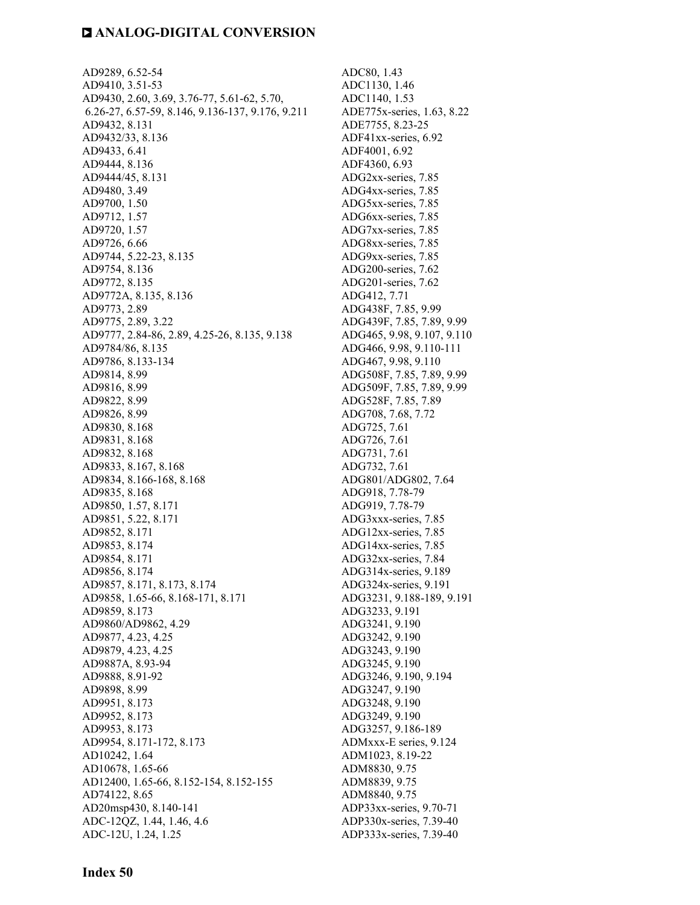AD9289, 6.52-54
AD9410, 3.51-53
AD9430, 2.60, 3.69, 3.76-77, 5.61-62, 5.70, 6.26-27, 6.57-59, 8.146, 9.136-137, 9.176, 9.211
AD9432, 8.131
AD9432/33, 8.136
AD9433, 6.41
AD9444, 8.136
AD9444/45, 8.131
AD9480, 3.49
AD9700, 1.50
AD9712, 1.57
AD9720, 1.57
AD9726, 6.66
AD9744, 5.22-23, 8.135
AD9754, 8.136
AD9772, 8.135
AD9772A, 8.135, 8.136
AD9773, 2.89
AD9775, 2.89, 3.22
AD9777, 2.84-86, 2.89, 4.25-26, 8.135, 9.138
AD9784/86, 8.135
AD9786, 8.133-134
AD9814, 8.99
AD9816, 8.99
AD9822, 8.99
AD9826, 8.99
AD9830, 8.168
AD9831, 8.168
AD9832, 8.168
AD9833, 8.167, 8.168
AD9834, 8.166-168, 8.168
AD9835, 8.168
AD9850, 1.57, 8.171
AD9851, 5.22, 8.171
AD9852, 8.171
AD9853, 8.174
AD9854, 8.171
AD9856, 8.174
AD9857, 8.171, 8.173, 8.174
AD9858, 1.65-66, 8.168-171, 8.171
AD9859, 8.173
AD9860/AD9862, 4.29
AD9877, 4.23, 4.25
AD9879, 4.23, 4.25
AD9887A, 8.93-94
AD9888, 8.91-92
AD9898, 8.99
AD9951, 8.173
AD9952, 8.173
AD9953, 8.173
AD9954, 8.171-172, 8.173
AD10242, 1.64
AD10678, 1.65-66
AD12400, 1.65-66, 8.152-154, 8.152-155
AD74122, 8.65
AD20msp430, 8.140-141
ADC-12QZ, 1.44, 1.46, 4.6
ADC-12U, 1.24, 1.25
ADC80, 1.43
ADC1130, 1.46
ADC1140, 1.53
ADE775x-series, 1.63, 8.22
ADE7755, 8.23-25
ADF41xx-series, 6.92
ADF4001, 6.92
ADF4360, 6.93
ADG2xx-series, 7.85
ADG4xx-series, 7.85
ADG5xx-series, 7.85
ADG6xx-series, 7.85
ADG7xx-series, 7.85
ADG8xx-series, 7.85
ADG9xx-series, 7.85
ADG200-series, 7.62
ADG201-series, 7.62
ADG412, 7.71
ADG438F, 7.85, 9.99
ADG439F, 7.85, 7.89, 9.99
ADG465, 9.98, 9.107, 9.110
ADG466, 9.98, 9.110-111
ADG467, 9.98, 9.110
ADG508F, 7.85, 7.89, 9.99
ADG509F, 7.85, 7.89, 9.99
ADG528F, 7.85, 7.89
ADG708, 7.68, 7.72
ADG725, 7.61
ADG726, 7.61
ADG731, 7.61
ADG732, 7.61
ADG801/ADG802, 7.64
ADG918, 7.78-79
ADG919, 7.78-79
ADG3xxx-series, 7.85
ADG12xx-series, 7.85
ADG14xx-series, 7.85
ADG32xx-series, 7.84
ADG314x-series, 9.189
ADG324x-series, 9.191
ADG3231, 9.188-189, 9.191
ADG3233, 9.191
ADG3241, 9.190
ADG3242, 9.190
ADG3243, 9.190
ADG3245, 9.190
ADG3246, 9.190, 9.194
ADG3247, 9.190
ADG3248, 9.190
ADG3249, 9.190
ADG3257, 9.186-189
ADMxxx-E series, 9.124
ADM1023, 8.19-22
ADM8830, 9.75
ADM8839, 9.75
ADM8840, 9.75
ADP33xx-series, 9.70-71
ADP330x-series, 7.39-40
ADP333x-series, 7.39-40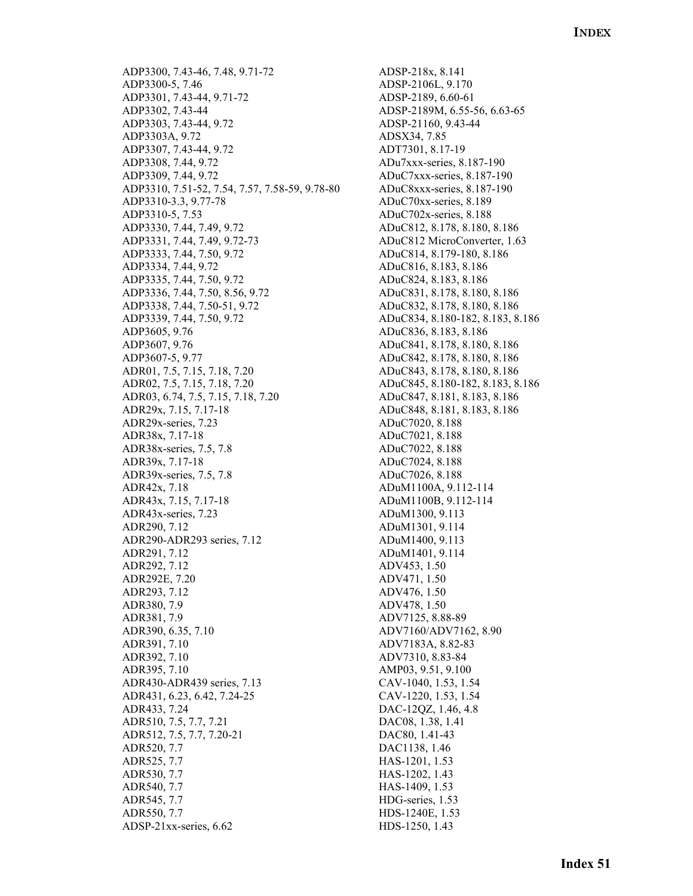ADP3300, 7.43-46, 7.48, 9.71-72
ADP3300-5, 7.46
ADP3301, 7.43-44, 9.71-72
ADP3302, 7.43-44
ADP3303, 7.43-44, 9.72
ADP3303A, 9.72
ADP3307, 7.43-44, 9.72
ADP3308, 7.44, 9.72
ADP3309, 7.44, 9.72
ADP3310, 7.51-52, 7.54, 7.57, 7.58-59, 9.78-80
ADP3310-3.3, 9.77-78
ADP3310-5, 7.53
ADP3330, 7.44, 7.49, 9.72
ADP3331, 7.44, 7.49, 9.72-73
ADP3333, 7.44, 7.50, 9.72
ADP3334, 7.44, 9.72
ADP3335, 7.44, 7.50, 9.72
ADP3336, 7.44, 7.50, 8.56, 9.72
ADP3338, 7.44, 7.50-51, 9.72
ADP3339, 7.44, 7.50, 9.72
ADP3605, 9.76
ADP3607, 9.76
ADP3607-5, 9.77
ADR01, 7.5, 7.15, 7.18, 7.20
ADR02, 7.5, 7.15, 7.18, 7.20
ADR03, 6.74, 7.5, 7.15, 7.18, 7.20
ADR29x, 7.15, 7.17-18
ADR29x-series, 7.23
ADR38x, 7.17-18
ADR38x-series, 7.5, 7.8
ADR39x, 7.17-18
ADR39x-series, 7.5, 7.8
ADR42x, 7.18
ADR43x, 7.15, 7.17-18
ADR43x-series, 7.23
ADR290, 7.12
ADR290-ADR293 series, 7.12
ADR291, 7.12
ADR292, 7.12
ADR292E, 7.20
ADR293, 7.12
ADR380, 7.9
ADR381, 7.9
ADR390, 6.35, 7.10
ADR391, 7.10
ADR392, 7.10
ADR395, 7.10
ADR430-ADR439 series, 7.13
ADR431, 6.23, 6.42, 7.24-25
ADR433, 7.24
ADR510, 7.5, 7.7, 7.21
ADR512, 7.5, 7.7, 7.20-21
ADR520, 7.7
ADR525, 7.7
ADR530, 7.7
ADR540, 7.7
ADR545, 7.7
ADR550, 7.7
ADSP-21xx-series, 6.62
ADSP-218x, 8.141
ADSP-2106L, 9.170
ADSP-2189, 6.60-61
ADSP-2189M, 6.55-56, 6.63-65
ADSP-21160, 9.43-44
ADSX34, 7.85
ADT7301, 8.17-19
ADu7xxx-series, 8.187-190
ADuC7xxx-series, 8.187-190
ADuC8xxx-series, 8.187-190
ADuC70xx-series, 8.189
ADuC702x-series, 8.188
ADuC812, 8.178, 8.180, 8.186
ADuC812 MicroConverter, 1.63
ADuC814, 8.179-180, 8.186
ADuC816, 8.183, 8.186
ADuC824, 8.183, 8.186
ADuC831, 8.178, 8.180, 8.186
ADuC832, 8.178, 8.180, 8.186
ADuC834, 8.180-182, 8.183, 8.186
ADuC836, 8.183, 8.186
ADuC841, 8.178, 8.180, 8.186
ADuC842, 8.178, 8.180, 8.186
ADuC843, 8.178, 8.180, 8.186
ADuC845, 8.180-182, 8.183, 8.186
ADuC847, 8.181, 8.183, 8.186
ADuC848, 8.181, 8.183, 8.186
ADuC7020, 8.188
ADuC7021, 8.188
ADuC7022, 8.188
ADuC7024, 8.188
ADuC7026, 8.188
ADuM1100A, 9.112-114
ADuM1100B, 9.112-114
ADuM1300, 9.113
ADuM1301, 9.114
ADuM1400, 9.113
ADuM1401, 9.114
ADV453, 1.50
ADV471, 1.50
ADV476, 1.50
ADV478, 1.50
ADV7125, 8.88-89
ADV7160/ADV7162, 8.90
ADV7183A, 8.82-83
ADV7310, 8.83-84
AMP03, 9.51, 9.100
CAV-1040, 1.53, 1.54
CAV-1220, 1.53, 1.54
DAC-12QZ, 1.46, 4.8
DAC08, 1.38, 1.41
DAC80, 1.41-43
DAC1138, 1.46
HAS-1201, 1.53
HAS-1202, 1.43
HAS-1409, 1.53
HDG-series, 1.53
HDS-1240E, 1.53
HDS-1250, 1.43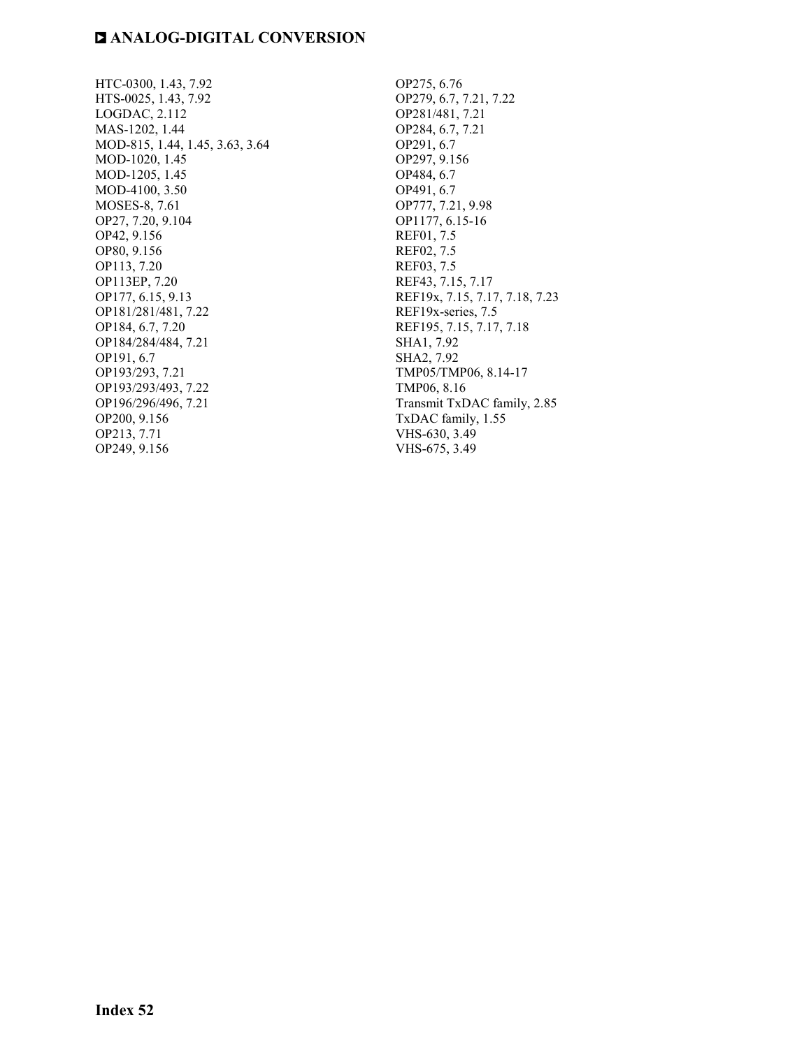HTC-0300, 1.43, 7.92
HTS-0025, 1.43, 7.92
LOGDAC, 2.112
MAS-1202, 1.44
MOD-815, 1.44, 1.45, 3.63, 3.64
MOD-1020, 1.45
MOD-1205, 1.45
MOD-4100, 3.50
MOSES-8, 7.61
OP27, 7.20, 9.104
OP42, 9.156
OP80, 9.156
OP113, 7.20
OP113EP, 7.20
OP177, 6.15, 9.13
OP181/281/481, 7.22
OP184, 6.7, 7.20
OP184/284/484, 7.21
OP191, 6.7
OP193/293, 7.21
OP193/293/493, 7.22
OP196/296/496, 7.21
OP200, 9.156
OP213, 7.71
OP249, 9.156
OP275, 6.76
OP279, 6.7, 7.21, 7.22
OP281/481, 7.21
OP284, 6.7, 7.21
OP291, 6.7
OP297, 9.156
OP484, 6.7
OP491, 6.7
OP777, 7.21, 9.98
OP1177, 6.15-16
REF01, 7.5
REF02, 7.5
REF03, 7.5
REF43, 7.15, 7.17
REF19x, 7.15, 7.17, 7.18, 7.23
REF19x-series, 7.5
REF195, 7.15, 7.17, 7.18
SHA1, 7.92
SHA2, 7.92
TMP05/TMP06, 8.14-17
TMP06, 8.16
Transmit TxDAC family, 2.85
TxDAC family, 1.55
VHS-630, 3.49
VHS-675, 3.49